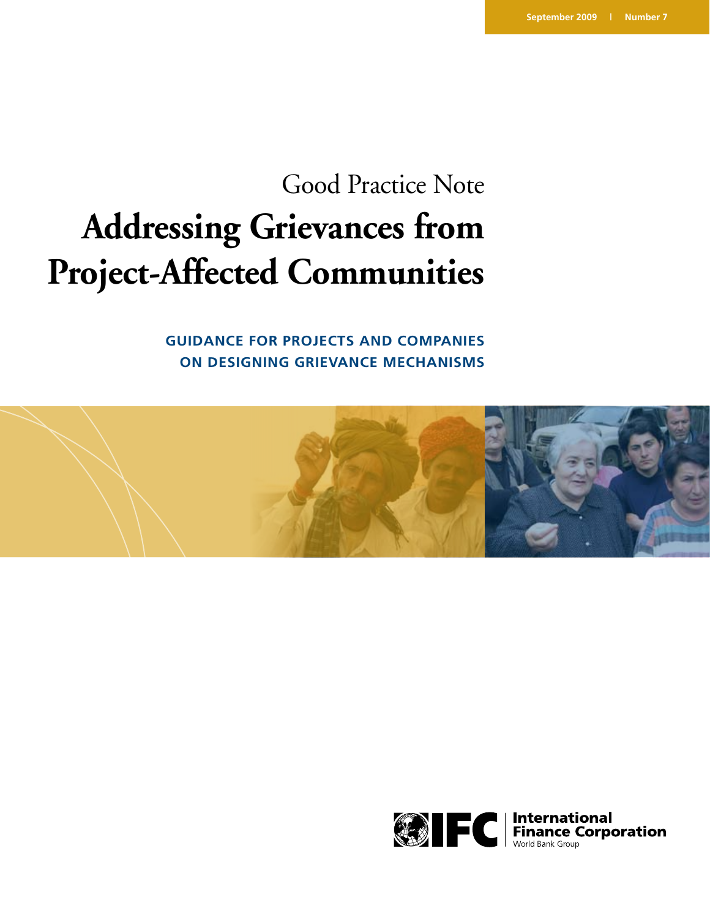September 2009 | Number 7

Good Practice Note

# Addressing Grievances from Project-Affected Communities

## GUIDANCE FOR PROJECTS AND COMPANIES ON DESIGNING GRIEVANCE MECHANISMS

IFC International Finance Corporation
World Bank Group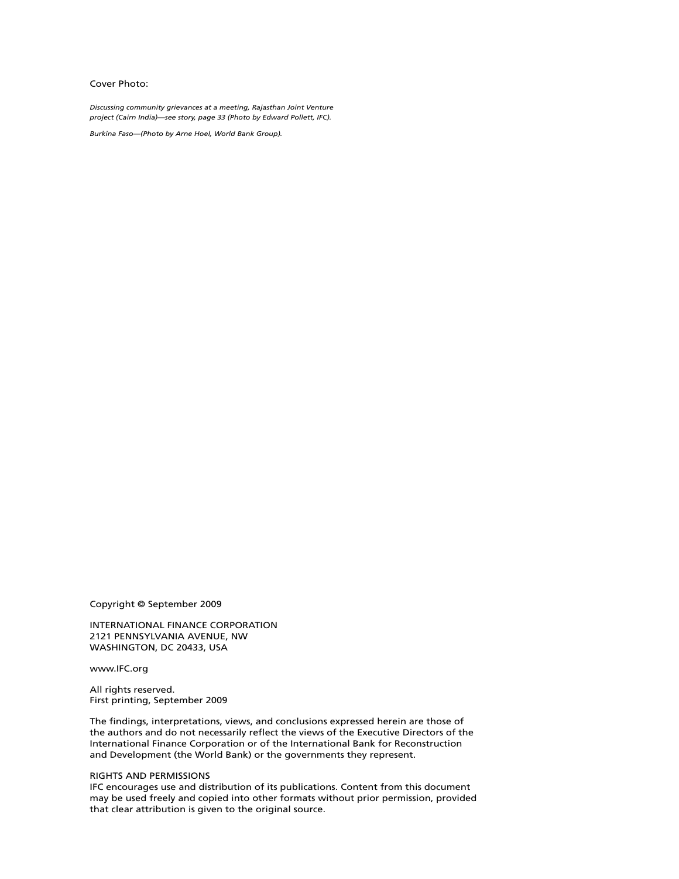Cover Photo:

*Discussing community grievances at a meeting, Rajasthan Joint Venture project (Cairn India)—see story, page 33 (Photo by Edward Pollett, IFC).*

*Burkina Faso—(Photo by Arne Hoel, World Bank Group).*

Copyright © September 2009

INTERNATIONAL FINANCE CORPORATION
2121 PENNSYLVANIA AVENUE, NW
WASHINGTON, DC 20433, USA

www.IFC.org

All rights reserved.
First printing, September 2009

The findings, interpretations, views, and conclusions expressed herein are those of the authors and do not necessarily reflect the views of the Executive Directors of the International Finance Corporation or of the International Bank for Reconstruction and Development (the World Bank) or the governments they represent.

RIGHTS AND PERMISSIONS
IFC encourages use and distribution of its publications. Content from this document may be used freely and copied into other formats without prior permission, provided that clear attribution is given to the original source.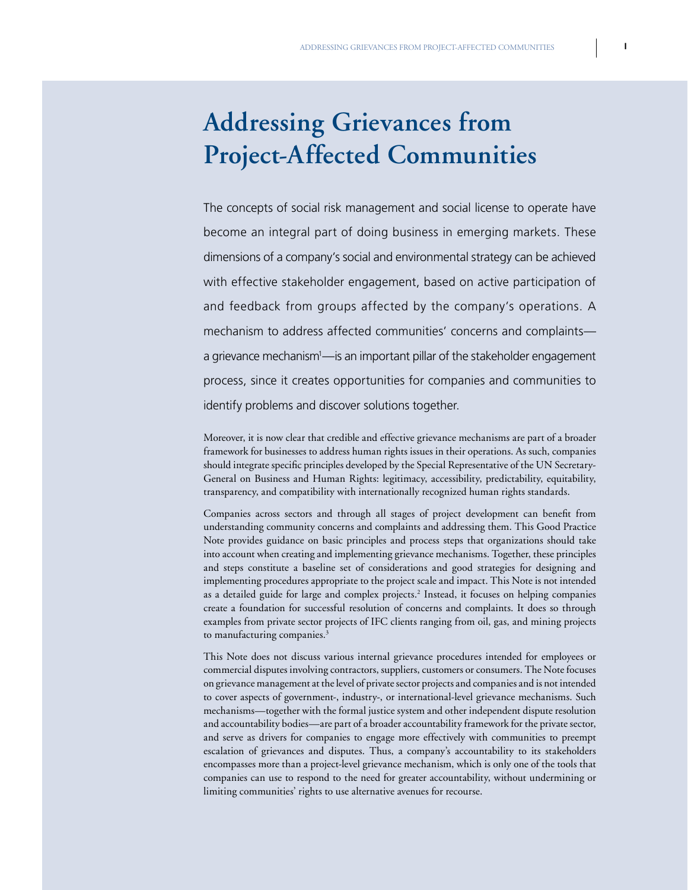# Addressing Grievances from Project-Affected Communities

The concepts of social risk management and social license to operate have become an integral part of doing business in emerging markets. These dimensions of a company's social and environmental strategy can be achieved with effective stakeholder engagement, based on active participation of and feedback from groups affected by the company's operations. A mechanism to address affected communities' concerns and complaints—a grievance mechanism[1]—is an important pillar of the stakeholder engagement process, since it creates opportunities for companies and communities to identify problems and discover solutions together.

Moreover, it is now clear that credible and effective grievance mechanisms are part of a broader framework for businesses to address human rights issues in their operations. As such, companies should integrate specific principles developed by the Special Representative of the UN Secretary-General on Business and Human Rights: legitimacy, accessibility, predictability, equitability, transparency, and compatibility with internationally recognized human rights standards.

Companies across sectors and through all stages of project development can benefit from understanding community concerns and complaints and addressing them. This Good Practice Note provides guidance on basic principles and process steps that organizations should take into account when creating and implementing grievance mechanisms. Together, these principles and steps constitute a baseline set of considerations and good strategies for designing and implementing procedures appropriate to the project scale and impact. This Note is not intended as a detailed guide for large and complex projects.[2] Instead, it focuses on helping companies create a foundation for successful resolution of concerns and complaints. It does so through examples from private sector projects of IFC clients ranging from oil, gas, and mining projects to manufacturing companies.[3]

This Note does not discuss various internal grievance procedures intended for employees or commercial disputes involving contractors, suppliers, customers or consumers. The Note focuses on grievance management at the level of private sector projects and companies and is not intended to cover aspects of government-, industry-, or international-level grievance mechanisms. Such mechanisms—together with the formal justice system and other independent dispute resolution and accountability bodies—are part of a broader accountability framework for the private sector, and serve as drivers for companies to engage more effectively with communities to preempt escalation of grievances and disputes. Thus, a company's accountability to its stakeholders encompasses more than a project-level grievance mechanism, which is only one of the tools that companies can use to respond to the need for greater accountability, without undermining or limiting communities' rights to use alternative avenues for recourse.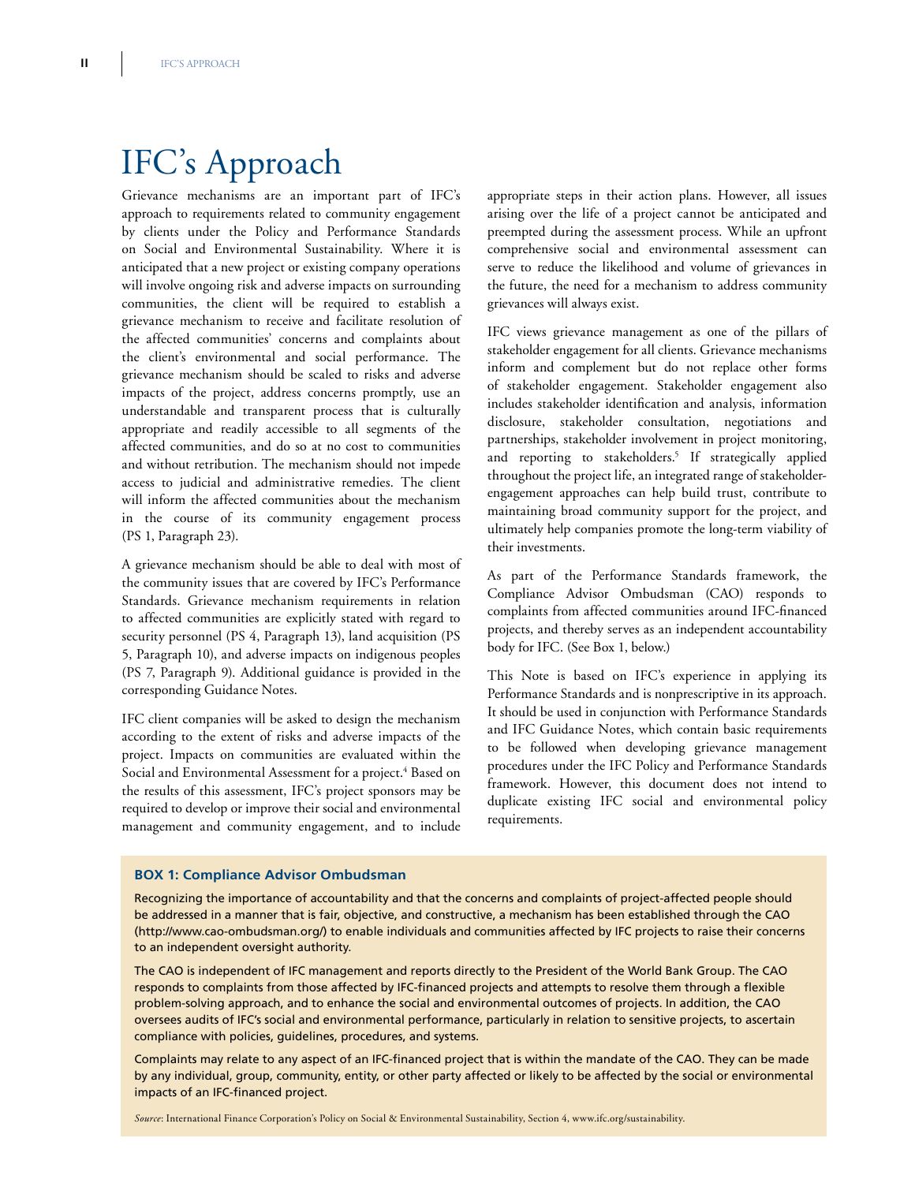# IFC's Approach

Grievance mechanisms are an important part of IFC's approach to requirements related to community engagement by clients under the Policy and Performance Standards on Social and Environmental Sustainability. Where it is anticipated that a new project or existing company operations will involve ongoing risk and adverse impacts on surrounding communities, the client will be required to establish a grievance mechanism to receive and facilitate resolution of the affected communities' concerns and complaints about the client's environmental and social performance. The grievance mechanism should be scaled to risks and adverse impacts of the project, address concerns promptly, use an understandable and transparent process that is culturally appropriate and readily accessible to all segments of the affected communities, and do so at no cost to communities and without retribution. The mechanism should not impede access to judicial and administrative remedies. The client will inform the affected communities about the mechanism in the course of its community engagement process (PS 1, Paragraph 23).

A grievance mechanism should be able to deal with most of the community issues that are covered by IFC's Performance Standards. Grievance mechanism requirements in relation to affected communities are explicitly stated with regard to security personnel (PS 4, Paragraph 13), land acquisition (PS 5, Paragraph 10), and adverse impacts on indigenous peoples (PS 7, Paragraph 9). Additional guidance is provided in the corresponding Guidance Notes.

IFC client companies will be asked to design the mechanism according to the extent of risks and adverse impacts of the project. Impacts on communities are evaluated within the Social and Environmental Assessment for a project.[4] Based on the results of this assessment, IFC's project sponsors may be required to develop or improve their social and environmental management and community engagement, and to include appropriate steps in their action plans. However, all issues arising over the life of a project cannot be anticipated and preempted during the assessment process. While an upfront comprehensive social and environmental assessment can serve to reduce the likelihood and volume of grievances in the future, the need for a mechanism to address community grievances will always exist.

IFC views grievance management as one of the pillars of stakeholder engagement for all clients. Grievance mechanisms inform and complement but do not replace other forms of stakeholder engagement. Stakeholder engagement also includes stakeholder identification and analysis, information disclosure, stakeholder consultation, negotiations and partnerships, stakeholder involvement in project monitoring, and reporting to stakeholders.[5] If strategically applied throughout the project life, an integrated range of stakeholder-engagement approaches can help build trust, contribute to maintaining broad community support for the project, and ultimately help companies promote the long-term viability of their investments.

As part of the Performance Standards framework, the Compliance Advisor Ombudsman (CAO) responds to complaints from affected communities around IFC-financed projects, and thereby serves as an independent accountability body for IFC. (See Box 1, below.)

This Note is based on IFC's experience in applying its Performance Standards and is nonprescriptive in its approach. It should be used in conjunction with Performance Standards and IFC Guidance Notes, which contain basic requirements to be followed when developing grievance management procedures under the IFC Policy and Performance Standards framework. However, this document does not intend to duplicate existing IFC social and environmental policy requirements.

**BOX 1: Compliance Advisor Ombudsman**

Recognizing the importance of accountability and that the concerns and complaints of project-affected people should be addressed in a manner that is fair, objective, and constructive, a mechanism has been established through the CAO (http://www.cao-ombudsman.org/) to enable individuals and communities affected by IFC projects to raise their concerns to an independent oversight authority.

The CAO is independent of IFC management and reports directly to the President of the World Bank Group. The CAO responds to complaints from those affected by IFC-financed projects and attempts to resolve them through a flexible problem-solving approach, and to enhance the social and environmental outcomes of projects. In addition, the CAO oversees audits of IFC's social and environmental performance, particularly in relation to sensitive projects, to ascertain compliance with policies, guidelines, procedures, and systems.

Complaints may relate to any aspect of an IFC-financed project that is within the mandate of the CAO. They can be made by any individual, group, community, entity, or other party affected or likely to be affected by the social or environmental impacts of an IFC-financed project.

*Source*: International Finance Corporation's Policy on Social & Environmental Sustainability, Section 4, www.ifc.org/sustainability.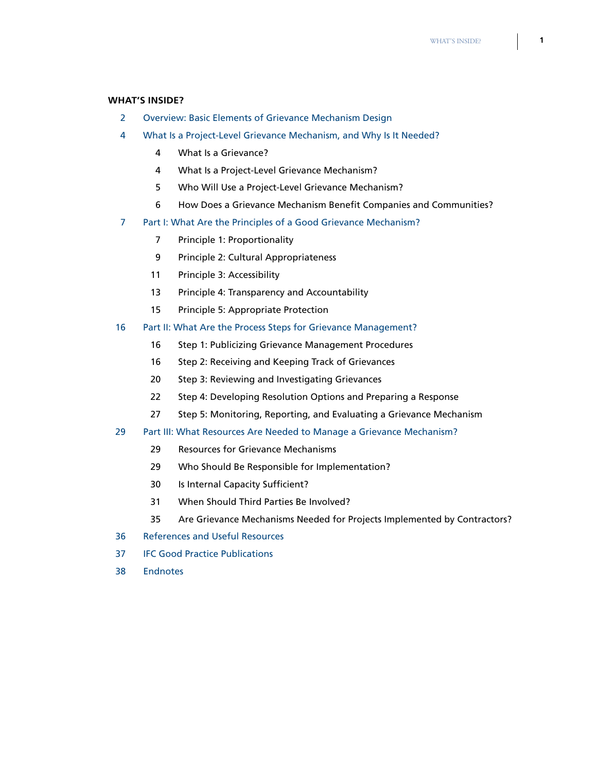## WHAT'S INSIDE?

- 2 Overview: Basic Elements of Grievance Mechanism Design
- 4 What Is a Project-Level Grievance Mechanism, and Why Is It Needed?
  - 4 What Is a Grievance?
  - 4 What Is a Project-Level Grievance Mechanism?
  - 5 Who Will Use a Project-Level Grievance Mechanism?
  - 6 How Does a Grievance Mechanism Benefit Companies and Communities?
- 7 Part I: What Are the Principles of a Good Grievance Mechanism?
  - 7 Principle 1: Proportionality
  - 9 Principle 2: Cultural Appropriateness
  - 11 Principle 3: Accessibility
  - 13 Principle 4: Transparency and Accountability
  - 15 Principle 5: Appropriate Protection
- 16 Part II: What Are the Process Steps for Grievance Management?
  - 16 Step 1: Publicizing Grievance Management Procedures
  - 16 Step 2: Receiving and Keeping Track of Grievances
  - 20 Step 3: Reviewing and Investigating Grievances
  - 22 Step 4: Developing Resolution Options and Preparing a Response
  - 27 Step 5: Monitoring, Reporting, and Evaluating a Grievance Mechanism
- 29 Part III: What Resources Are Needed to Manage a Grievance Mechanism?
  - 29 Resources for Grievance Mechanisms
  - 29 Who Should Be Responsible for Implementation?
  - 30 Is Internal Capacity Sufficient?
  - 31 When Should Third Parties Be Involved?
  - 35 Are Grievance Mechanisms Needed for Projects Implemented by Contractors?
- 36 References and Useful Resources
- 37 IFC Good Practice Publications
- 38 Endnotes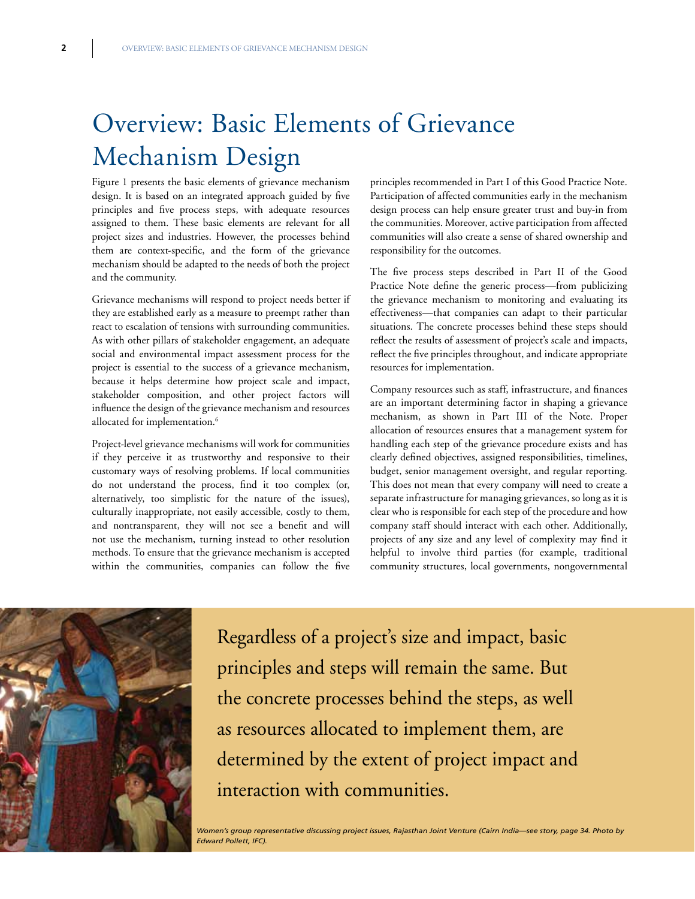# Overview: Basic Elements of Grievance Mechanism Design

Figure 1 presents the basic elements of grievance mechanism design. It is based on an integrated approach guided by five principles and five process steps, with adequate resources assigned to them. These basic elements are relevant for all project sizes and industries. However, the processes behind them are context-specific, and the form of the grievance mechanism should be adapted to the needs of both the project and the community.

Grievance mechanisms will respond to project needs better if they are established early as a measure to preempt rather than react to escalation of tensions with surrounding communities. As with other pillars of stakeholder engagement, an adequate social and environmental impact assessment process for the project is essential to the success of a grievance mechanism, because it helps determine how project scale and impact, stakeholder composition, and other project factors will influence the design of the grievance mechanism and resources allocated for implementation.[6]

Project-level grievance mechanisms will work for communities if they perceive it as trustworthy and responsive to their customary ways of resolving problems. If local communities do not understand the process, find it too complex (or, alternatively, too simplistic for the nature of the issues), culturally inappropriate, not easily accessible, costly to them, and nontransparent, they will not see a benefit and will not use the mechanism, turning instead to other resolution methods. To ensure that the grievance mechanism is accepted within the communities, companies can follow the five principles recommended in Part I of this Good Practice Note. Participation of affected communities early in the mechanism design process can help ensure greater trust and buy-in from the communities. Moreover, active participation from affected communities will also create a sense of shared ownership and responsibility for the outcomes.

The five process steps described in Part II of the Good Practice Note define the generic process—from publicizing the grievance mechanism to monitoring and evaluating its effectiveness—that companies can adapt to their particular situations. The concrete processes behind these steps should reflect the results of assessment of project's scale and impacts, reflect the five principles throughout, and indicate appropriate resources for implementation.

Company resources such as staff, infrastructure, and finances are an important determining factor in shaping a grievance mechanism, as shown in Part III of the Note. Proper allocation of resources ensures that a management system for handling each step of the grievance procedure exists and has clearly defined objectives, assigned responsibilities, timelines, budget, senior management oversight, and regular reporting. This does not mean that every company will need to create a separate infrastructure for managing grievances, so long as it is clear who is responsible for each step of the procedure and how company staff should interact with each other. Additionally, projects of any size and any level of complexity may find it helpful to involve third parties (for example, traditional community structures, local governments, nongovernmental

> Regardless of a project's size and impact, basic principles and steps will remain the same. But the concrete processes behind the steps, as well as resources allocated to implement them, are determined by the extent of project impact and interaction with communities.

*Women's group representative discussing project issues, Rajasthan Joint Venture (Cairn India—see story, page 34. Photo by Edward Pollett, IFC).*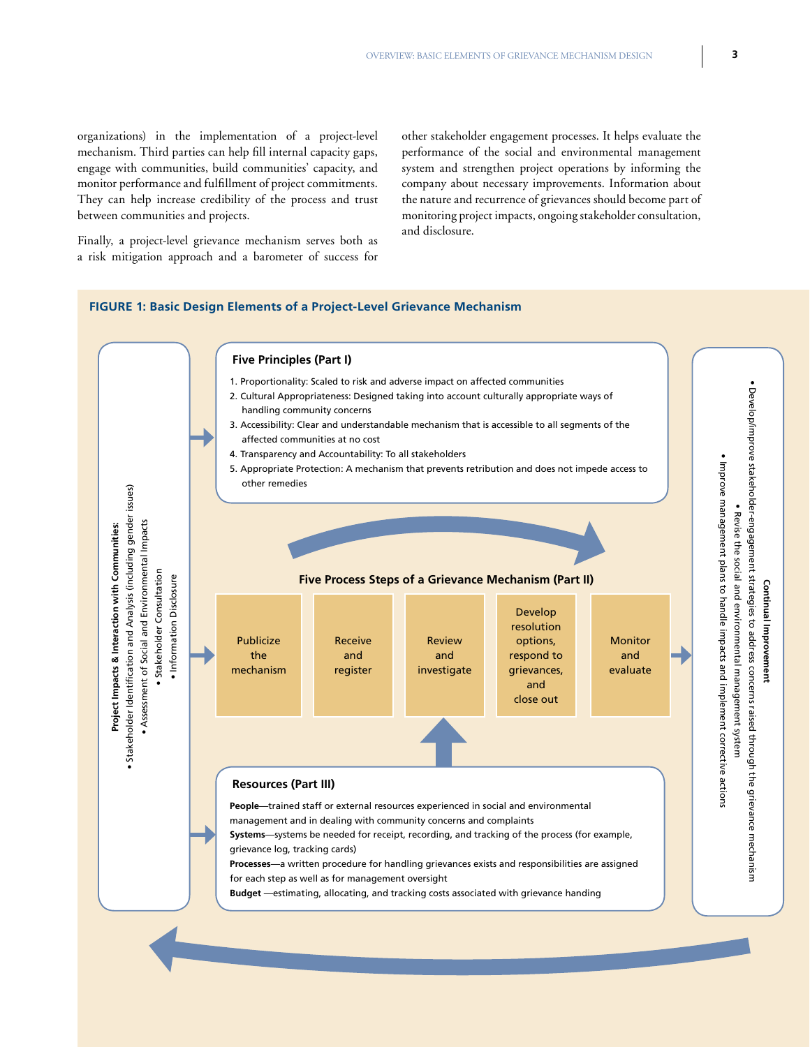organizations) in the implementation of a project-level mechanism. Third parties can help fill internal capacity gaps, engage with communities, build communities' capacity, and monitor performance and fulfillment of project commitments. They can help increase credibility of the process and trust between communities and projects.

Finally, a project-level grievance mechanism serves both as a risk mitigation approach and a barometer of success for other stakeholder engagement processes. It helps evaluate the performance of the social and environmental management system and strengthen project operations by informing the company about necessary improvements. Information about the nature and recurrence of grievances should become part of monitoring project impacts, ongoing stakeholder consultation, and disclosure.

**FIGURE 1: Basic Design Elements of a Project-Level Grievance Mechanism**

**Project Impacts & Interaction with Communities:**
- Stakeholder Identification and Analysis (including gender issues)
- Assessment of Social and Environmental Impacts
- Stakeholder Consultation
- Information Disclosure

**Five Principles (Part I)**

1. Proportionality: Scaled to risk and adverse impact on affected communities
2. Cultural Appropriateness: Designed taking into account culturally appropriate ways of handling community concerns
3. Accessibility: Clear and understandable mechanism that is accessible to all segments of the affected communities at no cost
4. Transparency and Accountability: To all stakeholders
5. Appropriate Protection: A mechanism that prevents retribution and does not impede access to other remedies

**Five Process Steps of a Grievance Mechanism (Part II)**

Publicize the mechanism

Receive and register

Review and investigate

Develop resolution options, respond to grievances, and close out

Monitor and evaluate

**Resources (Part III)**

**People**—trained staff or external resources experienced in social and environmental management and in dealing with community concerns and complaints

**Systems**—systems be needed for receipt, recording, and tracking of the process (for example, grievance log, tracking cards)

**Processes**—a written procedure for handling grievances exists and responsibilities are assigned for each step as well as for management oversight

**Budget** —estimating, allocating, and tracking costs associated with grievance handing

**Continual Improvement**
- Develop/improve stakeholder-engagement strategies to address concerns raised through the grievance mechanism
- Revise the social and environmental management system
- Improve management plans to handle impacts and implement corrective actions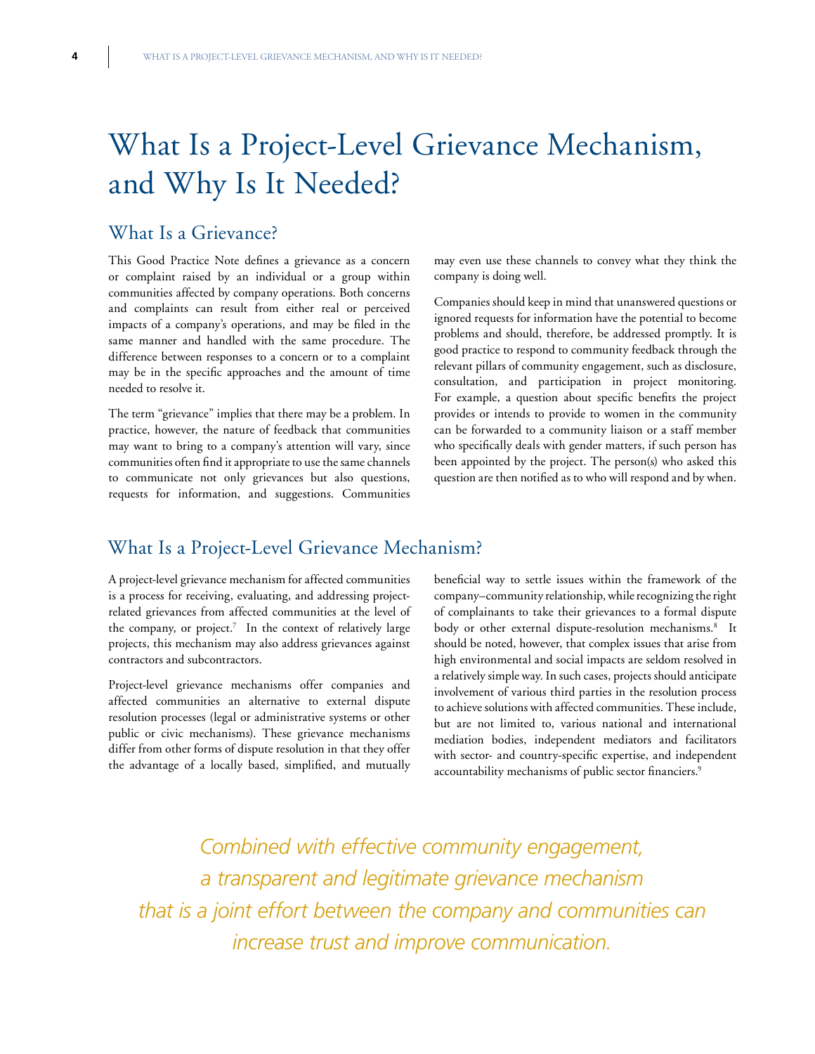# What Is a Project-Level Grievance Mechanism, and Why Is It Needed?

## What Is a Grievance?

This Good Practice Note defines a grievance as a concern or complaint raised by an individual or a group within communities affected by company operations. Both concerns and complaints can result from either real or perceived impacts of a company's operations, and may be filed in the same manner and handled with the same procedure. The difference between responses to a concern or to a complaint may be in the specific approaches and the amount of time needed to resolve it.

The term "grievance" implies that there may be a problem. In practice, however, the nature of feedback that communities may want to bring to a company's attention will vary, since communities often find it appropriate to use the same channels to communicate not only grievances but also questions, requests for information, and suggestions. Communities may even use these channels to convey what they think the company is doing well.

Companies should keep in mind that unanswered questions or ignored requests for information have the potential to become problems and should, therefore, be addressed promptly. It is good practice to respond to community feedback through the relevant pillars of community engagement, such as disclosure, consultation, and participation in project monitoring. For example, a question about specific benefits the project provides or intends to provide to women in the community can be forwarded to a community liaison or a staff member who specifically deals with gender matters, if such person has been appointed by the project. The person(s) who asked this question are then notified as to who will respond and by when.

## What Is a Project-Level Grievance Mechanism?

A project-level grievance mechanism for affected communities is a process for receiving, evaluating, and addressing project-related grievances from affected communities at the level of the company, or project.[7] In the context of relatively large projects, this mechanism may also address grievances against contractors and subcontractors.

Project-level grievance mechanisms offer companies and affected communities an alternative to external dispute resolution processes (legal or administrative systems or other public or civic mechanisms). These grievance mechanisms differ from other forms of dispute resolution in that they offer the advantage of a locally based, simplified, and mutually beneficial way to settle issues within the framework of the company–community relationship, while recognizing the right of complainants to take their grievances to a formal dispute body or other external dispute-resolution mechanisms.[8] It should be noted, however, that complex issues that arise from high environmental and social impacts are seldom resolved in a relatively simple way. In such cases, projects should anticipate involvement of various third parties in the resolution process to achieve solutions with affected communities. These include, but are not limited to, various national and international mediation bodies, independent mediators and facilitators with sector- and country-specific expertise, and independent accountability mechanisms of public sector financiers.[9]

*Combined with effective community engagement, a transparent and legitimate grievance mechanism that is a joint effort between the company and communities can increase trust and improve communication.*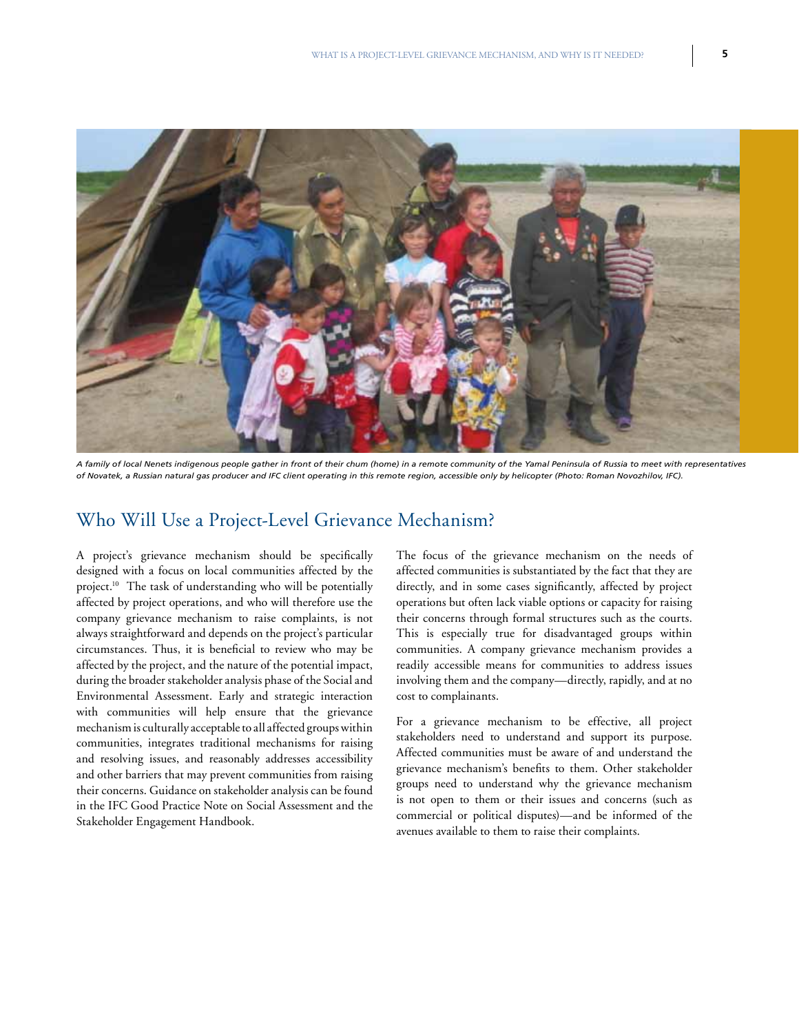*A family of local Nenets indigenous people gather in front of their chum (home) in a remote community of the Yamal Peninsula of Russia to meet with representatives of Novatek, a Russian natural gas producer and IFC client operating in this remote region, accessible only by helicopter (Photo: Roman Novozhilov, IFC).*

## Who Will Use a Project-Level Grievance Mechanism?

A project's grievance mechanism should be specifically designed with a focus on local communities affected by the project.[10] The task of understanding who will be potentially affected by project operations, and who will therefore use the company grievance mechanism to raise complaints, is not always straightforward and depends on the project's particular circumstances. Thus, it is beneficial to review who may be affected by the project, and the nature of the potential impact, during the broader stakeholder analysis phase of the Social and Environmental Assessment. Early and strategic interaction with communities will help ensure that the grievance mechanism is culturally acceptable to all affected groups within communities, integrates traditional mechanisms for raising and resolving issues, and reasonably addresses accessibility and other barriers that may prevent communities from raising their concerns. Guidance on stakeholder analysis can be found in the IFC Good Practice Note on Social Assessment and the Stakeholder Engagement Handbook.

The focus of the grievance mechanism on the needs of affected communities is substantiated by the fact that they are directly, and in some cases significantly, affected by project operations but often lack viable options or capacity for raising their concerns through formal structures such as the courts. This is especially true for disadvantaged groups within communities. A company grievance mechanism provides a readily accessible means for communities to address issues involving them and the company—directly, rapidly, and at no cost to complainants.

For a grievance mechanism to be effective, all project stakeholders need to understand and support its purpose. Affected communities must be aware of and understand the grievance mechanism's benefits to them. Other stakeholder groups need to understand why the grievance mechanism is not open to them or their issues and concerns (such as commercial or political disputes)—and be informed of the avenues available to them to raise their complaints.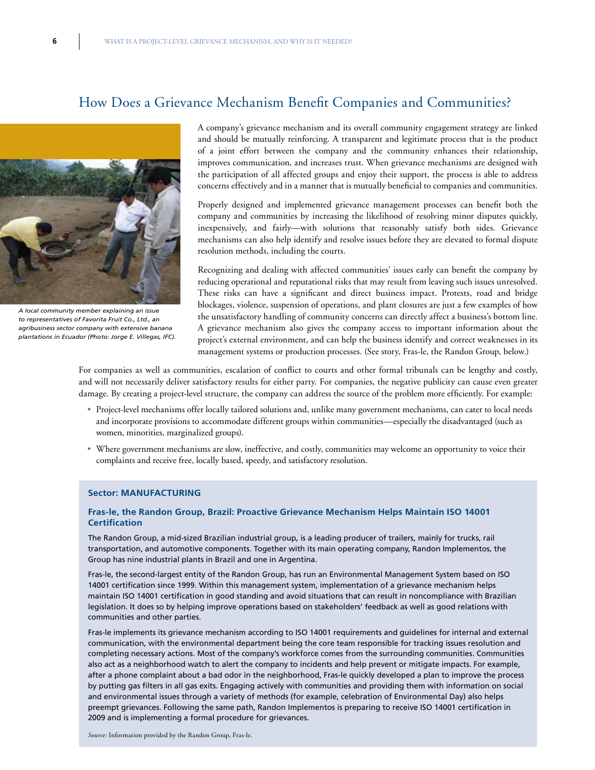## How Does a Grievance Mechanism Benefit Companies and Communities?

*A local community member explaining an issue to representatives of Favorita Fruit Co., Ltd., an agribusiness sector company with extensive banana plantations in Ecuador (Photo: Jorge E. Villegas, IFC).*

A company's grievance mechanism and its overall community engagement strategy are linked and should be mutually reinforcing. A transparent and legitimate process that is the product of a joint effort between the company and the community enhances their relationship, improves communication, and increases trust. When grievance mechanisms are designed with the participation of all affected groups and enjoy their support, the process is able to address concerns effectively and in a manner that is mutually beneficial to companies and communities.

Properly designed and implemented grievance management processes can benefit both the company and communities by increasing the likelihood of resolving minor disputes quickly, inexpensively, and fairly—with solutions that reasonably satisfy both sides. Grievance mechanisms can also help identify and resolve issues before they are elevated to formal dispute resolution methods, including the courts.

Recognizing and dealing with affected communities' issues early can benefit the company by reducing operational and reputational risks that may result from leaving such issues unresolved. These risks can have a significant and direct business impact. Protests, road and bridge blockages, violence, suspension of operations, and plant closures are just a few examples of how the unsatisfactory handling of community concerns can directly affect a business's bottom line. A grievance mechanism also gives the company access to important information about the project's external environment, and can help the business identify and correct weaknesses in its management systems or production processes. (See story, Fras-le, the Randon Group, below.)

For companies as well as communities, escalation of conflict to courts and other formal tribunals can be lengthy and costly, and will not necessarily deliver satisfactory results for either party. For companies, the negative publicity can cause even greater damage. By creating a project-level structure, the company can address the source of the problem more efficiently. For example:

- Project-level mechanisms offer locally tailored solutions and, unlike many government mechanisms, can cater to local needs and incorporate provisions to accommodate different groups within communities—especially the disadvantaged (such as women, minorities, marginalized groups).
- Where government mechanisms are slow, ineffective, and costly, communities may welcome an opportunity to voice their complaints and receive free, locally based, speedy, and satisfactory resolution.

**Sector: MANUFACTURING**

**Fras-le, the Randon Group, Brazil: Proactive Grievance Mechanism Helps Maintain ISO 14001 Certification**

The Randon Group, a mid-sized Brazilian industrial group, is a leading producer of trailers, mainly for trucks, rail transportation, and automotive components. Together with its main operating company, Randon Implementos, the Group has nine industrial plants in Brazil and one in Argentina.

Fras-le, the second-largest entity of the Randon Group, has run an Environmental Management System based on ISO 14001 certification since 1999. Within this management system, implementation of a grievance mechanism helps maintain ISO 14001 certification in good standing and avoid situations that can result in noncompliance with Brazilian legislation. It does so by helping improve operations based on stakeholders' feedback as well as good relations with communities and other parties.

Fras-le implements its grievance mechanism according to ISO 14001 requirements and guidelines for internal and external communication, with the environmental department being the core team responsible for tracking issues resolution and completing necessary actions. Most of the company's workforce comes from the surrounding communities. Communities also act as a neighborhood watch to alert the company to incidents and help prevent or mitigate impacts. For example, after a phone complaint about a bad odor in the neighborhood, Fras-le quickly developed a plan to improve the process by putting gas filters in all gas exits. Engaging actively with communities and providing them with information on social and environmental issues through a variety of methods (for example, celebration of Environmental Day) also helps preempt grievances. Following the same path, Randon Implementos is preparing to receive ISO 14001 certification in 2009 and is implementing a formal procedure for grievances.

*Source:* Information provided by the Randon Group, Fras-le.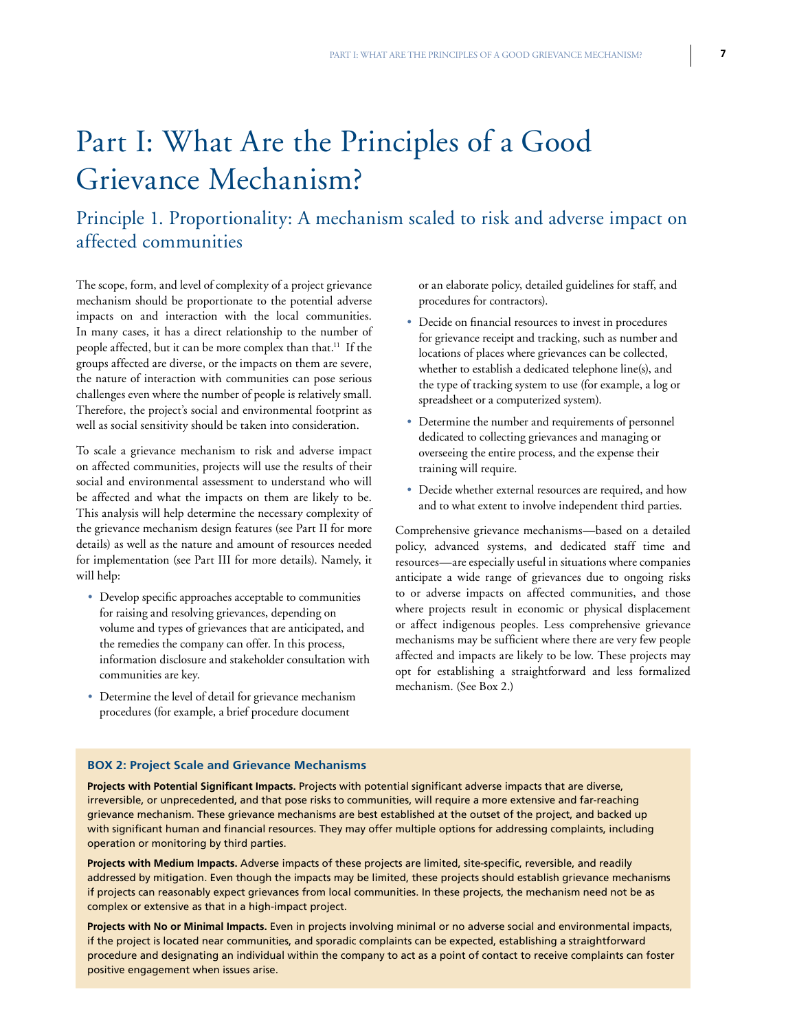# Part I: What Are the Principles of a Good Grievance Mechanism?

## Principle 1. Proportionality: A mechanism scaled to risk and adverse impact on affected communities

The scope, form, and level of complexity of a project grievance mechanism should be proportionate to the potential adverse impacts on and interaction with the local communities. In many cases, it has a direct relationship to the number of people affected, but it can be more complex than that.[11] If the groups affected are diverse, or the impacts on them are severe, the nature of interaction with communities can pose serious challenges even where the number of people is relatively small. Therefore, the project's social and environmental footprint as well as social sensitivity should be taken into consideration.

To scale a grievance mechanism to risk and adverse impact on affected communities, projects will use the results of their social and environmental assessment to understand who will be affected and what the impacts on them are likely to be. This analysis will help determine the necessary complexity of the grievance mechanism design features (see Part II for more details) as well as the nature and amount of resources needed for implementation (see Part III for more details). Namely, it will help:

- Develop specific approaches acceptable to communities for raising and resolving grievances, depending on volume and types of grievances that are anticipated, and the remedies the company can offer. In this process, information disclosure and stakeholder consultation with communities are key.
- Determine the level of detail for grievance mechanism procedures (for example, a brief procedure document or an elaborate policy, detailed guidelines for staff, and procedures for contractors).
- Decide on financial resources to invest in procedures for grievance receipt and tracking, such as number and locations of places where grievances can be collected, whether to establish a dedicated telephone line(s), and the type of tracking system to use (for example, a log or spreadsheet or a computerized system).
- Determine the number and requirements of personnel dedicated to collecting grievances and managing or overseeing the entire process, and the expense their training will require.
- Decide whether external resources are required, and how and to what extent to involve independent third parties.

Comprehensive grievance mechanisms—based on a detailed policy, advanced systems, and dedicated staff time and resources—are especially useful in situations where companies anticipate a wide range of grievances due to ongoing risks to or adverse impacts on affected communities, and those where projects result in economic or physical displacement or affect indigenous peoples. Less comprehensive grievance mechanisms may be sufficient where there are very few people affected and impacts are likely to be low. These projects may opt for establishing a straightforward and less formalized mechanism. (See Box 2.)

### BOX 2: Project Scale and Grievance Mechanisms

**Projects with Potential Significant Impacts.** Projects with potential significant adverse impacts that are diverse, irreversible, or unprecedented, and that pose risks to communities, will require a more extensive and far-reaching grievance mechanism. These grievance mechanisms are best established at the outset of the project, and backed up with significant human and financial resources. They may offer multiple options for addressing complaints, including operation or monitoring by third parties.

**Projects with Medium Impacts.** Adverse impacts of these projects are limited, site-specific, reversible, and readily addressed by mitigation. Even though the impacts may be limited, these projects should establish grievance mechanisms if projects can reasonably expect grievances from local communities. In these projects, the mechanism need not be as complex or extensive as that in a high-impact project.

**Projects with No or Minimal Impacts.** Even in projects involving minimal or no adverse social and environmental impacts, if the project is located near communities, and sporadic complaints can be expected, establishing a straightforward procedure and designating an individual within the company to act as a point of contact to receive complaints can foster positive engagement when issues arise.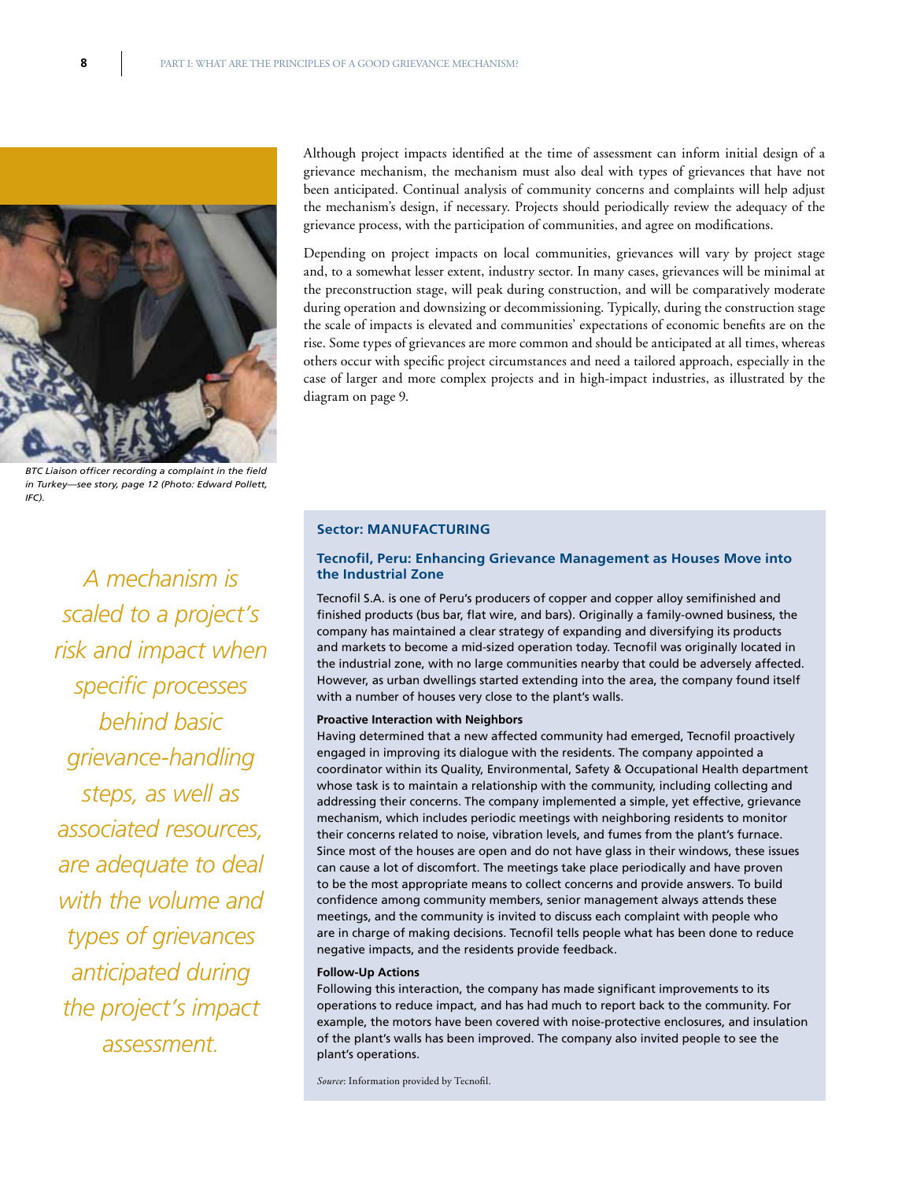Although project impacts identified at the time of assessment can inform initial design of a grievance mechanism, the mechanism must also deal with types of grievances that have not been anticipated. Continual analysis of community concerns and complaints will help adjust the mechanism's design, if necessary. Projects should periodically review the adequacy of the grievance process, with the participation of communities, and agree on modifications.

Depending on project impacts on local communities, grievances will vary by project stage and, to a somewhat lesser extent, industry sector. In many cases, grievances will be minimal at the preconstruction stage, will peak during construction, and will be comparatively moderate during operation and downsizing or decommissioning. Typically, during the construction stage the scale of impacts is elevated and communities' expectations of economic benefits are on the rise. Some types of grievances are more common and should be anticipated at all times, whereas others occur with specific project circumstances and need a tailored approach, especially in the case of larger and more complex projects and in high-impact industries, as illustrated by the diagram on page 9.

*BTC Liaison officer recording a complaint in the field in Turkey—see story, page 12 (Photo: Edward Pollett, IFC).*

*A mechanism is scaled to a project's risk and impact when specific processes behind basic grievance-handling steps, as well as associated resources, are adequate to deal with the volume and types of grievances anticipated during the project's impact assessment.*

**Sector: MANUFACTURING**

### Tecnofil, Peru: Enhancing Grievance Management as Houses Move into the Industrial Zone

Tecnofil S.A. is one of Peru's producers of copper and copper alloy semifinished and finished products (bus bar, flat wire, and bars). Originally a family-owned business, the company has maintained a clear strategy of expanding and diversifying its products and markets to become a mid-sized operation today. Tecnofil was originally located in the industrial zone, with no large communities nearby that could be adversely affected. However, as urban dwellings started extending into the area, the company found itself with a number of houses very close to the plant's walls.

**Proactive Interaction with Neighbors**

Having determined that a new affected community had emerged, Tecnofil proactively engaged in improving its dialogue with the residents. The company appointed a coordinator within its Quality, Environmental, Safety & Occupational Health department whose task is to maintain a relationship with the community, including collecting and addressing their concerns. The company implemented a simple, yet effective, grievance mechanism, which includes periodic meetings with neighboring residents to monitor their concerns related to noise, vibration levels, and fumes from the plant's furnace. Since most of the houses are open and do not have glass in their windows, these issues can cause a lot of discomfort. The meetings take place periodically and have proven to be the most appropriate means to collect concerns and provide answers. To build confidence among community members, senior management always attends these meetings, and the community is invited to discuss each complaint with people who are in charge of making decisions. Tecnofil tells people what has been done to reduce negative impacts, and the residents provide feedback.

**Follow-Up Actions**

Following this interaction, the company has made significant improvements to its operations to reduce impact, and has had much to report back to the community. For example, the motors have been covered with noise-protective enclosures, and insulation of the plant's walls has been improved. The company also invited people to see the plant's operations.

*Source*: Information provided by Tecnofil.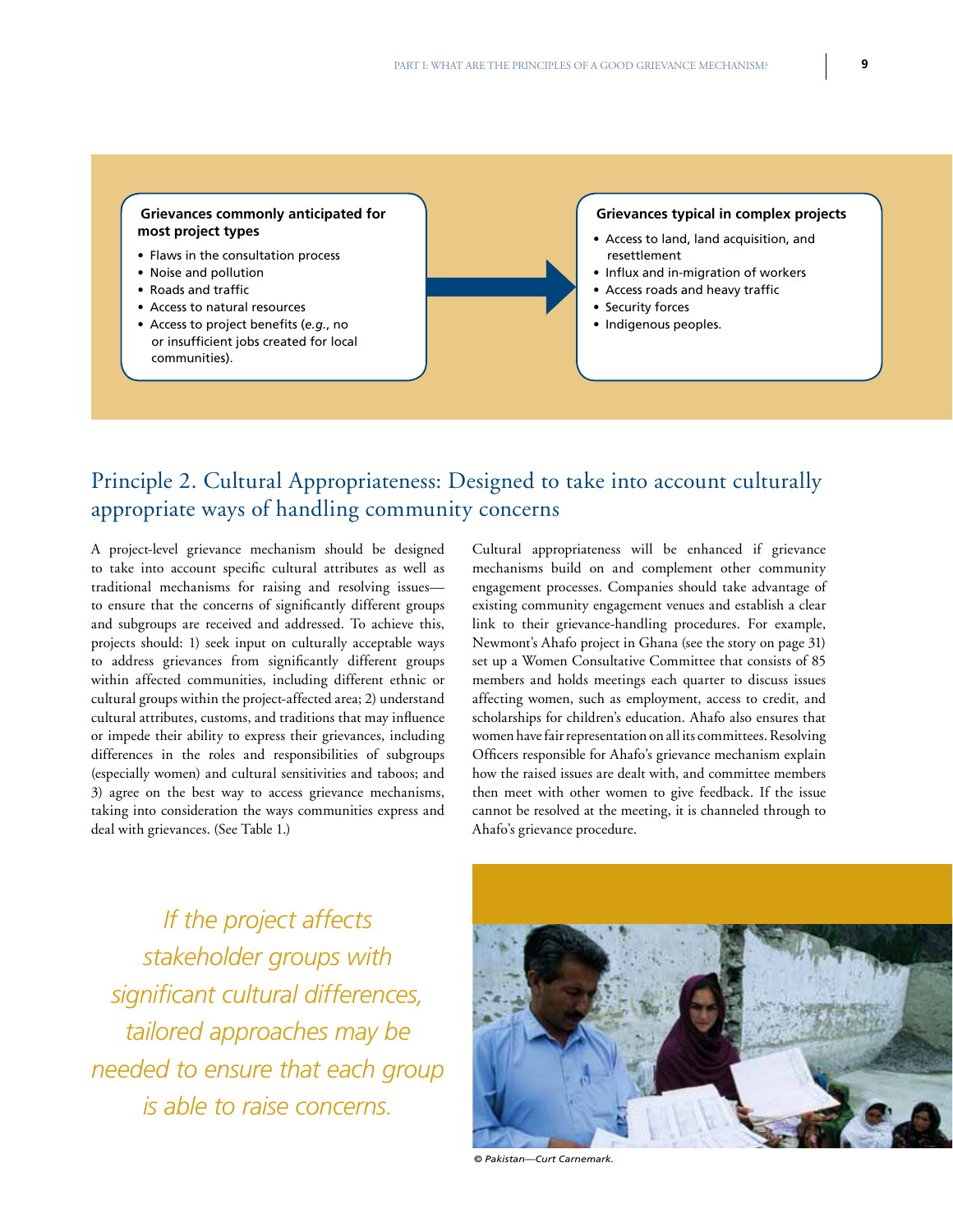**Grievances commonly anticipated for most project types**

- Flaws in the consultation process
- Noise and pollution
- Roads and traffic
- Access to natural resources
- Access to project benefits (*e.g.*, no or insufficient jobs created for local communities).

**Grievances typical in complex projects**

- Access to land, land acquisition, and resettlement
- Influx and in-migration of workers
- Access roads and heavy traffic
- Security forces
- Indigenous peoples.

## Principle 2. Cultural Appropriateness: Designed to take into account culturally appropriate ways of handling community concerns

A project-level grievance mechanism should be designed to take into account specific cultural attributes as well as traditional mechanisms for raising and resolving issues—to ensure that the concerns of significantly different groups and subgroups are received and addressed. To achieve this, projects should: 1) seek input on culturally acceptable ways to address grievances from significantly different groups within affected communities, including different ethnic or cultural groups within the project-affected area; 2) understand cultural attributes, customs, and traditions that may influence or impede their ability to express their grievances, including differences in the roles and responsibilities of subgroups (especially women) and cultural sensitivities and taboos; and 3) agree on the best way to access grievance mechanisms, taking into consideration the ways communities express and deal with grievances. (See Table 1.)

Cultural appropriateness will be enhanced if grievance mechanisms build on and complement other community engagement processes. Companies should take advantage of existing community engagement venues and establish a clear link to their grievance-handling procedures. For example, Newmont's Ahafo project in Ghana (see the story on page 31) set up a Women Consultative Committee that consists of 85 members and holds meetings each quarter to discuss issues affecting women, such as employment, access to credit, and scholarships for children's education. Ahafo also ensures that women have fair representation on all its committees. Resolving Officers responsible for Ahafo's grievance mechanism explain how the raised issues are dealt with, and committee members then meet with other women to give feedback. If the issue cannot be resolved at the meeting, it is channeled through to Ahafo's grievance procedure.

*If the project affects stakeholder groups with significant cultural differences, tailored approaches may be needed to ensure that each group is able to raise concerns.*

*© Pakistan—Curt Carnemark.*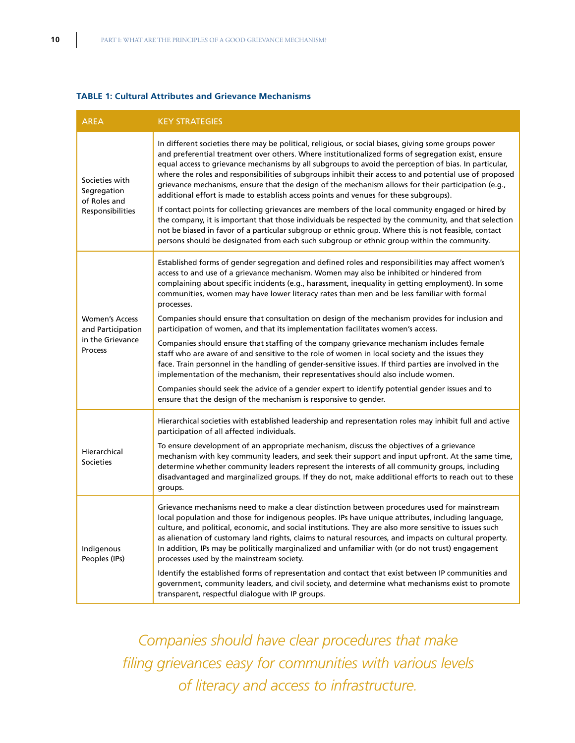**TABLE 1: Cultural Attributes and Grievance Mechanisms**

| AREA | KEY STRATEGIES |
|---|---|
| Societies with Segregation of Roles and Responsibilities | In different societies there may be political, religious, or social biases, giving some groups power and preferential treatment over others. Where institutionalized forms of segregation exist, ensure equal access to grievance mechanisms by all subgroups to avoid the perception of bias. In particular, where the roles and responsibilities of subgroups inhibit their access to and potential use of proposed grievance mechanisms, ensure that the design of the mechanism allows for their participation (e.g., additional effort is made to establish access points and venues for these subgroups).<br><br>If contact points for collecting grievances are members of the local community engaged or hired by the company, it is important that those individuals be respected by the community, and that selection not be biased in favor of a particular subgroup or ethnic group. Where this is not feasible, contact persons should be designated from each such subgroup or ethnic group within the community. |
| Women's Access and Participation in the Grievance Process | Established forms of gender segregation and defined roles and responsibilities may affect women's access to and use of a grievance mechanism. Women may also be inhibited or hindered from complaining about specific incidents (e.g., harassment, inequality in getting employment). In some communities, women may have lower literacy rates than men and be less familiar with formal processes.<br><br>Companies should ensure that consultation on design of the mechanism provides for inclusion and participation of women, and that its implementation facilitates women's access.<br><br>Companies should ensure that staffing of the company grievance mechanism includes female staff who are aware of and sensitive to the role of women in local society and the issues they face. Train personnel in the handling of gender-sensitive issues. If third parties are involved in the implementation of the mechanism, their representatives should also include women.<br><br>Companies should seek the advice of a gender expert to identify potential gender issues and to ensure that the design of the mechanism is responsive to gender. |
| Hierarchical Societies | Hierarchical societies with established leadership and representation roles may inhibit full and active participation of all affected individuals.<br><br>To ensure development of an appropriate mechanism, discuss the objectives of a grievance mechanism with key community leaders, and seek their support and input upfront. At the same time, determine whether community leaders represent the interests of all community groups, including disadvantaged and marginalized groups. If they do not, make additional efforts to reach out to these groups. |
| Indigenous Peoples (IPs) | Grievance mechanisms need to make a clear distinction between procedures used for mainstream local population and those for indigenous peoples. IPs have unique attributes, including language, culture, and political, economic, and social institutions. They are also more sensitive to issues such as alienation of customary land rights, claims to natural resources, and impacts on cultural property. In addition, IPs may be politically marginalized and unfamiliar with (or do not trust) engagement processes used by the mainstream society.<br><br>Identify the established forms of representation and contact that exist between IP communities and government, community leaders, and civil society, and determine what mechanisms exist to promote transparent, respectful dialogue with IP groups. |

*Companies should have clear procedures that make filing grievances easy for communities with various levels of literacy and access to infrastructure.*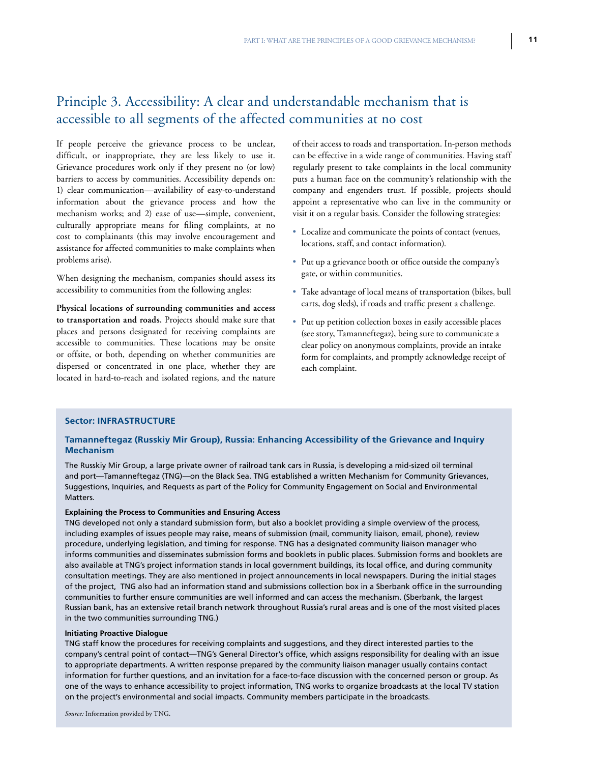## Principle 3. Accessibility: A clear and understandable mechanism that is accessible to all segments of the affected communities at no cost

If people perceive the grievance process to be unclear, difficult, or inappropriate, they are less likely to use it. Grievance procedures work only if they present no (or low) barriers to access by communities. Accessibility depends on: 1) clear communication—availability of easy-to-understand information about the grievance process and how the mechanism works; and 2) ease of use—simple, convenient, culturally appropriate means for filing complaints, at no cost to complainants (this may involve encouragement and assistance for affected communities to make complaints when problems arise).

When designing the mechanism, companies should assess its accessibility to communities from the following angles:

**Physical locations of surrounding communities and access to transportation and roads.** Projects should make sure that places and persons designated for receiving complaints are accessible to communities. These locations may be onsite or offsite, or both, depending on whether communities are dispersed or concentrated in one place, whether they are located in hard-to-reach and isolated regions, and the nature of their access to roads and transportation. In-person methods can be effective in a wide range of communities. Having staff regularly present to take complaints in the local community puts a human face on the community's relationship with the company and engenders trust. If possible, projects should appoint a representative who can live in the community or visit it on a regular basis. Consider the following strategies:

- Localize and communicate the points of contact (venues, locations, staff, and contact information).
- Put up a grievance booth or office outside the company's gate, or within communities.
- Take advantage of local means of transportation (bikes, bull carts, dog sleds), if roads and traffic present a challenge.
- Put up petition collection boxes in easily accessible places (see story, Tamanneftegaz), being sure to communicate a clear policy on anonymous complaints, provide an intake form for complaints, and promptly acknowledge receipt of each complaint.

**Sector: INFRASTRUCTURE**

### Tamanneftegaz (Russkiy Mir Group), Russia: Enhancing Accessibility of the Grievance and Inquiry Mechanism

The Russkiy Mir Group, a large private owner of railroad tank cars in Russia, is developing a mid-sized oil terminal and port—Tamanneftegaz (TNG)—on the Black Sea. TNG established a written Mechanism for Community Grievances, Suggestions, Inquiries, and Requests as part of the Policy for Community Engagement on Social and Environmental Matters.

**Explaining the Process to Communities and Ensuring Access**

TNG developed not only a standard submission form, but also a booklet providing a simple overview of the process, including examples of issues people may raise, means of submission (mail, community liaison, email, phone), review procedure, underlying legislation, and timing for response. TNG has a designated community liaison manager who informs communities and disseminates submission forms and booklets in public places. Submission forms and booklets are also available at TNG's project information stands in local government buildings, its local office, and during community consultation meetings. They are also mentioned in project announcements in local newspapers. During the initial stages of the project, TNG also had an information stand and submissions collection box in a Sberbank office in the surrounding communities to further ensure communities are well informed and can access the mechanism. (Sberbank, the largest Russian bank, has an extensive retail branch network throughout Russia's rural areas and is one of the most visited places in the two communities surrounding TNG.)

**Initiating Proactive Dialogue**

TNG staff know the procedures for receiving complaints and suggestions, and they direct interested parties to the company's central point of contact—TNG's General Director's office, which assigns responsibility for dealing with an issue to appropriate departments. A written response prepared by the community liaison manager usually contains contact information for further questions, and an invitation for a face-to-face discussion with the concerned person or group. As one of the ways to enhance accessibility to project information, TNG works to organize broadcasts at the local TV station on the project's environmental and social impacts. Community members participate in the broadcasts.

*Source:* Information provided by TNG.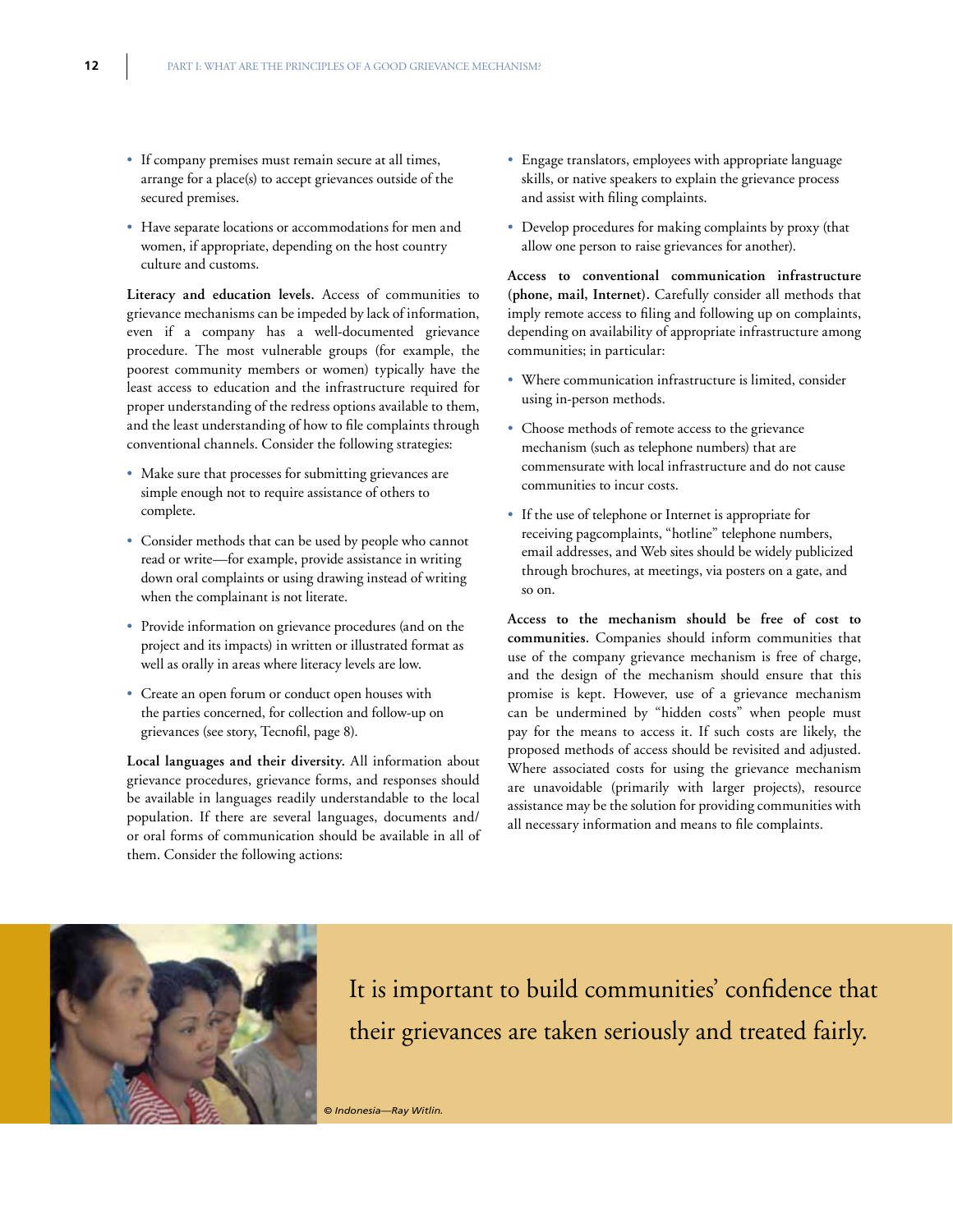- If company premises must remain secure at all times, arrange for a place(s) to accept grievances outside of the secured premises.
- Have separate locations or accommodations for men and women, if appropriate, depending on the host country culture and customs.

**Literacy and education levels.** Access of communities to grievance mechanisms can be impeded by lack of information, even if a company has a well-documented grievance procedure. The most vulnerable groups (for example, the poorest community members or women) typically have the least access to education and the infrastructure required for proper understanding of the redress options available to them, and the least understanding of how to file complaints through conventional channels. Consider the following strategies:

- Make sure that processes for submitting grievances are simple enough not to require assistance of others to complete.
- Consider methods that can be used by people who cannot read or write—for example, provide assistance in writing down oral complaints or using drawing instead of writing when the complainant is not literate.
- Provide information on grievance procedures (and on the project and its impacts) in written or illustrated format as well as orally in areas where literacy levels are low.
- Create an open forum or conduct open houses with the parties concerned, for collection and follow-up on grievances (see story, Tecnofil, page 8).

**Local languages and their diversity.** All information about grievance procedures, grievance forms, and responses should be available in languages readily understandable to the local population. If there are several languages, documents and/or oral forms of communication should be available in all of them. Consider the following actions:

- Engage translators, employees with appropriate language skills, or native speakers to explain the grievance process and assist with filing complaints.
- Develop procedures for making complaints by proxy (that allow one person to raise grievances for another).

**Access to conventional communication infrastructure (phone, mail, Internet).** Carefully consider all methods that imply remote access to filing and following up on complaints, depending on availability of appropriate infrastructure among communities; in particular:

- Where communication infrastructure is limited, consider using in-person methods.
- Choose methods of remote access to the grievance mechanism (such as telephone numbers) that are commensurate with local infrastructure and do not cause communities to incur costs.
- If the use of telephone or Internet is appropriate for receiving pagcomplaints, "hotline" telephone numbers, email addresses, and Web sites should be widely publicized through brochures, at meetings, via posters on a gate, and so on.

**Access to the mechanism should be free of cost to communities.** Companies should inform communities that use of the company grievance mechanism is free of charge, and the design of the mechanism should ensure that this promise is kept. However, use of a grievance mechanism can be undermined by "hidden costs" when people must pay for the means to access it. If such costs are likely, the proposed methods of access should be revisited and adjusted. Where associated costs for using the grievance mechanism are unavoidable (primarily with larger projects), resource assistance may be the solution for providing communities with all necessary information and means to file complaints.

It is important to build communities' confidence that their grievances are taken seriously and treated fairly.

© Indonesia—Ray Witlin.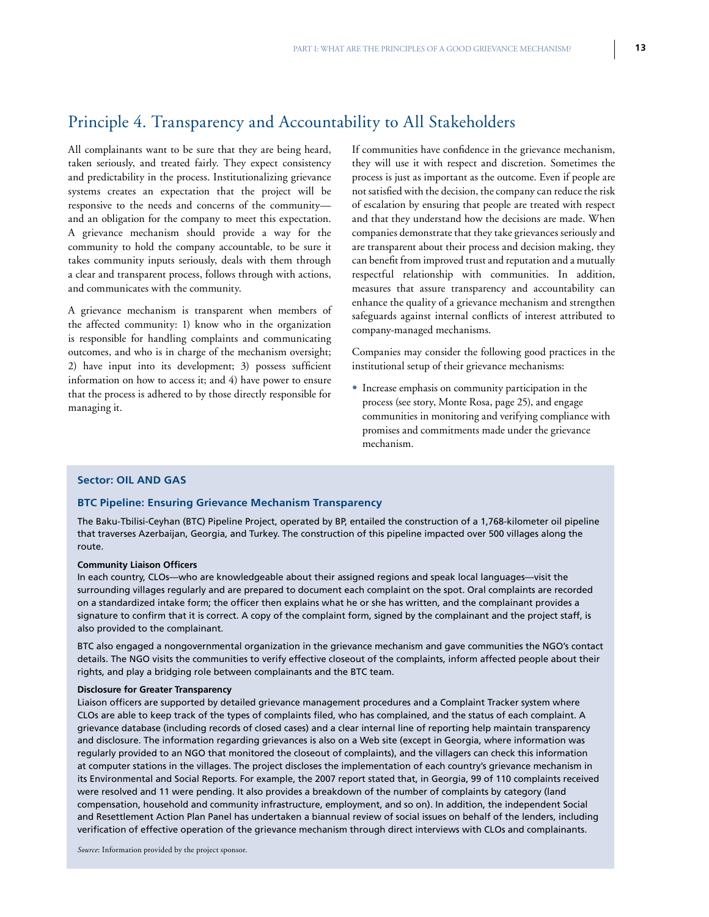## Principle 4. Transparency and Accountability to All Stakeholders

All complainants want to be sure that they are being heard, taken seriously, and treated fairly. They expect consistency and predictability in the process. Institutionalizing grievance systems creates an expectation that the project will be responsive to the needs and concerns of the community—and an obligation for the company to meet this expectation. A grievance mechanism should provide a way for the community to hold the company accountable, to be sure it takes community inputs seriously, deals with them through a clear and transparent process, follows through with actions, and communicates with the community.

A grievance mechanism is transparent when members of the affected community: 1) know who in the organization is responsible for handling complaints and communicating outcomes, and who is in charge of the mechanism oversight; 2) have input into its development; 3) possess sufficient information on how to access it; and 4) have power to ensure that the process is adhered to by those directly responsible for managing it.

If communities have confidence in the grievance mechanism, they will use it with respect and discretion. Sometimes the process is just as important as the outcome. Even if people are not satisfied with the decision, the company can reduce the risk of escalation by ensuring that people are treated with respect and that they understand how the decisions are made. When companies demonstrate that they take grievances seriously and are transparent about their process and decision making, they can benefit from improved trust and reputation and a mutually respectful relationship with communities. In addition, measures that assure transparency and accountability can enhance the quality of a grievance mechanism and strengthen safeguards against internal conflicts of interest attributed to company-managed mechanisms.

Companies may consider the following good practices in the institutional setup of their grievance mechanisms:

- Increase emphasis on community participation in the process (see story, Monte Rosa, page 25), and engage communities in monitoring and verifying compliance with promises and commitments made under the grievance mechanism.

**Sector: OIL AND GAS**

**BTC Pipeline: Ensuring Grievance Mechanism Transparency**

The Baku-Tbilisi-Ceyhan (BTC) Pipeline Project, operated by BP, entailed the construction of a 1,768-kilometer oil pipeline that traverses Azerbaijan, Georgia, and Turkey. The construction of this pipeline impacted over 500 villages along the route.

**Community Liaison Officers**

In each country, CLOs—who are knowledgeable about their assigned regions and speak local languages—visit the surrounding villages regularly and are prepared to document each complaint on the spot. Oral complaints are recorded on a standardized intake form; the officer then explains what he or she has written, and the complainant provides a signature to confirm that it is correct. A copy of the complaint form, signed by the complainant and the project staff, is also provided to the complainant.

BTC also engaged a nongovernmental organization in the grievance mechanism and gave communities the NGO's contact details. The NGO visits the communities to verify effective closeout of the complaints, inform affected people about their rights, and play a bridging role between complainants and the BTC team.

**Disclosure for Greater Transparency**

Liaison officers are supported by detailed grievance management procedures and a Complaint Tracker system where CLOs are able to keep track of the types of complaints filed, who has complained, and the status of each complaint. A grievance database (including records of closed cases) and a clear internal line of reporting help maintain transparency and disclosure. The information regarding grievances is also on a Web site (except in Georgia, where information was regularly provided to an NGO that monitored the closeout of complaints), and the villagers can check this information at computer stations in the villages. The project discloses the implementation of each country's grievance mechanism in its Environmental and Social Reports. For example, the 2007 report stated that, in Georgia, 99 of 110 complaints received were resolved and 11 were pending. It also provides a breakdown of the number of complaints by category (land compensation, household and community infrastructure, employment, and so on). In addition, the independent Social and Resettlement Action Plan Panel has undertaken a biannual review of social issues on behalf of the lenders, including verification of effective operation of the grievance mechanism through direct interviews with CLOs and complainants.

*Source*: Information provided by the project sponsor.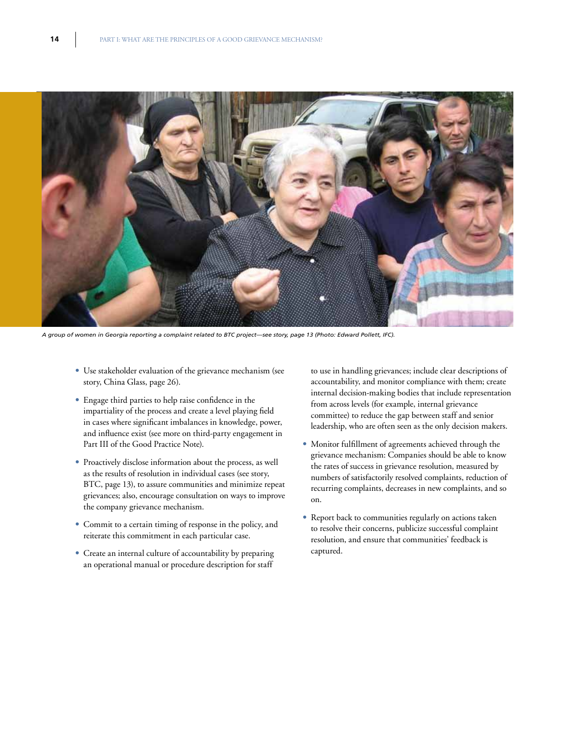*A group of women in Georgia reporting a complaint related to BTC project—see story, page 13 (Photo: Edward Pollett, IFC).*

- Use stakeholder evaluation of the grievance mechanism (see story, China Glass, page 26).
- Engage third parties to help raise confidence in the impartiality of the process and create a level playing field in cases where significant imbalances in knowledge, power, and influence exist (see more on third-party engagement in Part III of the Good Practice Note).
- Proactively disclose information about the process, as well as the results of resolution in individual cases (see story, BTC, page 13), to assure communities and minimize repeat grievances; also, encourage consultation on ways to improve the company grievance mechanism.
- Commit to a certain timing of response in the policy, and reiterate this commitment in each particular case.
- Create an internal culture of accountability by preparing an operational manual or procedure description for staff to use in handling grievances; include clear descriptions of accountability, and monitor compliance with them; create internal decision-making bodies that include representation from across levels (for example, internal grievance committee) to reduce the gap between staff and senior leadership, who are often seen as the only decision makers.
- Monitor fulfillment of agreements achieved through the grievance mechanism: Companies should be able to know the rates of success in grievance resolution, measured by numbers of satisfactorily resolved complaints, reduction of recurring complaints, decreases in new complaints, and so on.
- Report back to communities regularly on actions taken to resolve their concerns, publicize successful complaint resolution, and ensure that communities' feedback is captured.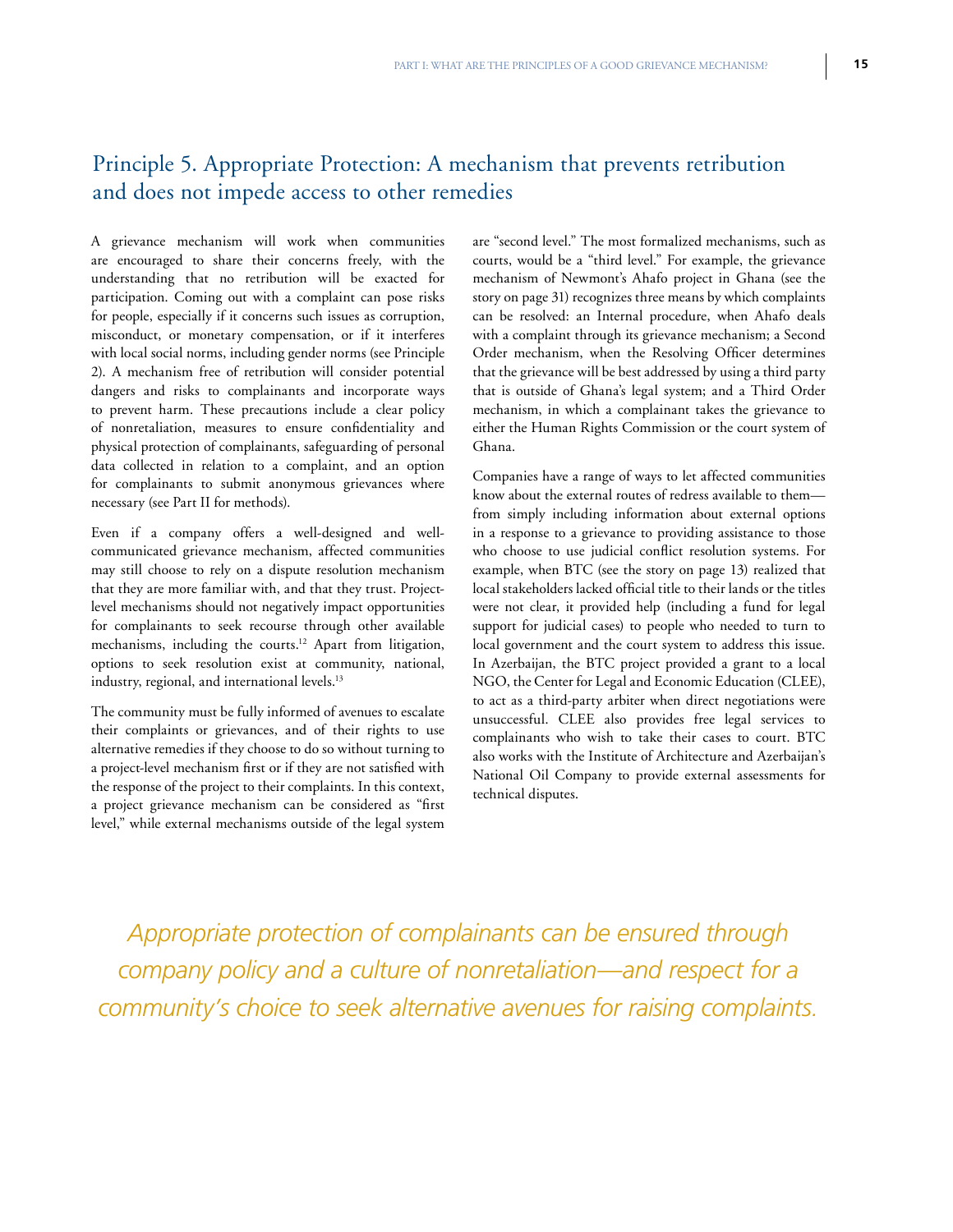## Principle 5. Appropriate Protection: A mechanism that prevents retribution and does not impede access to other remedies

A grievance mechanism will work when communities are encouraged to share their concerns freely, with the understanding that no retribution will be exacted for participation. Coming out with a complaint can pose risks for people, especially if it concerns such issues as corruption, misconduct, or monetary compensation, or if it interferes with local social norms, including gender norms (see Principle 2). A mechanism free of retribution will consider potential dangers and risks to complainants and incorporate ways to prevent harm. These precautions include a clear policy of nonretaliation, measures to ensure confidentiality and physical protection of complainants, safeguarding of personal data collected in relation to a complaint, and an option for complainants to submit anonymous grievances where necessary (see Part II for methods).

Even if a company offers a well-designed and well-communicated grievance mechanism, affected communities may still choose to rely on a dispute resolution mechanism that they are more familiar with, and that they trust. Project-level mechanisms should not negatively impact opportunities for complainants to seek recourse through other available mechanisms, including the courts.[12] Apart from litigation, options to seek resolution exist at community, national, industry, regional, and international levels.[13]

The community must be fully informed of avenues to escalate their complaints or grievances, and of their rights to use alternative remedies if they choose to do so without turning to a project-level mechanism first or if they are not satisfied with the response of the project to their complaints. In this context, a project grievance mechanism can be considered as "first level," while external mechanisms outside of the legal system are "second level." The most formalized mechanisms, such as courts, would be a "third level." For example, the grievance mechanism of Newmont's Ahafo project in Ghana (see the story on page 31) recognizes three means by which complaints can be resolved: an Internal procedure, when Ahafo deals with a complaint through its grievance mechanism; a Second Order mechanism, when the Resolving Officer determines that the grievance will be best addressed by using a third party that is outside of Ghana's legal system; and a Third Order mechanism, in which a complainant takes the grievance to either the Human Rights Commission or the court system of Ghana.

Companies have a range of ways to let affected communities know about the external routes of redress available to them—from simply including information about external options in a response to a grievance to providing assistance to those who choose to use judicial conflict resolution systems. For example, when BTC (see the story on page 13) realized that local stakeholders lacked official title to their lands or the titles were not clear, it provided help (including a fund for legal support for judicial cases) to people who needed to turn to local government and the court system to address this issue. In Azerbaijan, the BTC project provided a grant to a local NGO, the Center for Legal and Economic Education (CLEE), to act as a third-party arbiter when direct negotiations were unsuccessful. CLEE also provides free legal services to complainants who wish to take their cases to court. BTC also works with the Institute of Architecture and Azerbaijan's National Oil Company to provide external assessments for technical disputes.

*Appropriate protection of complainants can be ensured through company policy and a culture of nonretaliation—and respect for a community's choice to seek alternative avenues for raising complaints.*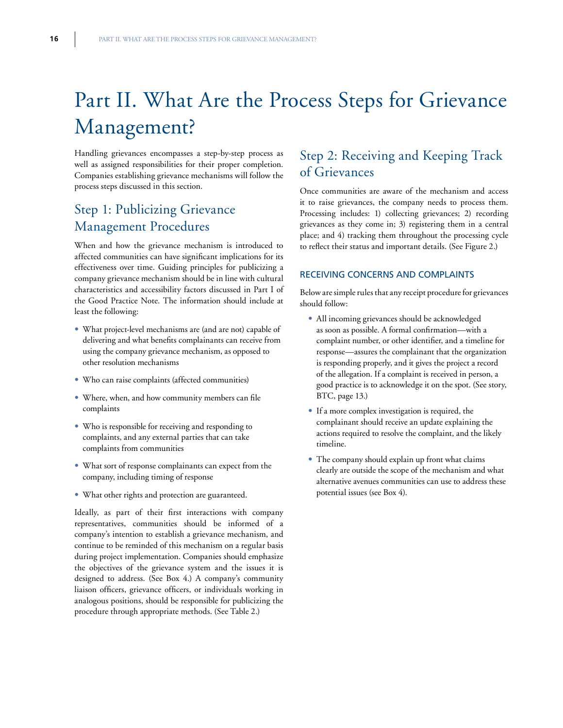# Part II. What Are the Process Steps for Grievance Management?

Handling grievances encompasses a step-by-step process as well as assigned responsibilities for their proper completion. Companies establishing grievance mechanisms will follow the process steps discussed in this section.

## Step 1: Publicizing Grievance Management Procedures

When and how the grievance mechanism is introduced to affected communities can have significant implications for its effectiveness over time. Guiding principles for publicizing a company grievance mechanism should be in line with cultural characteristics and accessibility factors discussed in Part I of the Good Practice Note. The information should include at least the following:

- What project-level mechanisms are (and are not) capable of delivering and what benefits complainants can receive from using the company grievance mechanism, as opposed to other resolution mechanisms
- Who can raise complaints (affected communities)
- Where, when, and how community members can file complaints
- Who is responsible for receiving and responding to complaints, and any external parties that can take complaints from communities
- What sort of response complainants can expect from the company, including timing of response
- What other rights and protection are guaranteed.

Ideally, as part of their first interactions with company representatives, communities should be informed of a company's intention to establish a grievance mechanism, and continue to be reminded of this mechanism on a regular basis during project implementation. Companies should emphasize the objectives of the grievance system and the issues it is designed to address. (See Box 4.) A company's community liaison officers, grievance officers, or individuals working in analogous positions, should be responsible for publicizing the procedure through appropriate methods. (See Table 2.)

## Step 2: Receiving and Keeping Track of Grievances

Once communities are aware of the mechanism and access it to raise grievances, the company needs to process them. Processing includes: 1) collecting grievances; 2) recording grievances as they come in; 3) registering them in a central place; and 4) tracking them throughout the processing cycle to reflect their status and important details. (See Figure 2.)

### RECEIVING CONCERNS AND COMPLAINTS

Below are simple rules that any receipt procedure for grievances should follow:

- All incoming grievances should be acknowledged as soon as possible. A formal confirmation—with a complaint number, or other identifier, and a timeline for response—assures the complainant that the organization is responding properly, and it gives the project a record of the allegation. If a complaint is received in person, a good practice is to acknowledge it on the spot. (See story, BTC, page 13.)
- If a more complex investigation is required, the complainant should receive an update explaining the actions required to resolve the complaint, and the likely timeline.
- The company should explain up front what claims clearly are outside the scope of the mechanism and what alternative avenues communities can use to address these potential issues (see Box 4).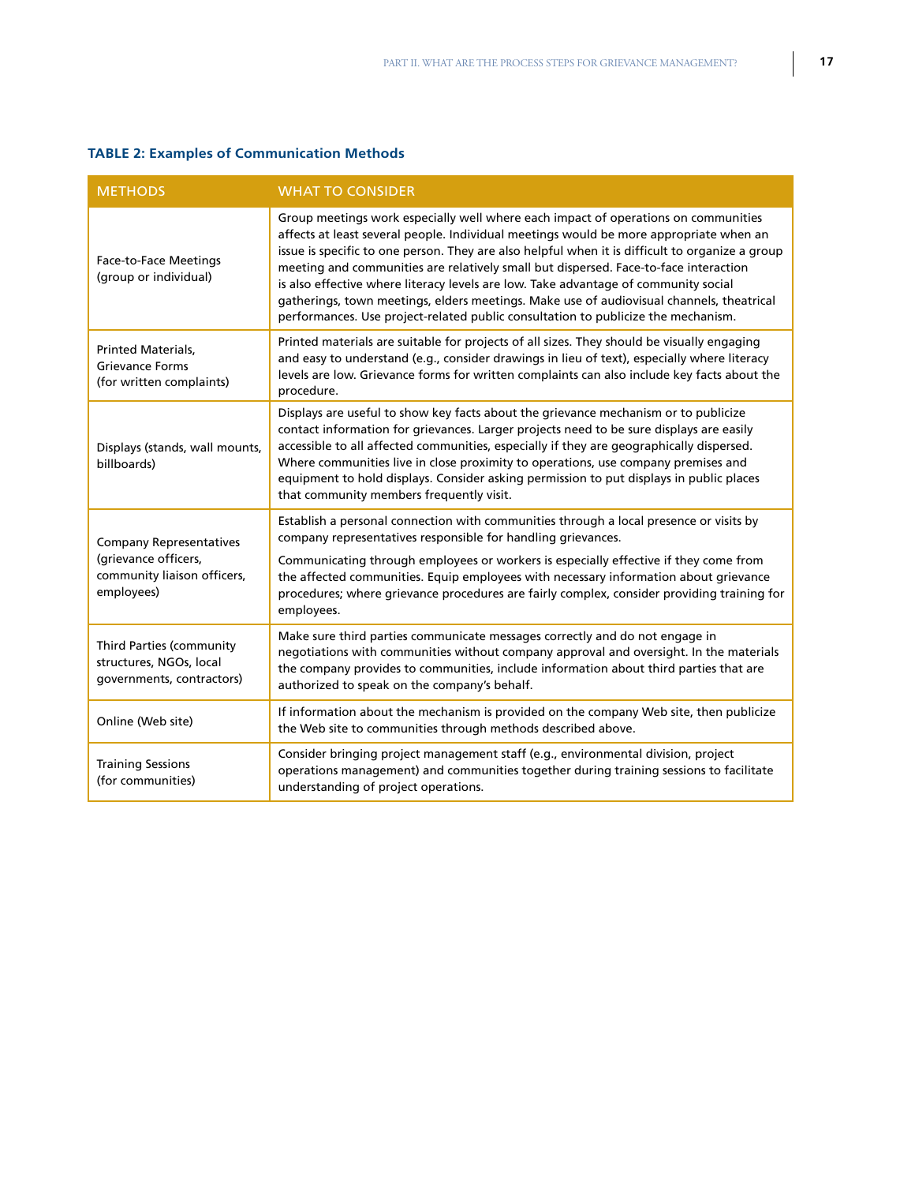**TABLE 2: Examples of Communication Methods**

| METHODS | WHAT TO CONSIDER |
|---|---|
| Face-to-Face Meetings (group or individual) | Group meetings work especially well where each impact of operations on communities affects at least several people. Individual meetings would be more appropriate when an issue is specific to one person. They are also helpful when it is difficult to organize a group meeting and communities are relatively small but dispersed. Face-to-face interaction is also effective where literacy levels are low. Take advantage of community social gatherings, town meetings, elders meetings. Make use of audiovisual channels, theatrical performances. Use project-related public consultation to publicize the mechanism. |
| Printed Materials, Grievance Forms (for written complaints) | Printed materials are suitable for projects of all sizes. They should be visually engaging and easy to understand (e.g., consider drawings in lieu of text), especially where literacy levels are low. Grievance forms for written complaints can also include key facts about the procedure. |
| Displays (stands, wall mounts, billboards) | Displays are useful to show key facts about the grievance mechanism or to publicize contact information for grievances. Larger projects need to be sure displays are easily accessible to all affected communities, especially if they are geographically dispersed. Where communities live in close proximity to operations, use company premises and equipment to hold displays. Consider asking permission to put displays in public places that community members frequently visit. |
| Company Representatives (grievance officers, community liaison officers, employees) | Establish a personal connection with communities through a local presence or visits by company representatives responsible for handling grievances. Communicating through employees or workers is especially effective if they come from the affected communities. Equip employees with necessary information about grievance procedures; where grievance procedures are fairly complex, consider providing training for employees. |
| Third Parties (community structures, NGOs, local governments, contractors) | Make sure third parties communicate messages correctly and do not engage in negotiations with communities without company approval and oversight. In the materials the company provides to communities, include information about third parties that are authorized to speak on the company's behalf. |
| Online (Web site) | If information about the mechanism is provided on the company Web site, then publicize the Web site to communities through methods described above. |
| Training Sessions (for communities) | Consider bringing project management staff (e.g., environmental division, project operations management) and communities together during training sessions to facilitate understanding of project operations. |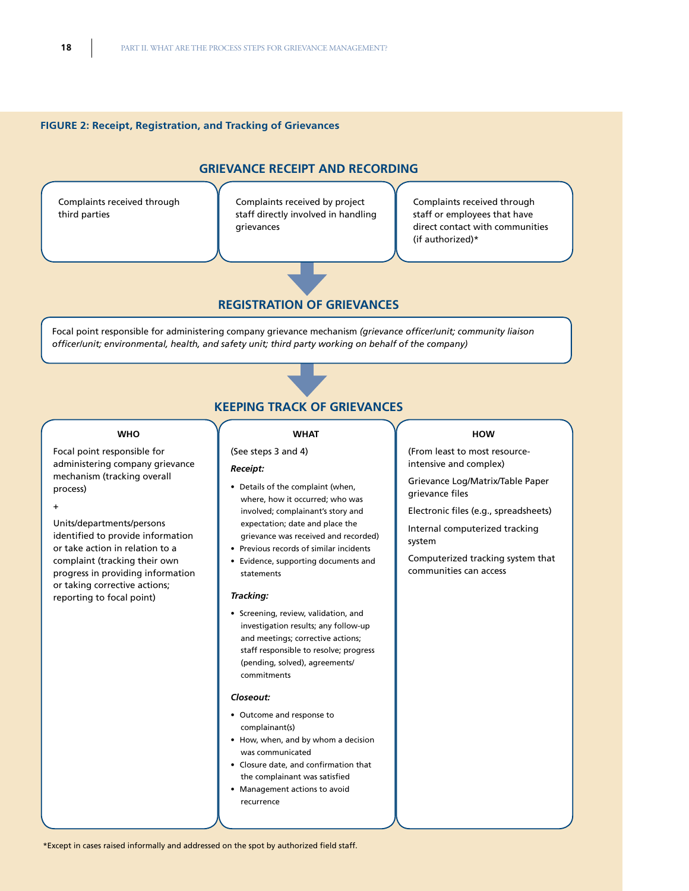**FIGURE 2: Receipt, Registration, and Tracking of Grievances**

## GRIEVANCE RECEIPT AND RECORDING

| | | |
|---|---|---|
| Complaints received through third parties | Complaints received by project staff directly involved in handling grievances | Complaints received through staff or employees that have direct contact with communities (if authorized)* |

## REGISTRATION OF GRIEVANCES

Focal point responsible for administering company grievance mechanism *(grievance officer/unit; community liaison officer/unit; environmental, health, and safety unit; third party working on behalf of the company)*

## KEEPING TRACK OF GRIEVANCES

### WHO

Focal point responsible for administering company grievance mechanism (tracking overall process)

+

Units/departments/persons identified to provide information or take action in relation to a complaint (tracking their own progress in providing information or taking corrective actions; reporting to focal point)

### WHAT

(See steps 3 and 4)

***Receipt:***

- Details of the complaint (when, where, how it occurred; who was involved; complainant's story and expectation; date and place the grievance was received and recorded)
- Previous records of similar incidents
- Evidence, supporting documents and statements

***Tracking:***

- Screening, review, validation, and investigation results; any follow-up and meetings; corrective actions; staff responsible to resolve; progress (pending, solved), agreements/commitments

***Closeout:***

- Outcome and response to complainant(s)
- How, when, and by whom a decision was communicated
- Closure date, and confirmation that the complainant was satisfied
- Management actions to avoid recurrence

### HOW

(From least to most resource-intensive and complex)

Grievance Log/Matrix/Table Paper grievance files

Electronic files (e.g., spreadsheets)

Internal computerized tracking system

Computerized tracking system that communities can access

*Except in cases raised informally and addressed on the spot by authorized field staff.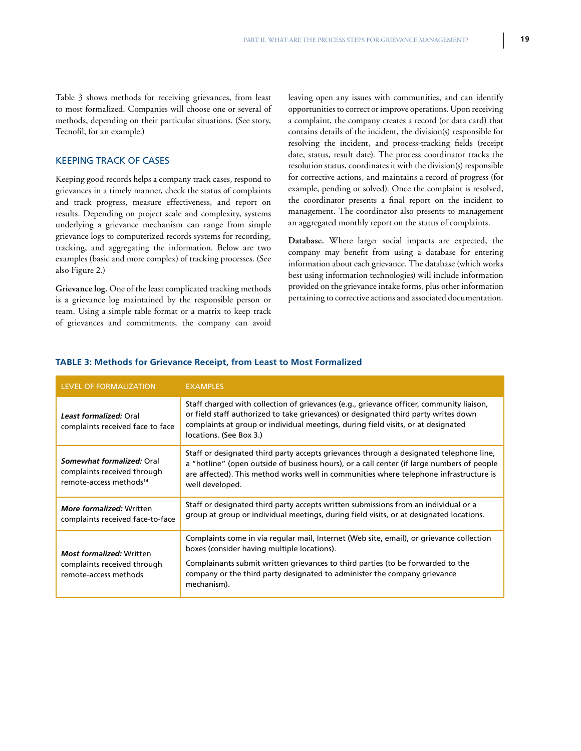Table 3 shows methods for receiving grievances, from least to most formalized. Companies will choose one or several of methods, depending on their particular situations. (See story, Tecnofil, for an example.)

## KEEPING TRACK OF CASES

Keeping good records helps a company track cases, respond to grievances in a timely manner, check the status of complaints and track progress, measure effectiveness, and report on results. Depending on project scale and complexity, systems underlying a grievance mechanism can range from simple grievance logs to computerized records systems for recording, tracking, and aggregating the information. Below are two examples (basic and more complex) of tracking processes. (See also Figure 2.)

**Grievance log.** One of the least complicated tracking methods is a grievance log maintained by the responsible person or team. Using a simple table format or a matrix to keep track of grievances and commitments, the company can avoid leaving open any issues with communities, and can identify opportunities to correct or improve operations. Upon receiving a complaint, the company creates a record (or data card) that contains details of the incident, the division(s) responsible for resolving the incident, and process-tracking fields (receipt date, status, result date). The process coordinator tracks the resolution status, coordinates it with the division(s) responsible for corrective actions, and maintains a record of progress (for example, pending or solved). Once the complaint is resolved, the coordinator presents a final report on the incident to management. The coordinator also presents to management an aggregated monthly report on the status of complaints.

**Database.** Where larger social impacts are expected, the company may benefit from using a database for entering information about each grievance. The database (which works best using information technologies) will include information provided on the grievance intake forms, plus other information pertaining to corrective actions and associated documentation.

**TABLE 3: Methods for Grievance Receipt, from Least to Most Formalized**

| LEVEL OF FORMALIZATION | EXAMPLES |
|---|---|
| ***Least formalized:*** Oral complaints received face to face | Staff charged with collection of grievances (e.g., grievance officer, community liaison, or field staff authorized to take grievances) or designated third party writes down complaints at group or individual meetings, during field visits, or at designated locations. (See Box 3.) |
| ***Somewhat formalized:*** Oral complaints received through remote-access methods[14] | Staff or designated third party accepts grievances through a designated telephone line, a "hotline" (open outside of business hours), or a call center (if large numbers of people are affected). This method works well in communities where telephone infrastructure is well developed. |
| ***More formalized:*** Written complaints received face-to-face | Staff or designated third party accepts written submissions from an individual or a group at group or individual meetings, during field visits, or at designated locations. |
| ***Most formalized:*** Written complaints received through remote-access methods | Complaints come in via regular mail, Internet (Web site, email), or grievance collection boxes (consider having multiple locations).<br><br>Complainants submit written grievances to third parties (to be forwarded to the company or the third party designated to administer the company grievance mechanism). |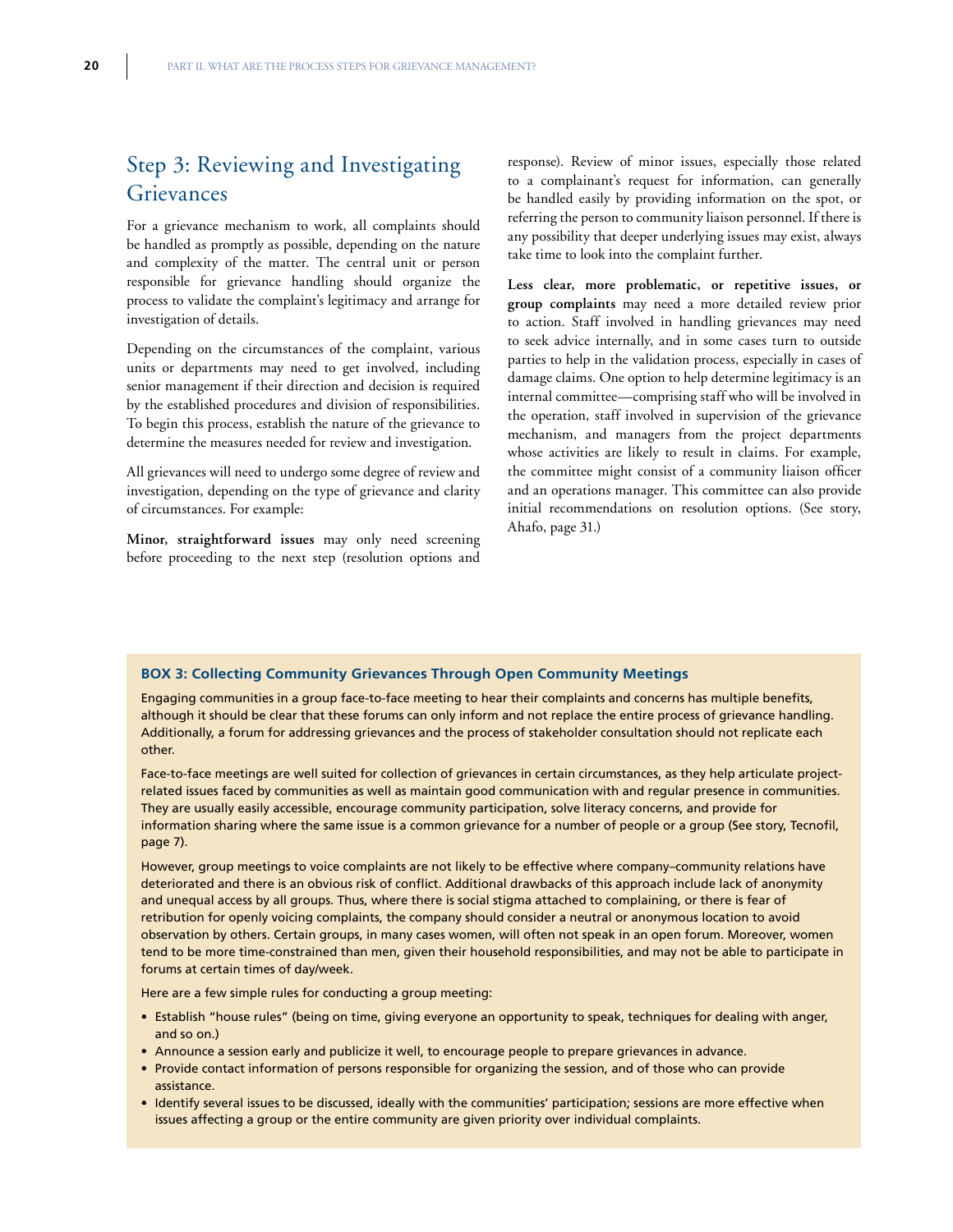## Step 3: Reviewing and Investigating Grievances

For a grievance mechanism to work, all complaints should be handled as promptly as possible, depending on the nature and complexity of the matter. The central unit or person responsible for grievance handling should organize the process to validate the complaint's legitimacy and arrange for investigation of details.

Depending on the circumstances of the complaint, various units or departments may need to get involved, including senior management if their direction and decision is required by the established procedures and division of responsibilities. To begin this process, establish the nature of the grievance to determine the measures needed for review and investigation.

All grievances will need to undergo some degree of review and investigation, depending on the type of grievance and clarity of circumstances. For example:

**Minor, straightforward issues** may only need screening before proceeding to the next step (resolution options and response). Review of minor issues, especially those related to a complainant's request for information, can generally be handled easily by providing information on the spot, or referring the person to community liaison personnel. If there is any possibility that deeper underlying issues may exist, always take time to look into the complaint further.

**Less clear, more problematic, or repetitive issues, or group complaints** may need a more detailed review prior to action. Staff involved in handling grievances may need to seek advice internally, and in some cases turn to outside parties to help in the validation process, especially in cases of damage claims. One option to help determine legitimacy is an internal committee—comprising staff who will be involved in the operation, staff involved in supervision of the grievance mechanism, and managers from the project departments whose activities are likely to result in claims. For example, the committee might consist of a community liaison officer and an operations manager. This committee can also provide initial recommendations on resolution options. (See story, Ahafo, page 31.)

### BOX 3: Collecting Community Grievances Through Open Community Meetings

Engaging communities in a group face-to-face meeting to hear their complaints and concerns has multiple benefits, although it should be clear that these forums can only inform and not replace the entire process of grievance handling. Additionally, a forum for addressing grievances and the process of stakeholder consultation should not replicate each other.

Face-to-face meetings are well suited for collection of grievances in certain circumstances, as they help articulate project-related issues faced by communities as well as maintain good communication with and regular presence in communities. They are usually easily accessible, encourage community participation, solve literacy concerns, and provide for information sharing where the same issue is a common grievance for a number of people or a group (See story, Tecnofil, page 7).

However, group meetings to voice complaints are not likely to be effective where company–community relations have deteriorated and there is an obvious risk of conflict. Additional drawbacks of this approach include lack of anonymity and unequal access by all groups. Thus, where there is social stigma attached to complaining, or there is fear of retribution for openly voicing complaints, the company should consider a neutral or anonymous location to avoid observation by others. Certain groups, in many cases women, will often not speak in an open forum. Moreover, women tend to be more time-constrained than men, given their household responsibilities, and may not be able to participate in forums at certain times of day/week.

Here are a few simple rules for conducting a group meeting:

- Establish "house rules" (being on time, giving everyone an opportunity to speak, techniques for dealing with anger, and so on.)
- Announce a session early and publicize it well, to encourage people to prepare grievances in advance.
- Provide contact information of persons responsible for organizing the session, and of those who can provide assistance.
- Identify several issues to be discussed, ideally with the communities' participation; sessions are more effective when issues affecting a group or the entire community are given priority over individual complaints.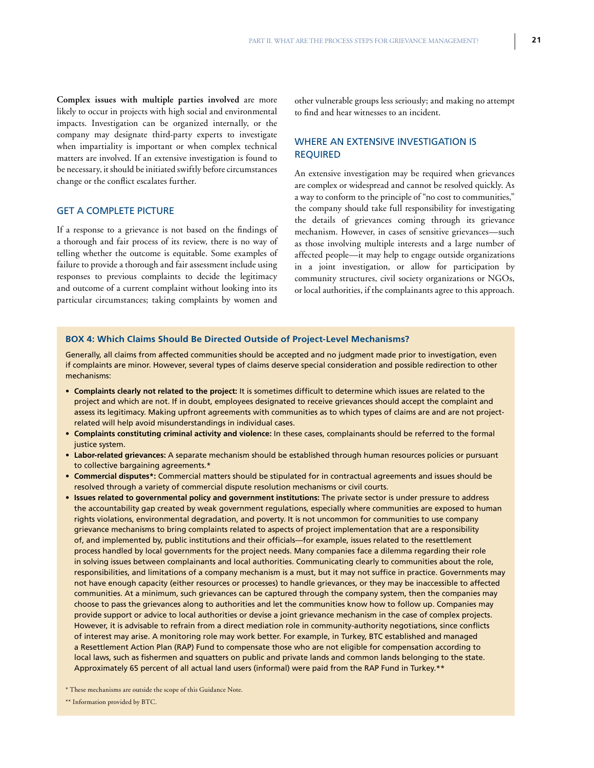**Complex issues with multiple parties involved** are more likely to occur in projects with high social and environmental impacts. Investigation can be organized internally, or the company may designate third-party experts to investigate when impartiality is important or when complex technical matters are involved. If an extensive investigation is found to be necessary, it should be initiated swiftly before circumstances change or the conflict escalates further.

## GET A COMPLETE PICTURE

If a response to a grievance is not based on the findings of a thorough and fair process of its review, there is no way of telling whether the outcome is equitable. Some examples of failure to provide a thorough and fair assessment include using responses to previous complaints to decide the legitimacy and outcome of a current complaint without looking into its particular circumstances; taking complaints by women and other vulnerable groups less seriously; and making no attempt to find and hear witnesses to an incident.

## WHERE AN EXTENSIVE INVESTIGATION IS REQUIRED

An extensive investigation may be required when grievances are complex or widespread and cannot be resolved quickly. As a way to conform to the principle of "no cost to communities," the company should take full responsibility for investigating the details of grievances coming through its grievance mechanism. However, in cases of sensitive grievances—such as those involving multiple interests and a large number of affected people—it may help to engage outside organizations in a joint investigation, or allow for participation by community structures, civil society organizations or NGOs, or local authorities, if the complainants agree to this approach.

### BOX 4: Which Claims Should Be Directed Outside of Project-Level Mechanisms?

Generally, all claims from affected communities should be accepted and no judgment made prior to investigation, even if complaints are minor. However, several types of claims deserve special consideration and possible redirection to other mechanisms:

- **Complaints clearly not related to the project:** It is sometimes difficult to determine which issues are related to the project and which are not. If in doubt, employees designated to receive grievances should accept the complaint and assess its legitimacy. Making upfront agreements with communities as to which types of claims are and are not project-related will help avoid misunderstandings in individual cases.
- **Complaints constituting criminal activity and violence:** In these cases, complainants should be referred to the formal justice system.
- **Labor-related grievances:** A separate mechanism should be established through human resources policies or pursuant to collective bargaining agreements.*
- **Commercial disputes*:** Commercial matters should be stipulated for in contractual agreements and issues should be resolved through a variety of commercial dispute resolution mechanisms or civil courts.
- **Issues related to governmental policy and government institutions:** The private sector is under pressure to address the accountability gap created by weak government regulations, especially where communities are exposed to human rights violations, environmental degradation, and poverty. It is not uncommon for communities to use company grievance mechanisms to bring complaints related to aspects of project implementation that are a responsibility of, and implemented by, public institutions and their officials—for example, issues related to the resettlement process handled by local governments for the project needs. Many companies face a dilemma regarding their role in solving issues between complainants and local authorities. Communicating clearly to communities about the role, responsibilities, and limitations of a company mechanism is a must, but it may not suffice in practice. Governments may not have enough capacity (either resources or processes) to handle grievances, or they may be inaccessible to affected communities. At a minimum, such grievances can be captured through the company system, then the companies may choose to pass the grievances along to authorities and let the communities know how to follow up. Companies may provide support or advice to local authorities or devise a joint grievance mechanism in the case of complex projects. However, it is advisable to refrain from a direct mediation role in community-authority negotiations, since conflicts of interest may arise. A monitoring role may work better. For example, in Turkey, BTC established and managed a Resettlement Action Plan (RAP) Fund to compensate those who are not eligible for compensation according to local laws, such as fishermen and squatters on public and private lands and common lands belonging to the state. Approximately 65 percent of all actual land users (informal) were paid from the RAP Fund in Turkey.**

\* These mechanisms are outside the scope of this Guidance Note.

\** Information provided by BTC.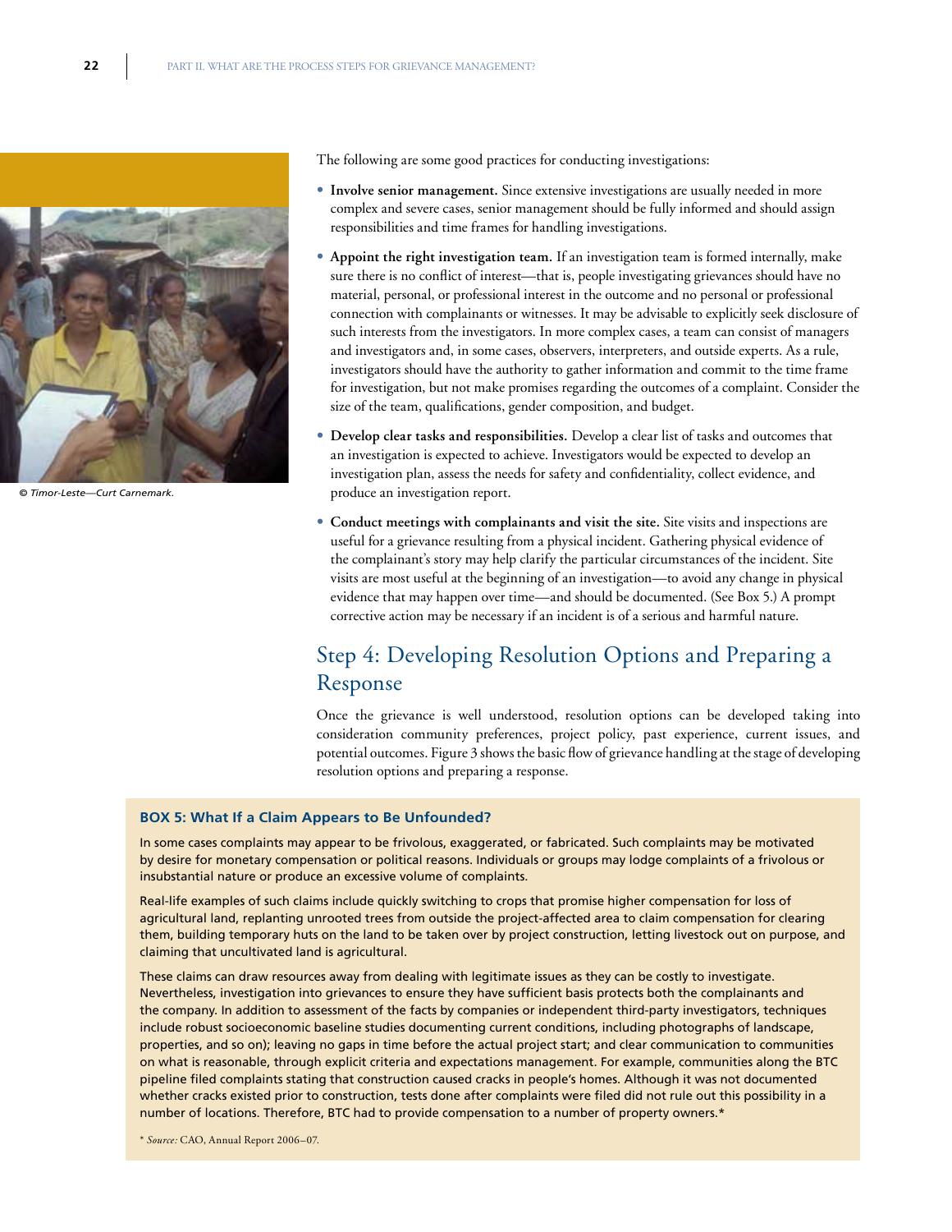© Timor-Leste—Curt Carnemark.

The following are some good practices for conducting investigations:

- **Involve senior management.** Since extensive investigations are usually needed in more complex and severe cases, senior management should be fully informed and should assign responsibilities and time frames for handling investigations.
- **Appoint the right investigation team.** If an investigation team is formed internally, make sure there is no conflict of interest—that is, people investigating grievances should have no material, personal, or professional interest in the outcome and no personal or professional connection with complainants or witnesses. It may be advisable to explicitly seek disclosure of such interests from the investigators. In more complex cases, a team can consist of managers and investigators and, in some cases, observers, interpreters, and outside experts. As a rule, investigators should have the authority to gather information and commit to the time frame for investigation, but not make promises regarding the outcomes of a complaint. Consider the size of the team, qualifications, gender composition, and budget.
- **Develop clear tasks and responsibilities.** Develop a clear list of tasks and outcomes that an investigation is expected to achieve. Investigators would be expected to develop an investigation plan, assess the needs for safety and confidentiality, collect evidence, and produce an investigation report.
- **Conduct meetings with complainants and visit the site.** Site visits and inspections are useful for a grievance resulting from a physical incident. Gathering physical evidence of the complainant's story may help clarify the particular circumstances of the incident. Site visits are most useful at the beginning of an investigation—to avoid any change in physical evidence that may happen over time—and should be documented. (See Box 5.) A prompt corrective action may be necessary if an incident is of a serious and harmful nature.

## Step 4: Developing Resolution Options and Preparing a Response

Once the grievance is well understood, resolution options can be developed taking into consideration community preferences, project policy, past experience, current issues, and potential outcomes. Figure 3 shows the basic flow of grievance handling at the stage of developing resolution options and preparing a response.

### BOX 5: What If a Claim Appears to Be Unfounded?

In some cases complaints may appear to be frivolous, exaggerated, or fabricated. Such complaints may be motivated by desire for monetary compensation or political reasons. Individuals or groups may lodge complaints of a frivolous or insubstantial nature or produce an excessive volume of complaints.

Real-life examples of such claims include quickly switching to crops that promise higher compensation for loss of agricultural land, replanting unrooted trees from outside the project-affected area to claim compensation for clearing them, building temporary huts on the land to be taken over by project construction, letting livestock out on purpose, and claiming that uncultivated land is agricultural.

These claims can draw resources away from dealing with legitimate issues as they can be costly to investigate. Nevertheless, investigation into grievances to ensure they have sufficient basis protects both the complainants and the company. In addition to assessment of the facts by companies or independent third-party investigators, techniques include robust socioeconomic baseline studies documenting current conditions, including photographs of landscape, properties, and so on); leaving no gaps in time before the actual project start; and clear communication to communities on what is reasonable, through explicit criteria and expectations management. For example, communities along the BTC pipeline filed complaints stating that construction caused cracks in people's homes. Although it was not documented whether cracks existed prior to construction, tests done after complaints were filed did not rule out this possibility in a number of locations. Therefore, BTC had to provide compensation to a number of property owners.*

\* *Source:* CAO, Annual Report 2006–07.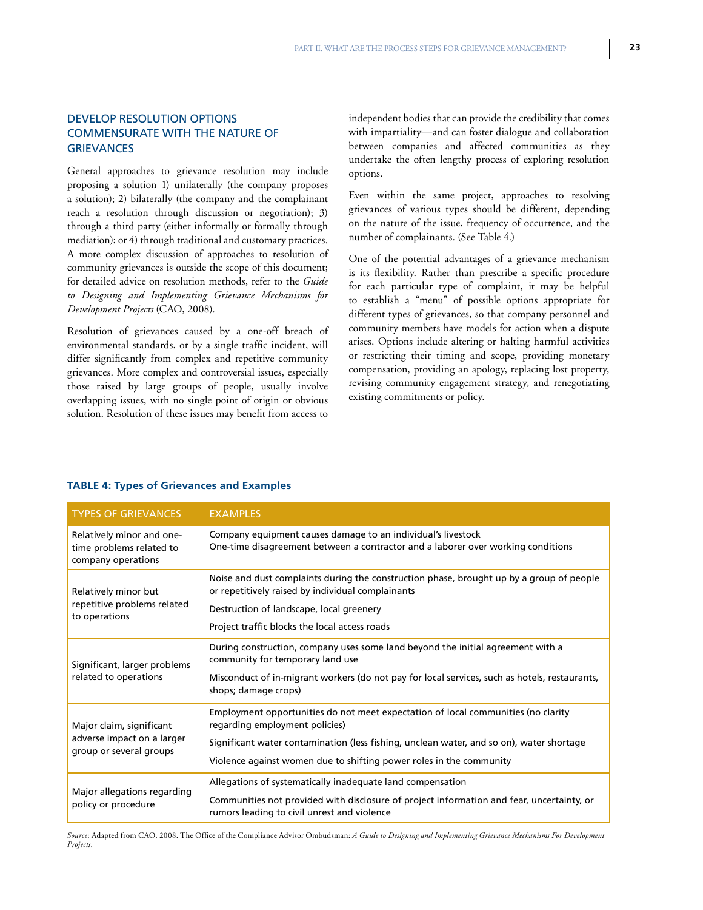## DEVELOP RESOLUTION OPTIONS COMMENSURATE WITH THE NATURE OF GRIEVANCES

General approaches to grievance resolution may include proposing a solution 1) unilaterally (the company proposes a solution); 2) bilaterally (the company and the complainant reach a resolution through discussion or negotiation); 3) through a third party (either informally or formally through mediation); or 4) through traditional and customary practices. A more complex discussion of approaches to resolution of community grievances is outside the scope of this document; for detailed advice on resolution methods, refer to the *Guide to Designing and Implementing Grievance Mechanisms for Development Projects* (CAO, 2008).

Resolution of grievances caused by a one-off breach of environmental standards, or by a single traffic incident, will differ significantly from complex and repetitive community grievances. More complex and controversial issues, especially those raised by large groups of people, usually involve overlapping issues, with no single point of origin or obvious solution. Resolution of these issues may benefit from access to independent bodies that can provide the credibility that comes with impartiality—and can foster dialogue and collaboration between companies and affected communities as they undertake the often lengthy process of exploring resolution options.

Even within the same project, approaches to resolving grievances of various types should be different, depending on the nature of the issue, frequency of occurrence, and the number of complainants. (See Table 4.)

One of the potential advantages of a grievance mechanism is its flexibility. Rather than prescribe a specific procedure for each particular type of complaint, it may be helpful to establish a "menu" of possible options appropriate for different types of grievances, so that company personnel and community members have models for action when a dispute arises. Options include altering or halting harmful activities or restricting their timing and scope, providing monetary compensation, providing an apology, replacing lost property, revising community engagement strategy, and renegotiating existing commitments or policy.

**TABLE 4: Types of Grievances and Examples**

| TYPES OF GRIEVANCES | EXAMPLES |
|---|---|
| Relatively minor and one-time problems related to company operations | Company equipment causes damage to an individual's livestock<br>One-time disagreement between a contractor and a laborer over working conditions |
| Relatively minor but repetitive problems related to operations | Noise and dust complaints during the construction phase, brought up by a group of people or repetitively raised by individual complainants<br>Destruction of landscape, local greenery<br>Project traffic blocks the local access roads |
| Significant, larger problems related to operations | During construction, company uses some land beyond the initial agreement with a community for temporary land use<br>Misconduct of in-migrant workers (do not pay for local services, such as hotels, restaurants, shops; damage crops) |
| Major claim, significant adverse impact on a larger group or several groups | Employment opportunities do not meet expectation of local communities (no clarity regarding employment policies)<br>Significant water contamination (less fishing, unclean water, and so on), water shortage<br>Violence against women due to shifting power roles in the community |
| Major allegations regarding policy or procedure | Allegations of systematically inadequate land compensation<br>Communities not provided with disclosure of project information and fear, uncertainty, or rumors leading to civil unrest and violence |

*Source*: Adapted from CAO, 2008. The Office of the Compliance Advisor Ombudsman: *A Guide to Designing and Implementing Grievance Mechanisms For Development Projects*.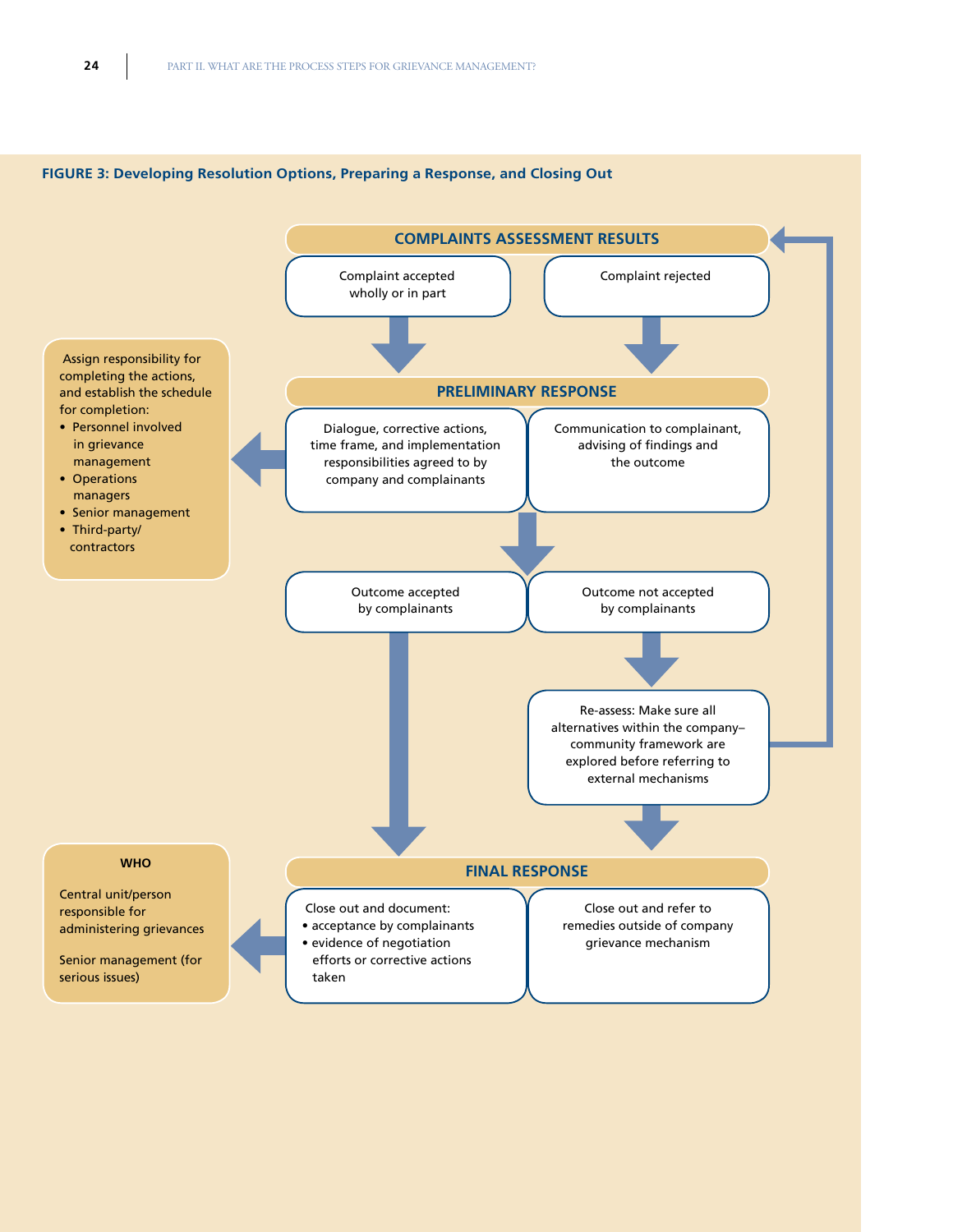**FIGURE 3: Developing Resolution Options, Preparing a Response, and Closing Out**

COMPLAINTS ASSESSMENT RESULTS

Complaint accepted wholly or in part

Complaint rejected

PRELIMINARY RESPONSE

Dialogue, corrective actions, time frame, and implementation responsibilities agreed to by company and complainants

Communication to complainant, advising of findings and the outcome

Assign responsibility for completing the actions, and establish the schedule for completion:

- Personnel involved in grievance management
- Operations managers
- Senior management
- Third-party/ contractors

Outcome accepted by complainants

Outcome not accepted by complainants

Re-assess: Make sure all alternatives within the company–community framework are explored before referring to external mechanisms

FINAL RESPONSE

Close out and document:

- acceptance by complainants
- evidence of negotiation efforts or corrective actions taken

Close out and refer to remedies outside of company grievance mechanism

WHO

Central unit/person responsible for administering grievances

Senior management (for serious issues)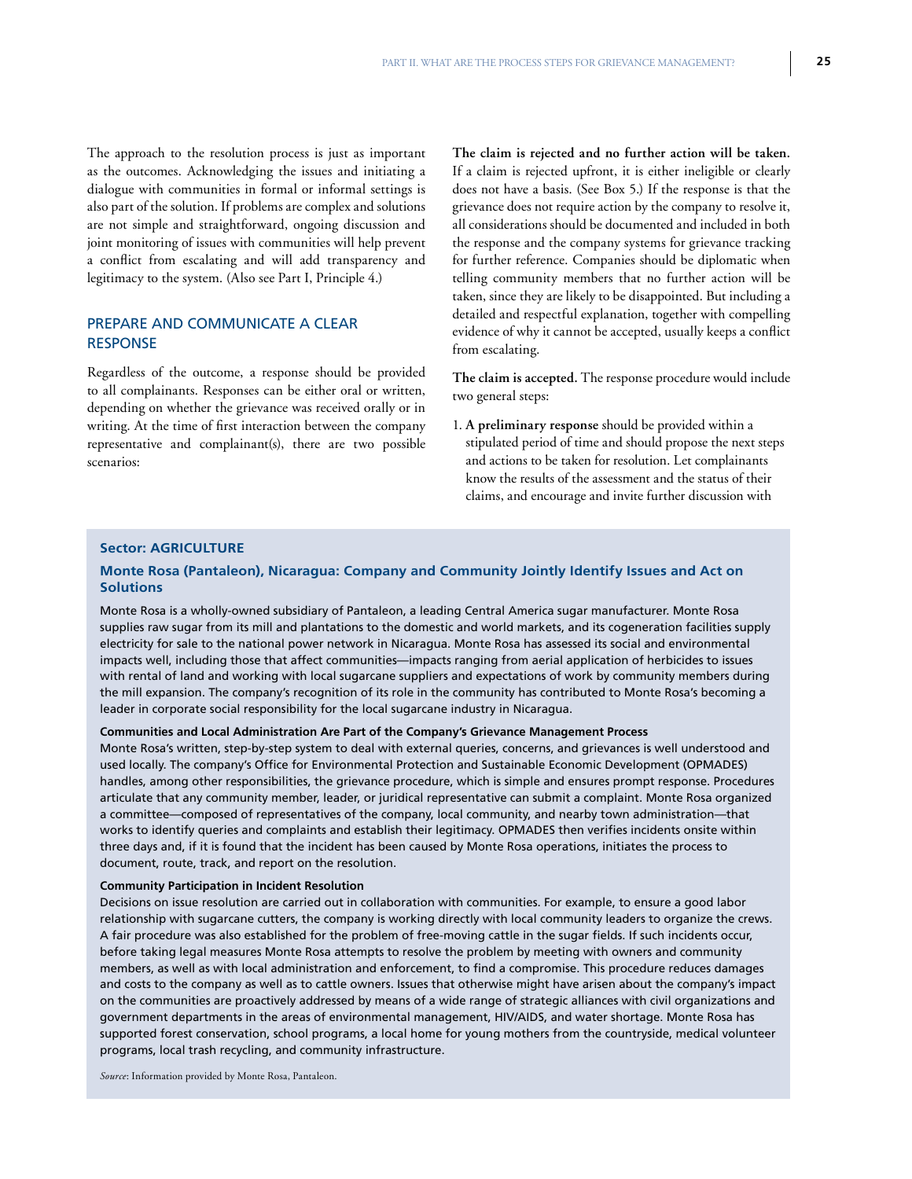The approach to the resolution process is just as important as the outcomes. Acknowledging the issues and initiating a dialogue with communities in formal or informal settings is also part of the solution. If problems are complex and solutions are not simple and straightforward, ongoing discussion and joint monitoring of issues with communities will help prevent a conflict from escalating and will add transparency and legitimacy to the system. (Also see Part I, Principle 4.)

## PREPARE AND COMMUNICATE A CLEAR RESPONSE

Regardless of the outcome, a response should be provided to all complainants. Responses can be either oral or written, depending on whether the grievance was received orally or in writing. At the time of first interaction between the company representative and complainant(s), there are two possible scenarios:

**The claim is rejected and no further action will be taken.** If a claim is rejected upfront, it is either ineligible or clearly does not have a basis. (See Box 5.) If the response is that the grievance does not require action by the company to resolve it, all considerations should be documented and included in both the response and the company systems for grievance tracking for further reference. Companies should be diplomatic when telling community members that no further action will be taken, since they are likely to be disappointed. But including a detailed and respectful explanation, together with compelling evidence of why it cannot be accepted, usually keeps a conflict from escalating.

**The claim is accepted.** The response procedure would include two general steps:

1. **A preliminary response** should be provided within a stipulated period of time and should propose the next steps and actions to be taken for resolution. Let complainants know the results of the assessment and the status of their claims, and encourage and invite further discussion with

---

**Sector: AGRICULTURE**

### Monte Rosa (Pantaleon), Nicaragua: Company and Community Jointly Identify Issues and Act on Solutions

Monte Rosa is a wholly-owned subsidiary of Pantaleon, a leading Central America sugar manufacturer. Monte Rosa supplies raw sugar from its mill and plantations to the domestic and world markets, and its cogeneration facilities supply electricity for sale to the national power network in Nicaragua. Monte Rosa has assessed its social and environmental impacts well, including those that affect communities—impacts ranging from aerial application of herbicides to issues with rental of land and working with local sugarcane suppliers and expectations of work by community members during the mill expansion. The company's recognition of its role in the community has contributed to Monte Rosa's becoming a leader in corporate social responsibility for the local sugarcane industry in Nicaragua.

**Communities and Local Administration Are Part of the Company's Grievance Management Process**

Monte Rosa's written, step-by-step system to deal with external queries, concerns, and grievances is well understood and used locally. The company's Office for Environmental Protection and Sustainable Economic Development (OPMADES) handles, among other responsibilities, the grievance procedure, which is simple and ensures prompt response. Procedures articulate that any community member, leader, or juridical representative can submit a complaint. Monte Rosa organized a committee—composed of representatives of the company, local community, and nearby town administration—that works to identify queries and complaints and establish their legitimacy. OPMADES then verifies incidents onsite within three days and, if it is found that the incident has been caused by Monte Rosa operations, initiates the process to document, route, track, and report on the resolution.

**Community Participation in Incident Resolution**

Decisions on issue resolution are carried out in collaboration with communities. For example, to ensure a good labor relationship with sugarcane cutters, the company is working directly with local community leaders to organize the crews. A fair procedure was also established for the problem of free-moving cattle in the sugar fields. If such incidents occur, before taking legal measures Monte Rosa attempts to resolve the problem by meeting with owners and community members, as well as with local administration and enforcement, to find a compromise. This procedure reduces damages and costs to the company as well as to cattle owners. Issues that otherwise might have arisen about the company's impact on the communities are proactively addressed by means of a wide range of strategic alliances with civil organizations and government departments in the areas of environmental management, HIV/AIDS, and water shortage. Monte Rosa has supported forest conservation, school programs, a local home for young mothers from the countryside, medical volunteer programs, local trash recycling, and community infrastructure.

*Source*: Information provided by Monte Rosa, Pantaleon.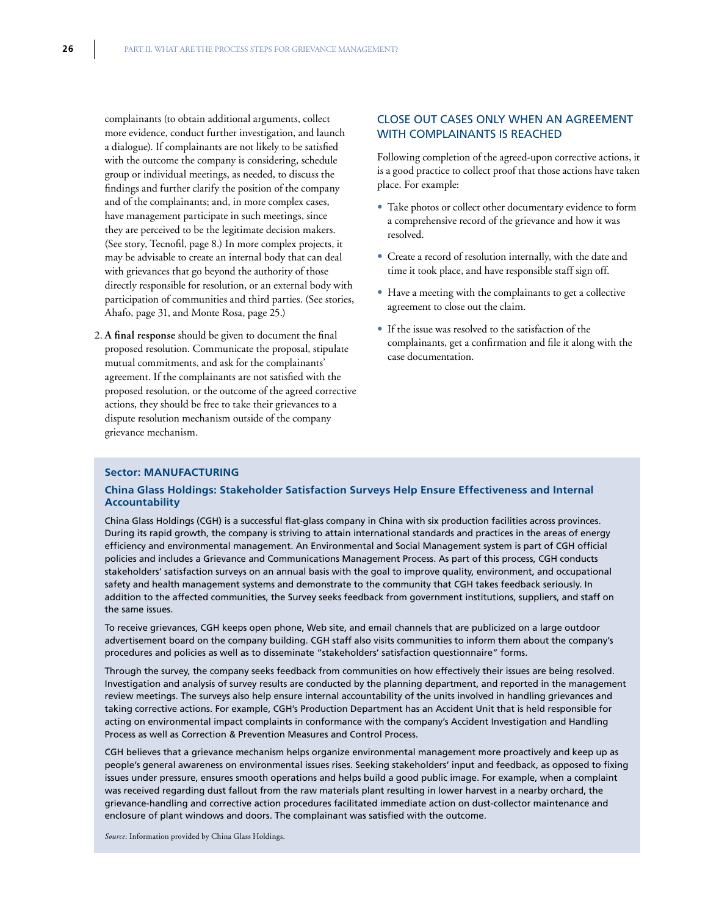complainants (to obtain additional arguments, collect more evidence, conduct further investigation, and launch a dialogue). If complainants are not likely to be satisfied with the outcome the company is considering, schedule group or individual meetings, as needed, to discuss the findings and further clarify the position of the company and of the complainants; and, in more complex cases, have management participate in such meetings, since they are perceived to be the legitimate decision makers. (See story, Tecnofil, page 8.) In more complex projects, it may be advisable to create an internal body that can deal with grievances that go beyond the authority of those directly responsible for resolution, or an external body with participation of communities and third parties. (See stories, Ahafo, page 31, and Monte Rosa, page 25.)

2. **A final response** should be given to document the final proposed resolution. Communicate the proposal, stipulate mutual commitments, and ask for the complainants' agreement. If the complainants are not satisfied with the proposed resolution, or the outcome of the agreed corrective actions, they should be free to take their grievances to a dispute resolution mechanism outside of the company grievance mechanism.

## CLOSE OUT CASES ONLY WHEN AN AGREEMENT WITH COMPLAINANTS IS REACHED

Following completion of the agreed-upon corrective actions, it is a good practice to collect proof that those actions have taken place. For example:

- Take photos or collect other documentary evidence to form a comprehensive record of the grievance and how it was resolved.
- Create a record of resolution internally, with the date and time it took place, and have responsible staff sign off.
- Have a meeting with the complainants to get a collective agreement to close out the claim.
- If the issue was resolved to the satisfaction of the complainants, get a confirmation and file it along with the case documentation.

**Sector: MANUFACTURING**

### China Glass Holdings: Stakeholder Satisfaction Surveys Help Ensure Effectiveness and Internal Accountability

China Glass Holdings (CGH) is a successful flat-glass company in China with six production facilities across provinces. During its rapid growth, the company is striving to attain international standards and practices in the areas of energy efficiency and environmental management. An Environmental and Social Management system is part of CGH official policies and includes a Grievance and Communications Management Process. As part of this process, CGH conducts stakeholders' satisfaction surveys on an annual basis with the goal to improve quality, environment, and occupational safety and health management systems and demonstrate to the community that CGH takes feedback seriously. In addition to the affected communities, the Survey seeks feedback from government institutions, suppliers, and staff on the same issues.

To receive grievances, CGH keeps open phone, Web site, and email channels that are publicized on a large outdoor advertisement board on the company building. CGH staff also visits communities to inform them about the company's procedures and policies as well as to disseminate "stakeholders' satisfaction questionnaire" forms.

Through the survey, the company seeks feedback from communities on how effectively their issues are being resolved. Investigation and analysis of survey results are conducted by the planning department, and reported in the management review meetings. The surveys also help ensure internal accountability of the units involved in handling grievances and taking corrective actions. For example, CGH's Production Department has an Accident Unit that is held responsible for acting on environmental impact complaints in conformance with the company's Accident Investigation and Handling Process as well as Correction & Prevention Measures and Control Process.

CGH believes that a grievance mechanism helps organize environmental management more proactively and keep up as people's general awareness on environmental issues rises. Seeking stakeholders' input and feedback, as opposed to fixing issues under pressure, ensures smooth operations and helps build a good public image. For example, when a complaint was received regarding dust fallout from the raw materials plant resulting in lower harvest in a nearby orchard, the grievance-handling and corrective action procedures facilitated immediate action on dust-collector maintenance and enclosure of plant windows and doors. The complainant was satisfied with the outcome.

*Source*: Information provided by China Glass Holdings.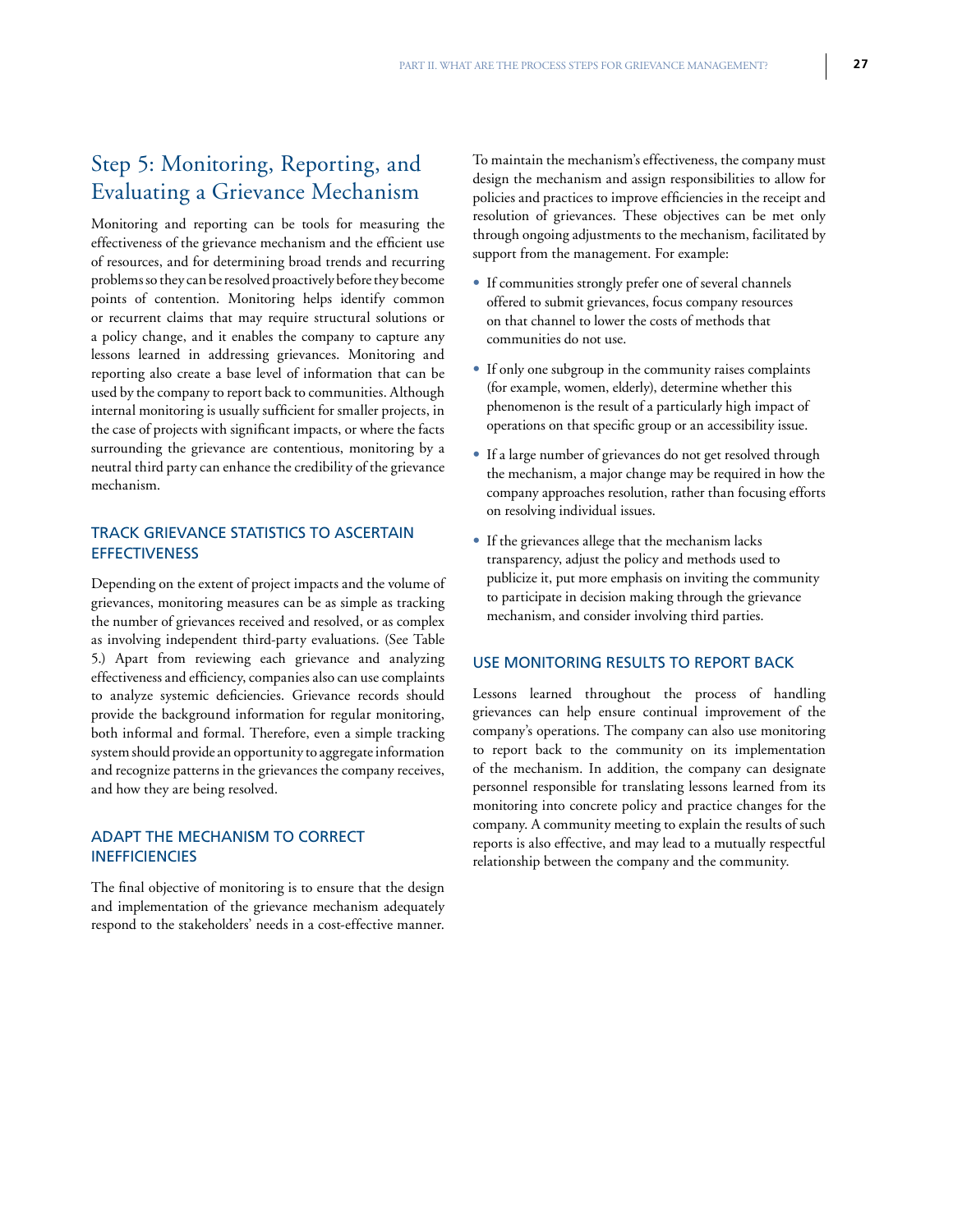## Step 5: Monitoring, Reporting, and Evaluating a Grievance Mechanism

Monitoring and reporting can be tools for measuring the effectiveness of the grievance mechanism and the efficient use of resources, and for determining broad trends and recurring problems so they can be resolved proactively before they become points of contention. Monitoring helps identify common or recurrent claims that may require structural solutions or a policy change, and it enables the company to capture any lessons learned in addressing grievances. Monitoring and reporting also create a base level of information that can be used by the company to report back to communities. Although internal monitoring is usually sufficient for smaller projects, in the case of projects with significant impacts, or where the facts surrounding the grievance are contentious, monitoring by a neutral third party can enhance the credibility of the grievance mechanism.

### TRACK GRIEVANCE STATISTICS TO ASCERTAIN EFFECTIVENESS

Depending on the extent of project impacts and the volume of grievances, monitoring measures can be as simple as tracking the number of grievances received and resolved, or as complex as involving independent third-party evaluations. (See Table 5.) Apart from reviewing each grievance and analyzing effectiveness and efficiency, companies also can use complaints to analyze systemic deficiencies. Grievance records should provide the background information for regular monitoring, both informal and formal. Therefore, even a simple tracking system should provide an opportunity to aggregate information and recognize patterns in the grievances the company receives, and how they are being resolved.

### ADAPT THE MECHANISM TO CORRECT INEFFICIENCIES

The final objective of monitoring is to ensure that the design and implementation of the grievance mechanism adequately respond to the stakeholders' needs in a cost-effective manner. To maintain the mechanism's effectiveness, the company must design the mechanism and assign responsibilities to allow for policies and practices to improve efficiencies in the receipt and resolution of grievances. These objectives can be met only through ongoing adjustments to the mechanism, facilitated by support from the management. For example:

- If communities strongly prefer one of several channels offered to submit grievances, focus company resources on that channel to lower the costs of methods that communities do not use.
- If only one subgroup in the community raises complaints (for example, women, elderly), determine whether this phenomenon is the result of a particularly high impact of operations on that specific group or an accessibility issue.
- If a large number of grievances do not get resolved through the mechanism, a major change may be required in how the company approaches resolution, rather than focusing efforts on resolving individual issues.
- If the grievances allege that the mechanism lacks transparency, adjust the policy and methods used to publicize it, put more emphasis on inviting the community to participate in decision making through the grievance mechanism, and consider involving third parties.

### USE MONITORING RESULTS TO REPORT BACK

Lessons learned throughout the process of handling grievances can help ensure continual improvement of the company's operations. The company can also use monitoring to report back to the community on its implementation of the mechanism. In addition, the company can designate personnel responsible for translating lessons learned from its monitoring into concrete policy and practice changes for the company. A community meeting to explain the results of such reports is also effective, and may lead to a mutually respectful relationship between the company and the community.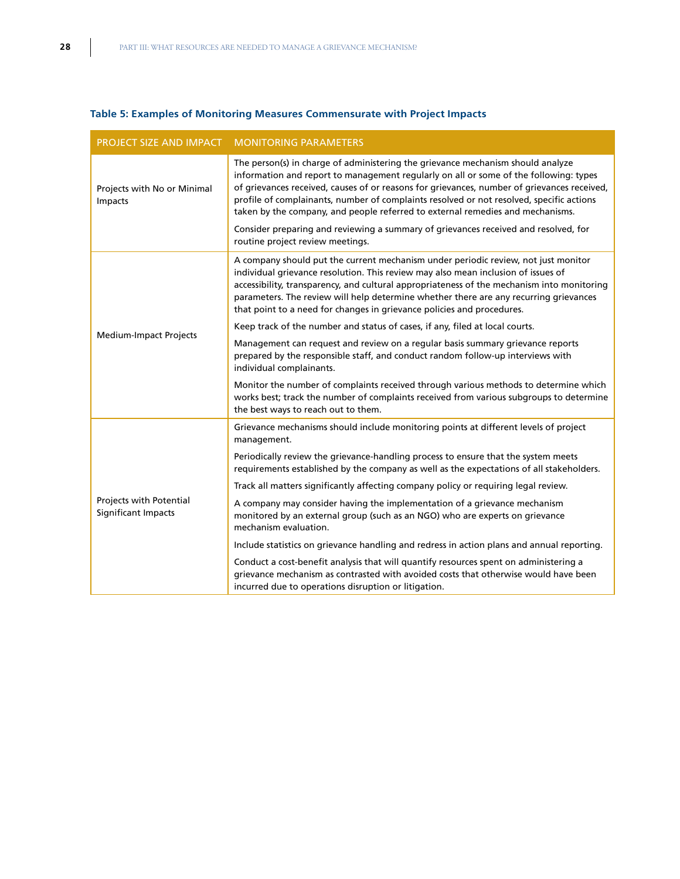**Table 5: Examples of Monitoring Measures Commensurate with Project Impacts**

| PROJECT SIZE AND IMPACT | MONITORING PARAMETERS |
| --- | --- |
| Projects with No or Minimal Impacts | The person(s) in charge of administering the grievance mechanism should analyze information and report to management regularly on all or some of the following: types of grievances received, causes of or reasons for grievances, number of grievances received, profile of complainants, number of complaints resolved or not resolved, specific actions taken by the company, and people referred to external remedies and mechanisms.<br><br>Consider preparing and reviewing a summary of grievances received and resolved, for routine project review meetings. |
| Medium-Impact Projects | A company should put the current mechanism under periodic review, not just monitor individual grievance resolution. This review may also mean inclusion of issues of accessibility, transparency, and cultural appropriateness of the mechanism into monitoring parameters. The review will help determine whether there are any recurring grievances that point to a need for changes in grievance policies and procedures.<br><br>Keep track of the number and status of cases, if any, filed at local courts.<br><br>Management can request and review on a regular basis summary grievance reports prepared by the responsible staff, and conduct random follow-up interviews with individual complainants.<br><br>Monitor the number of complaints received through various methods to determine which works best; track the number of complaints received from various subgroups to determine the best ways to reach out to them. |
| Projects with Potential Significant Impacts | Grievance mechanisms should include monitoring points at different levels of project management.<br><br>Periodically review the grievance-handling process to ensure that the system meets requirements established by the company as well as the expectations of all stakeholders.<br><br>Track all matters significantly affecting company policy or requiring legal review.<br><br>A company may consider having the implementation of a grievance mechanism monitored by an external group (such as an NGO) who are experts on grievance mechanism evaluation.<br><br>Include statistics on grievance handling and redress in action plans and annual reporting.<br><br>Conduct a cost-benefit analysis that will quantify resources spent on administering a grievance mechanism as contrasted with avoided costs that otherwise would have been incurred due to operations disruption or litigation. |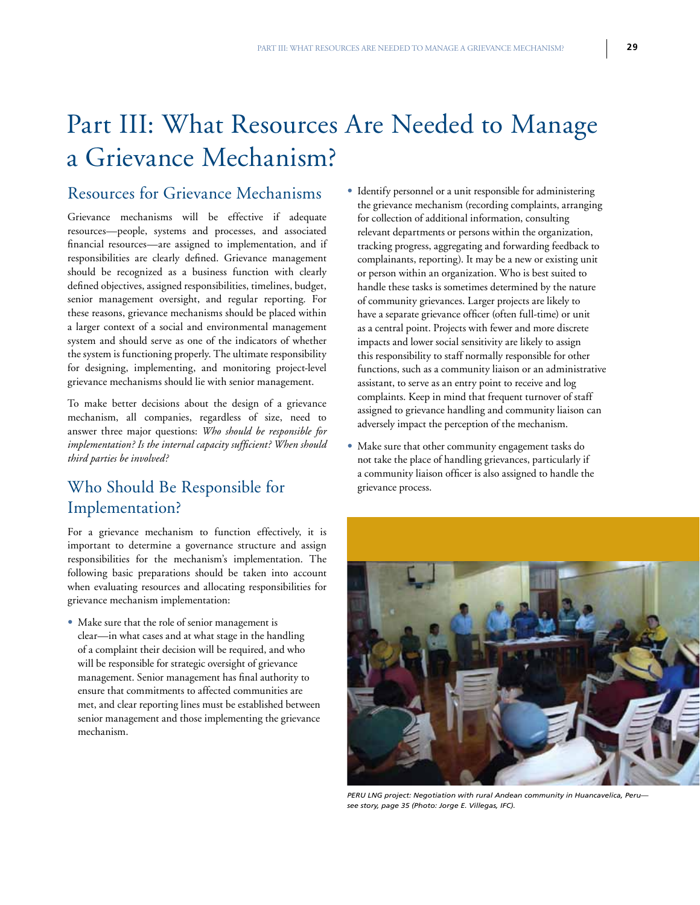# Part III: What Resources Are Needed to Manage a Grievance Mechanism?

## Resources for Grievance Mechanisms

Grievance mechanisms will be effective if adequate resources—people, systems and processes, and associated financial resources—are assigned to implementation, and if responsibilities are clearly defined. Grievance management should be recognized as a business function with clearly defined objectives, assigned responsibilities, timelines, budget, senior management oversight, and regular reporting. For these reasons, grievance mechanisms should be placed within a larger context of a social and environmental management system and should serve as one of the indicators of whether the system is functioning properly. The ultimate responsibility for designing, implementing, and monitoring project-level grievance mechanisms should lie with senior management.

To make better decisions about the design of a grievance mechanism, all companies, regardless of size, need to answer three major questions: *Who should be responsible for implementation? Is the internal capacity sufficient? When should third parties be involved?*

## Who Should Be Responsible for Implementation?

For a grievance mechanism to function effectively, it is important to determine a governance structure and assign responsibilities for the mechanism's implementation. The following basic preparations should be taken into account when evaluating resources and allocating responsibilities for grievance mechanism implementation:

- Make sure that the role of senior management is clear—in what cases and at what stage in the handling of a complaint their decision will be required, and who will be responsible for strategic oversight of grievance management. Senior management has final authority to ensure that commitments to affected communities are met, and clear reporting lines must be established between senior management and those implementing the grievance mechanism.
- Identify personnel or a unit responsible for administering the grievance mechanism (recording complaints, arranging for collection of additional information, consulting relevant departments or persons within the organization, tracking progress, aggregating and forwarding feedback to complainants, reporting). It may be a new or existing unit or person within an organization. Who is best suited to handle these tasks is sometimes determined by the nature of community grievances. Larger projects are likely to have a separate grievance officer (often full-time) or unit as a central point. Projects with fewer and more discrete impacts and lower social sensitivity are likely to assign this responsibility to staff normally responsible for other functions, such as a community liaison or an administrative assistant, to serve as an entry point to receive and log complaints. Keep in mind that frequent turnover of staff assigned to grievance handling and community liaison can adversely impact the perception of the mechanism.
- Make sure that other community engagement tasks do not take the place of handling grievances, particularly if a community liaison officer is also assigned to handle the grievance process.

*PERU LNG project: Negotiation with rural Andean community in Huancavelica, Peru—see story, page 35 (Photo: Jorge E. Villegas, IFC).*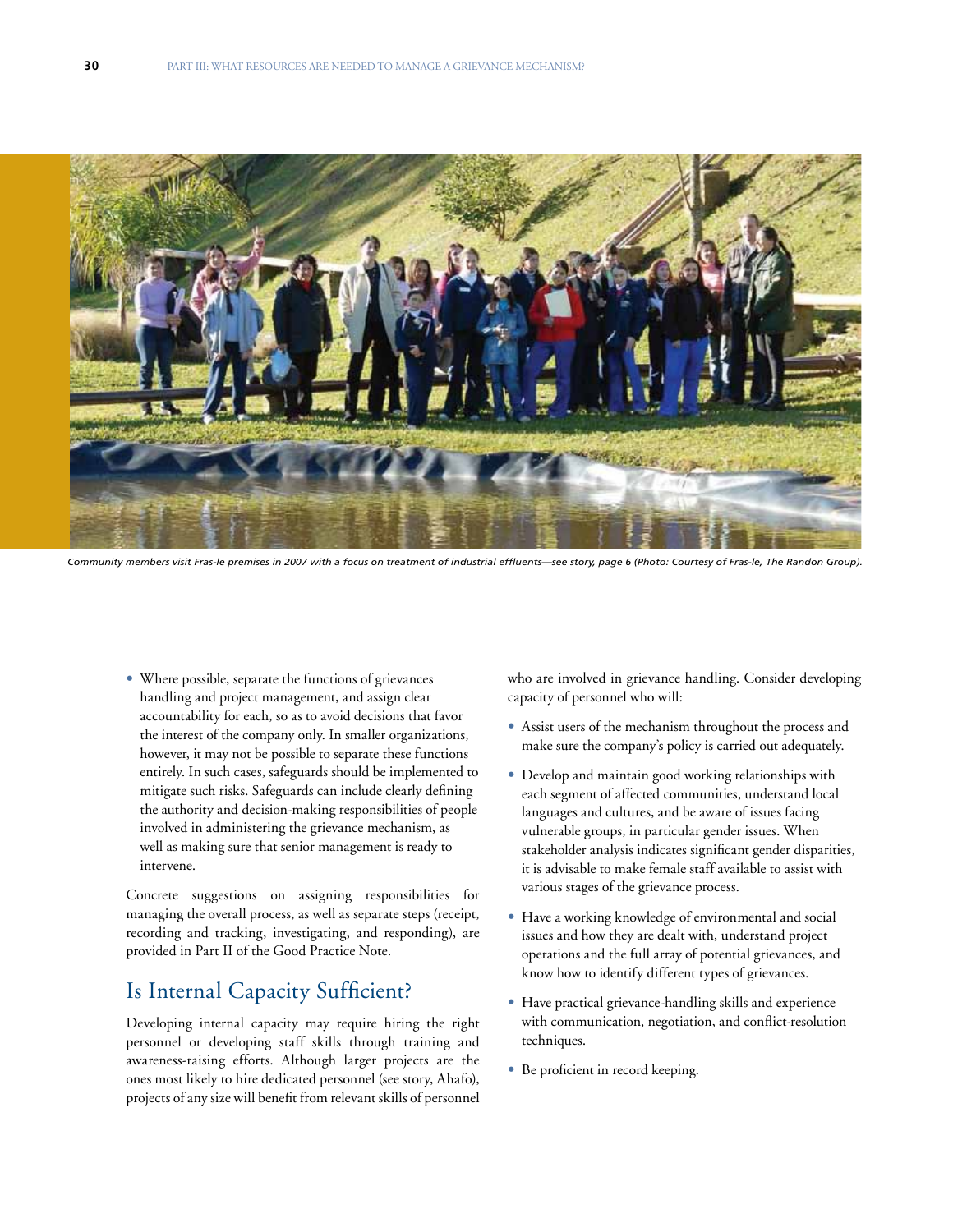Community members visit Fras-le premises in 2007 with a focus on treatment of industrial effluents—see story, page 6 (Photo: Courtesy of Fras-le, The Randon Group).

- Where possible, separate the functions of grievances handling and project management, and assign clear accountability for each, so as to avoid decisions that favor the interest of the company only. In smaller organizations, however, it may not be possible to separate these functions entirely. In such cases, safeguards should be implemented to mitigate such risks. Safeguards can include clearly defining the authority and decision-making responsibilities of people involved in administering the grievance mechanism, as well as making sure that senior management is ready to intervene.

Concrete suggestions on assigning responsibilities for managing the overall process, as well as separate steps (receipt, recording and tracking, investigating, and responding), are provided in Part II of the Good Practice Note.

## Is Internal Capacity Sufficient?

Developing internal capacity may require hiring the right personnel or developing staff skills through training and awareness-raising efforts. Although larger projects are the ones most likely to hire dedicated personnel (see story, Ahafo), projects of any size will benefit from relevant skills of personnel who are involved in grievance handling. Consider developing capacity of personnel who will:

- Assist users of the mechanism throughout the process and make sure the company's policy is carried out adequately.
- Develop and maintain good working relationships with each segment of affected communities, understand local languages and cultures, and be aware of issues facing vulnerable groups, in particular gender issues. When stakeholder analysis indicates significant gender disparities, it is advisable to make female staff available to assist with various stages of the grievance process.
- Have a working knowledge of environmental and social issues and how they are dealt with, understand project operations and the full array of potential grievances, and know how to identify different types of grievances.
- Have practical grievance-handling skills and experience with communication, negotiation, and conflict-resolution techniques.
- Be proficient in record keeping.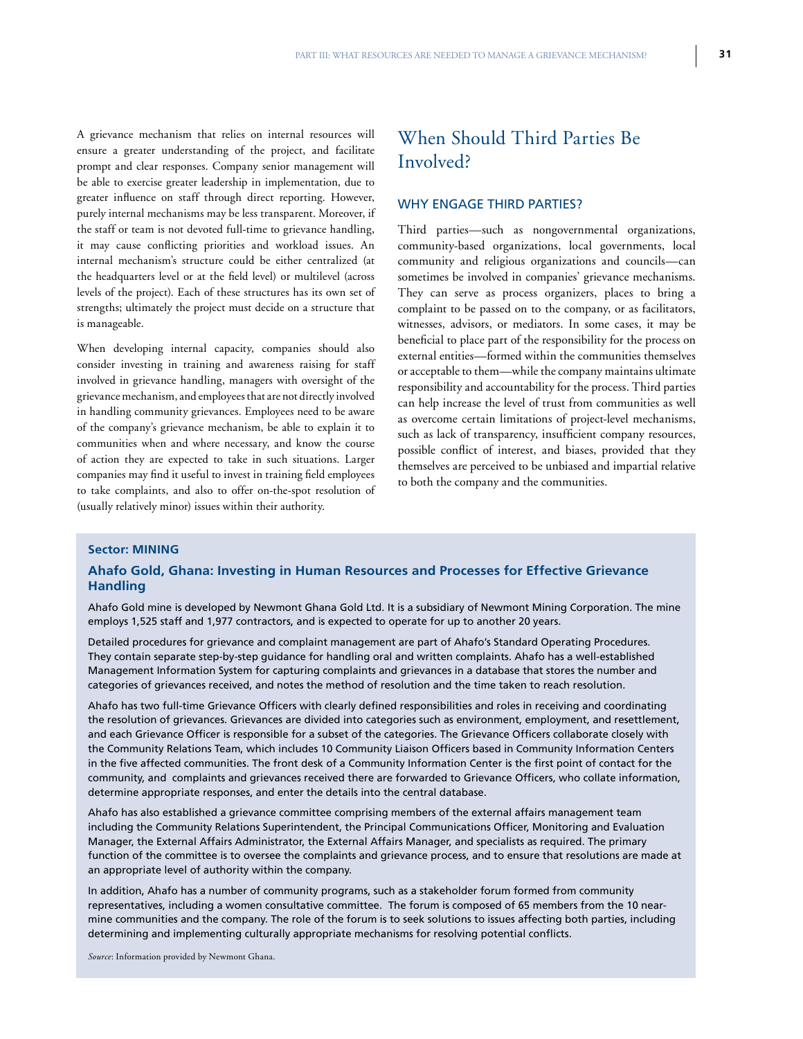A grievance mechanism that relies on internal resources will ensure a greater understanding of the project, and facilitate prompt and clear responses. Company senior management will be able to exercise greater leadership in implementation, due to greater influence on staff through direct reporting. However, purely internal mechanisms may be less transparent. Moreover, if the staff or team is not devoted full-time to grievance handling, it may cause conflicting priorities and workload issues. An internal mechanism's structure could be either centralized (at the headquarters level or at the field level) or multilevel (across levels of the project). Each of these structures has its own set of strengths; ultimately the project must decide on a structure that is manageable.

When developing internal capacity, companies should also consider investing in training and awareness raising for staff involved in grievance handling, managers with oversight of the grievance mechanism, and employees that are not directly involved in handling community grievances. Employees need to be aware of the company's grievance mechanism, be able to explain it to communities when and where necessary, and know the course of action they are expected to take in such situations. Larger companies may find it useful to invest in training field employees to take complaints, and also to offer on-the-spot resolution of (usually relatively minor) issues within their authority.

## When Should Third Parties Be Involved?

### WHY ENGAGE THIRD PARTIES?

Third parties—such as nongovernmental organizations, community-based organizations, local governments, local community and religious organizations and councils—can sometimes be involved in companies' grievance mechanisms. They can serve as process organizers, places to bring a complaint to be passed on to the company, or as facilitators, witnesses, advisors, or mediators. In some cases, it may be beneficial to place part of the responsibility for the process on external entities—formed within the communities themselves or acceptable to them—while the company maintains ultimate responsibility and accountability for the process. Third parties can help increase the level of trust from communities as well as overcome certain limitations of project-level mechanisms, such as lack of transparency, insufficient company resources, possible conflict of interest, and biases, provided that they themselves are perceived to be unbiased and impartial relative to both the company and the communities.

**Sector: MINING**

**Ahafo Gold, Ghana: Investing in Human Resources and Processes for Effective Grievance Handling**

Ahafo Gold mine is developed by Newmont Ghana Gold Ltd. It is a subsidiary of Newmont Mining Corporation. The mine employs 1,525 staff and 1,977 contractors, and is expected to operate for up to another 20 years.

Detailed procedures for grievance and complaint management are part of Ahafo's Standard Operating Procedures. They contain separate step-by-step guidance for handling oral and written complaints. Ahafo has a well-established Management Information System for capturing complaints and grievances in a database that stores the number and categories of grievances received, and notes the method of resolution and the time taken to reach resolution.

Ahafo has two full-time Grievance Officers with clearly defined responsibilities and roles in receiving and coordinating the resolution of grievances. Grievances are divided into categories such as environment, employment, and resettlement, and each Grievance Officer is responsible for a subset of the categories. The Grievance Officers collaborate closely with the Community Relations Team, which includes 10 Community Liaison Officers based in Community Information Centers in the five affected communities. The front desk of a Community Information Center is the first point of contact for the community, and complaints and grievances received there are forwarded to Grievance Officers, who collate information, determine appropriate responses, and enter the details into the central database.

Ahafo has also established a grievance committee comprising members of the external affairs management team including the Community Relations Superintendent, the Principal Communications Officer, Monitoring and Evaluation Manager, the External Affairs Administrator, the External Affairs Manager, and specialists as required. The primary function of the committee is to oversee the complaints and grievance process, and to ensure that resolutions are made at an appropriate level of authority within the company.

In addition, Ahafo has a number of community programs, such as a stakeholder forum formed from community representatives, including a women consultative committee. The forum is composed of 65 members from the 10 near-mine communities and the company. The role of the forum is to seek solutions to issues affecting both parties, including determining and implementing culturally appropriate mechanisms for resolving potential conflicts.

*Source*: Information provided by Newmont Ghana.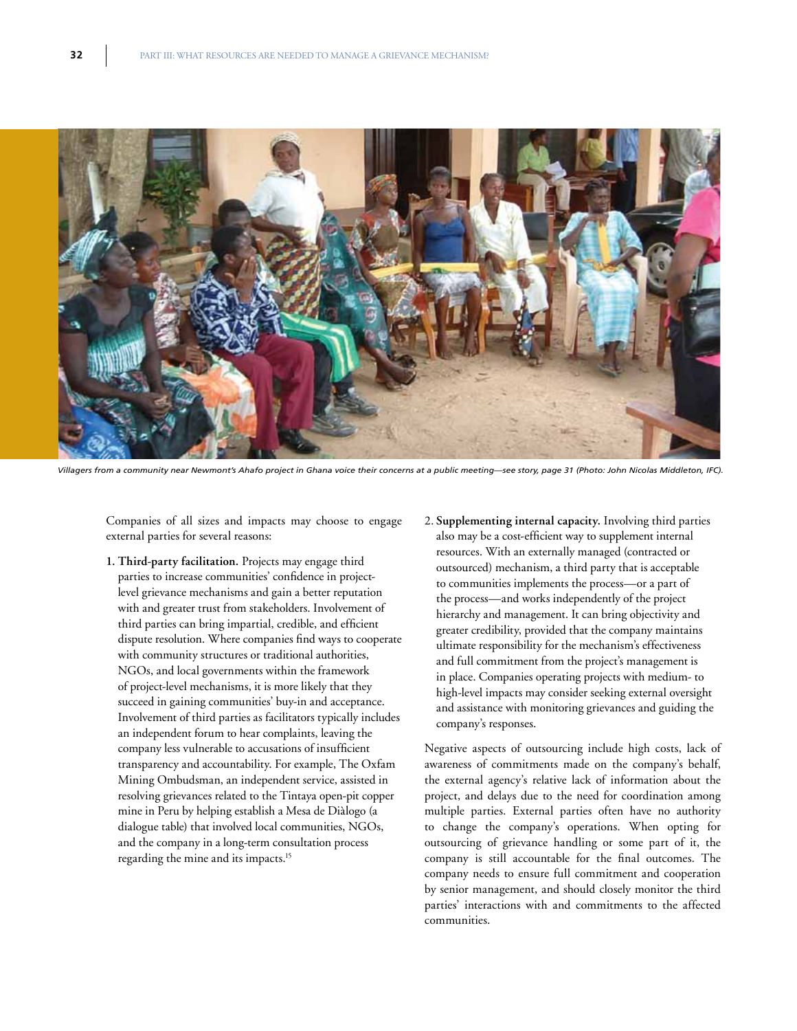*Villagers from a community near Newmont's Ahafo project in Ghana voice their concerns at a public meeting—see story, page 31 (Photo: John Nicolas Middleton, IFC).*

Companies of all sizes and impacts may choose to engage external parties for several reasons:

1. **Third-party facilitation.** Projects may engage third parties to increase communities' confidence in project-level grievance mechanisms and gain a better reputation with and greater trust from stakeholders. Involvement of third parties can bring impartial, credible, and efficient dispute resolution. Where companies find ways to cooperate with community structures or traditional authorities, NGOs, and local governments within the framework of project-level mechanisms, it is more likely that they succeed in gaining communities' buy-in and acceptance. Involvement of third parties as facilitators typically includes an independent forum to hear complaints, leaving the company less vulnerable to accusations of insufficient transparency and accountability. For example, The Oxfam Mining Ombudsman, an independent service, assisted in resolving grievances related to the Tintaya open-pit copper mine in Peru by helping establish a Mesa de Diàlogo (a dialogue table) that involved local communities, NGOs, and the company in a long-term consultation process regarding the mine and its impacts.[15]

2. **Supplementing internal capacity.** Involving third parties also may be a cost-efficient way to supplement internal resources. With an externally managed (contracted or outsourced) mechanism, a third party that is acceptable to communities implements the process—or a part of the process—and works independently of the project hierarchy and management. It can bring objectivity and greater credibility, provided that the company maintains ultimate responsibility for the mechanism's effectiveness and full commitment from the project's management is in place. Companies operating projects with medium- to high-level impacts may consider seeking external oversight and assistance with monitoring grievances and guiding the company's responses.

Negative aspects of outsourcing include high costs, lack of awareness of commitments made on the company's behalf, the external agency's relative lack of information about the project, and delays due to the need for coordination among multiple parties. External parties often have no authority to change the company's operations. When opting for outsourcing of grievance handling or some part of it, the company is still accountable for the final outcomes. The company needs to ensure full commitment and cooperation by senior management, and should closely monitor the third parties' interactions with and commitments to the affected communities.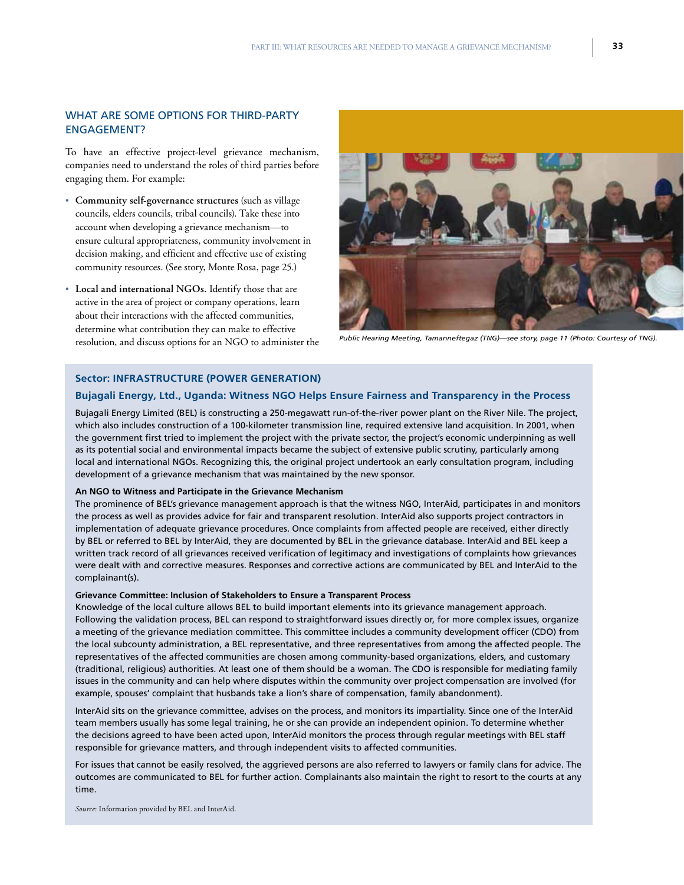## WHAT ARE SOME OPTIONS FOR THIRD-PARTY ENGAGEMENT?

To have an effective project-level grievance mechanism, companies need to understand the roles of third parties before engaging them. For example:

- **Community self-governance structures** (such as village councils, elders councils, tribal councils). Take these into account when developing a grievance mechanism—to ensure cultural appropriateness, community involvement in decision making, and efficient and effective use of existing community resources. (See story, Monte Rosa, page 25.)
- **Local and international NGOs.** Identify those that are active in the area of project or company operations, learn about their interactions with the affected communities, determine what contribution they can make to effective resolution, and discuss options for an NGO to administer the

*Public Hearing Meeting, Tamanneftegaz (TNG)—see story, page 11 (Photo: Courtesy of TNG).*

### Sector: INFRASTRUCTURE (POWER GENERATION)

### Bujagali Energy, Ltd., Uganda: Witness NGO Helps Ensure Fairness and Transparency in the Process

Bujagali Energy Limited (BEL) is constructing a 250-megawatt run-of-the-river power plant on the River Nile. The project, which also includes construction of a 100-kilometer transmission line, required extensive land acquisition. In 2001, when the government first tried to implement the project with the private sector, the project's economic underpinning as well as its potential social and environmental impacts became the subject of extensive public scrutiny, particularly among local and international NGOs. Recognizing this, the original project undertook an early consultation program, including development of a grievance mechanism that was maintained by the new sponsor.

**An NGO to Witness and Participate in the Grievance Mechanism**

The prominence of BEL's grievance management approach is that the witness NGO, InterAid, participates in and monitors the process as well as provides advice for fair and transparent resolution. InterAid also supports project contractors in implementation of adequate grievance procedures. Once complaints from affected people are received, either directly by BEL or referred to BEL by InterAid, they are documented by BEL in the grievance database. InterAid and BEL keep a written track record of all grievances received verification of legitimacy and investigations of complaints how grievances were dealt with and corrective measures. Responses and corrective actions are communicated by BEL and InterAid to the complainant(s).

**Grievance Committee: Inclusion of Stakeholders to Ensure a Transparent Process**

Knowledge of the local culture allows BEL to build important elements into its grievance management approach. Following the validation process, BEL can respond to straightforward issues directly or, for more complex issues, organize a meeting of the grievance mediation committee. This committee includes a community development officer (CDO) from the local subcounty administration, a BEL representative, and three representatives from among the affected people. The representatives of the affected communities are chosen among community-based organizations, elders, and customary (traditional, religious) authorities. At least one of them should be a woman. The CDO is responsible for mediating family issues in the community and can help where disputes within the community over project compensation are involved (for example, spouses' complaint that husbands take a lion's share of compensation, family abandonment).

InterAid sits on the grievance committee, advises on the process, and monitors its impartiality. Since one of the InterAid team members usually has some legal training, he or she can provide an independent opinion. To determine whether the decisions agreed to have been acted upon, InterAid monitors the process through regular meetings with BEL staff responsible for grievance matters, and through independent visits to affected communities.

For issues that cannot be easily resolved, the aggrieved persons are also referred to lawyers or family clans for advice. The outcomes are communicated to BEL for further action. Complainants also maintain the right to resort to the courts at any time.

*Source*: Information provided by BEL and InterAid.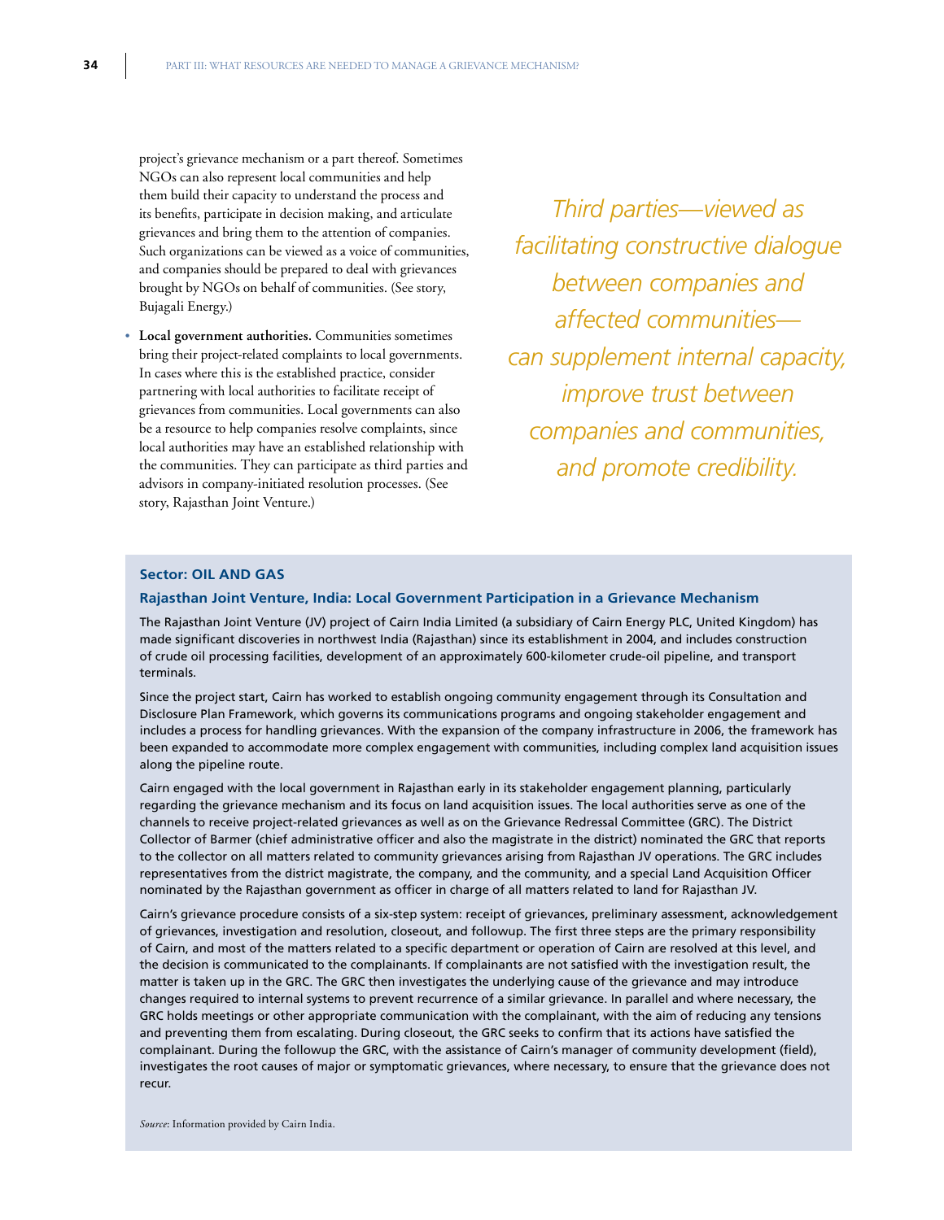project's grievance mechanism or a part thereof. Sometimes NGOs can also represent local communities and help them build their capacity to understand the process and its benefits, participate in decision making, and articulate grievances and bring them to the attention of companies. Such organizations can be viewed as a voice of communities, and companies should be prepared to deal with grievances brought by NGOs on behalf of communities. (See story, Bujagali Energy.)

- **Local government authorities.** Communities sometimes bring their project-related complaints to local governments. In cases where this is the established practice, consider partnering with local authorities to facilitate receipt of grievances from communities. Local governments can also be a resource to help companies resolve complaints, since local authorities may have an established relationship with the communities. They can participate as third parties and advisors in company-initiated resolution processes. (See story, Rajasthan Joint Venture.)

*Third parties—viewed as facilitating constructive dialogue between companies and affected communities—can supplement internal capacity, improve trust between companies and communities, and promote credibility.*

**Sector: OIL AND GAS**

**Rajasthan Joint Venture, India: Local Government Participation in a Grievance Mechanism**

The Rajasthan Joint Venture (JV) project of Cairn India Limited (a subsidiary of Cairn Energy PLC, United Kingdom) has made significant discoveries in northwest India (Rajasthan) since its establishment in 2004, and includes construction of crude oil processing facilities, development of an approximately 600-kilometer crude-oil pipeline, and transport terminals.

Since the project start, Cairn has worked to establish ongoing community engagement through its Consultation and Disclosure Plan Framework, which governs its communications programs and ongoing stakeholder engagement and includes a process for handling grievances. With the expansion of the company infrastructure in 2006, the framework has been expanded to accommodate more complex engagement with communities, including complex land acquisition issues along the pipeline route.

Cairn engaged with the local government in Rajasthan early in its stakeholder engagement planning, particularly regarding the grievance mechanism and its focus on land acquisition issues. The local authorities serve as one of the channels to receive project-related grievances as well as on the Grievance Redressal Committee (GRC). The District Collector of Barmer (chief administrative officer and also the magistrate in the district) nominated the GRC that reports to the collector on all matters related to community grievances arising from Rajasthan JV operations. The GRC includes representatives from the district magistrate, the company, and the community, and a special Land Acquisition Officer nominated by the Rajasthan government as officer in charge of all matters related to land for Rajasthan JV.

Cairn's grievance procedure consists of a six-step system: receipt of grievances, preliminary assessment, acknowledgement of grievances, investigation and resolution, closeout, and followup. The first three steps are the primary responsibility of Cairn, and most of the matters related to a specific department or operation of Cairn are resolved at this level, and the decision is communicated to the complainants. If complainants are not satisfied with the investigation result, the matter is taken up in the GRC. The GRC then investigates the underlying cause of the grievance and may introduce changes required to internal systems to prevent recurrence of a similar grievance. In parallel and where necessary, the GRC holds meetings or other appropriate communication with the complainant, with the aim of reducing any tensions and preventing them from escalating. During closeout, the GRC seeks to confirm that its actions have satisfied the complainant. During the followup the GRC, with the assistance of Cairn's manager of community development (field), investigates the root causes of major or symptomatic grievances, where necessary, to ensure that the grievance does not recur.

*Source*: Information provided by Cairn India.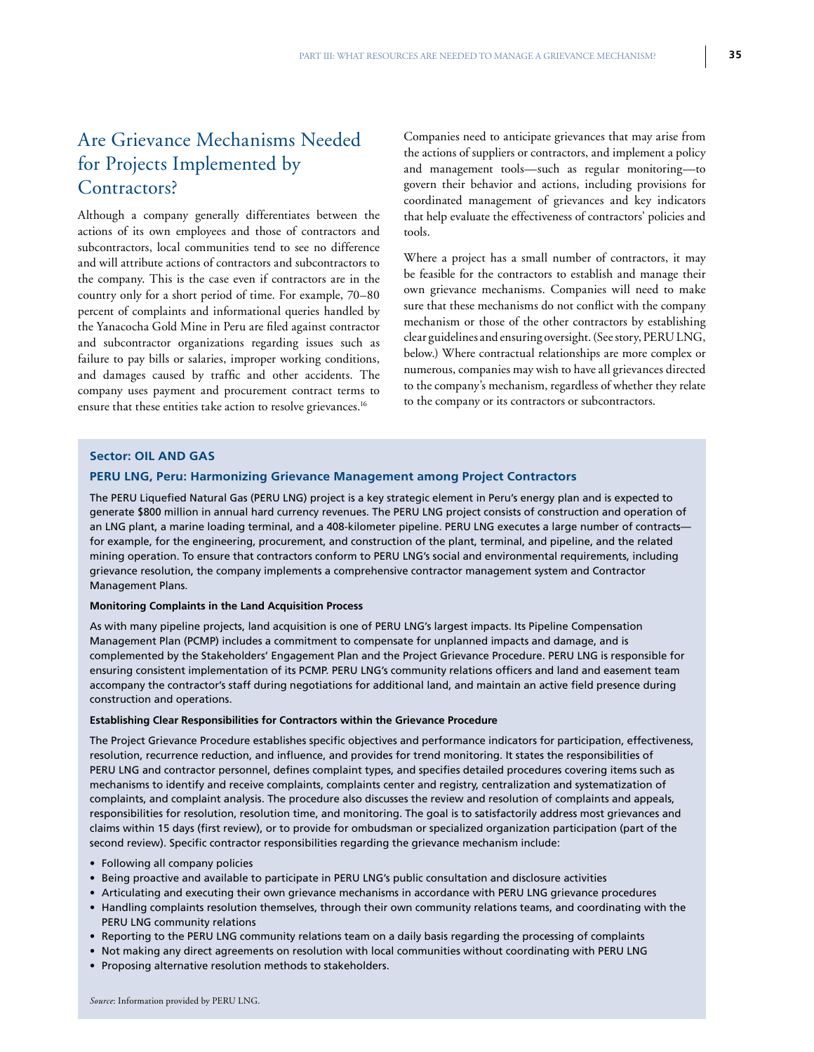## Are Grievance Mechanisms Needed for Projects Implemented by Contractors?

Although a company generally differentiates between the actions of its own employees and those of contractors and subcontractors, local communities tend to see no difference and will attribute actions of contractors and subcontractors to the company. This is the case even if contractors are in the country only for a short period of time. For example, 70–80 percent of complaints and informational queries handled by the Yanacocha Gold Mine in Peru are filed against contractor and subcontractor organizations regarding issues such as failure to pay bills or salaries, improper working conditions, and damages caused by traffic and other accidents. The company uses payment and procurement contract terms to ensure that these entities take action to resolve grievances.[16]

Companies need to anticipate grievances that may arise from the actions of suppliers or contractors, and implement a policy and management tools—such as regular monitoring—to govern their behavior and actions, including provisions for coordinated management of grievances and key indicators that help evaluate the effectiveness of contractors' policies and tools.

Where a project has a small number of contractors, it may be feasible for the contractors to establish and manage their own grievance mechanisms. Companies will need to make sure that these mechanisms do not conflict with the company mechanism or those of the other contractors by establishing clear guidelines and ensuring oversight. (See story, PERU LNG, below.) Where contractual relationships are more complex or numerous, companies may wish to have all grievances directed to the company's mechanism, regardless of whether they relate to the company or its contractors or subcontractors.

**Sector: OIL AND GAS**

### PERU LNG, Peru: Harmonizing Grievance Management among Project Contractors

The PERU Liquefied Natural Gas (PERU LNG) project is a key strategic element in Peru's energy plan and is expected to generate $800 million in annual hard currency revenues. The PERU LNG project consists of construction and operation of an LNG plant, a marine loading terminal, and a 408-kilometer pipeline. PERU LNG executes a large number of contracts—for example, for the engineering, procurement, and construction of the plant, terminal, and pipeline, and the related mining operation. To ensure that contractors conform to PERU LNG's social and environmental requirements, including grievance resolution, the company implements a comprehensive contractor management system and Contractor Management Plans.

**Monitoring Complaints in the Land Acquisition Process**

As with many pipeline projects, land acquisition is one of PERU LNG's largest impacts. Its Pipeline Compensation Management Plan (PCMP) includes a commitment to compensate for unplanned impacts and damage, and is complemented by the Stakeholders' Engagement Plan and the Project Grievance Procedure. PERU LNG is responsible for ensuring consistent implementation of its PCMP. PERU LNG's community relations officers and land and easement team accompany the contractor's staff during negotiations for additional land, and maintain an active field presence during construction and operations.

**Establishing Clear Responsibilities for Contractors within the Grievance Procedure**

The Project Grievance Procedure establishes specific objectives and performance indicators for participation, effectiveness, resolution, recurrence reduction, and influence, and provides for trend monitoring. It states the responsibilities of PERU LNG and contractor personnel, defines complaint types, and specifies detailed procedures covering items such as mechanisms to identify and receive complaints, complaints center and registry, centralization and systematization of complaints, and complaint analysis. The procedure also discusses the review and resolution of complaints and appeals, responsibilities for resolution, resolution time, and monitoring. The goal is to satisfactorily address most grievances and claims within 15 days (first review), or to provide for ombudsman or specialized organization participation (part of the second review). Specific contractor responsibilities regarding the grievance mechanism include:

- Following all company policies
- Being proactive and available to participate in PERU LNG's public consultation and disclosure activities
- Articulating and executing their own grievance mechanisms in accordance with PERU LNG grievance procedures
- Handling complaints resolution themselves, through their own community relations teams, and coordinating with the PERU LNG community relations
- Reporting to the PERU LNG community relations team on a daily basis regarding the processing of complaints
- Not making any direct agreements on resolution with local communities without coordinating with PERU LNG
- Proposing alternative resolution methods to stakeholders.

*Source*: Information provided by PERU LNG.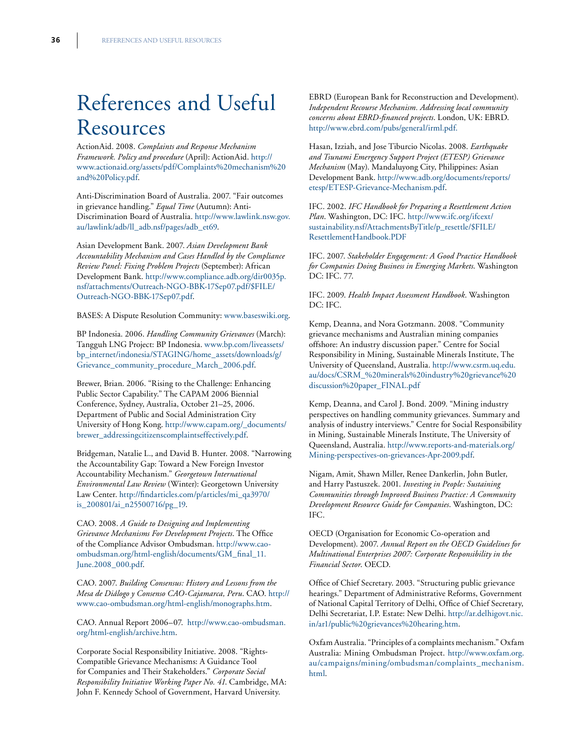# References and Useful Resources

ActionAid. 2008. *Complaints and Response Mechanism Framework. Policy and procedure* (April): ActionAid. http://www.actionaid.org/assets/pdf/Complaints%20mechanism%20and%20Policy.pdf.

Anti-Discrimination Board of Australia. 2007. "Fair outcomes in grievance handling." *Equal Time* (Autumn): Anti-Discrimination Board of Australia. http://www.lawlink.nsw.gov.au/lawlink/adb/ll_adb.nsf/pages/adb_et69.

Asian Development Bank. 2007. *Asian Development Bank Accountability Mechanism and Cases Handled by the Compliance Review Panel: Fixing Problem Projects* (September): African Development Bank. http://www.compliance.adb.org/dir0035p.nsf/attachments/Outreach-NGO-BBK-17Sep07.pdf/$FILE/Outreach-NGO-BBK-17Sep07.pdf.

BASES: A Dispute Resolution Community: www.baseswiki.org.

BP Indonesia. 2006. *Handling Community Grievances* (March): Tangguh LNG Project: BP Indonesia. www.bp.com/liveassets/bp_internet/indonesia/STAGING/home_assets/downloads/g/Grievance_community_procedure_March_2006.pdf.

Brewer, Brian. 2006. "Rising to the Challenge: Enhancing Public Sector Capability." The CAPAM 2006 Biennial Conference, Sydney, Australia, October 21–25, 2006. Department of Public and Social Administration City University of Hong Kong. http://www.capam.org/_documents/brewer_addressingcitizenscomplaintseffectively.pdf.

Bridgeman, Natalie L., and David B. Hunter. 2008. "Narrowing the Accountability Gap: Toward a New Foreign Investor Accountability Mechanism." *Georgetown International Environmental Law Review* (Winter): Georgetown University Law Center. http://findarticles.com/p/articles/mi_qa3970/is_200801/ai_n25500716/pg_19.

CAO. 2008. *A Guide to Designing and Implementing Grievance Mechanisms For Development Projects*. The Office of the Compliance Advisor Ombudsman. http://www.cao-ombudsman.org/html-english/documents/GM_final_11.June.2008_000.pdf.

CAO. 2007. *Building Consensus: History and Lessons from the Mesa de Diálogo y Consenso CAO-Cajamarca, Peru*. CAO. http://www.cao-ombudsman.org/html-english/monographs.htm.

CAO. Annual Report 2006–07. http://www.cao-ombudsman.org/html-english/archive.htm.

Corporate Social Responsibility Initiative. 2008. "Rights-Compatible Grievance Mechanisms: A Guidance Tool for Companies and Their Stakeholders." *Corporate Social Responsibility Initiative Working Paper No. 41*. Cambridge, MA: John F. Kennedy School of Government, Harvard University.

EBRD (European Bank for Reconstruction and Development). *Independent Recourse Mechanism. Addressing local community concerns about EBRD-financed projects*. London, UK: EBRD. http://www.ebrd.com/pubs/general/irml.pdf.

Hasan, Izziah, and Jose Tiburcio Nicolas. 2008. *Earthquake and Tsunami Emergency Support Project (ETESP) Grievance Mechanism* (May). Mandaluyong City, Philippines: Asian Development Bank. http://www.adb.org/documents/reports/etesp/ETESP-Grievance-Mechanism.pdf.

IFC. 2002. *IFC Handbook for Preparing a Resettlement Action Plan*. Washington, DC: IFC. http://www.ifc.org/ifcext/sustainability.nsf/AttachmentsByTitle/p_resettle/$FILE/ResettlementHandbook.PDF

IFC. 2007. *Stakeholder Engagement: A Good Practice Handbook for Companies Doing Business in Emerging Markets*. Washington DC: IFC. 77.

IFC. 2009. *Health Impact Assessment Handbook*. Washington DC: IFC.

Kemp, Deanna, and Nora Gotzmann. 2008. "Community grievance mechanisms and Australian mining companies offshore: An industry discussion paper." Centre for Social Responsibility in Mining, Sustainable Minerals Institute, The University of Queensland, Australia. http://www.csrm.uq.edu.au/docs/CSRM_%20minerals%20industry%20grievance%20discussion%20paper_FINAL.pdf

Kemp, Deanna, and Carol J. Bond. 2009. "Mining industry perspectives on handling community grievances. Summary and analysis of industry interviews." Centre for Social Responsibility in Mining, Sustainable Minerals Institute, The University of Queensland, Australia. http://www.reports-and-materials.org/Mining-perspectives-on-grievances-Apr-2009.pdf.

Nigam, Amit, Shawn Miller, Renee Dankerlin, John Butler, and Harry Pastuszek. 2001. *Investing in People: Sustaining Communities through Improved Business Practice: A Community Development Resource Guide for Companies*. Washington, DC: IFC.

OECD (Organisation for Economic Co-operation and Development). 2007. *Annual Report on the OECD Guidelines for Multinational Enterprises 2007: Corporate Responsibility in the Financial Sector*. OECD.

Office of Chief Secretary. 2003. "Structuring public grievance hearings." Department of Administrative Reforms, Government of National Capital Territory of Delhi, Office of Chief Secretary, Delhi Secretariat, I.P. Estate: New Delhi. http://ar.delhigovt.nic.in/ar1/public%20grievances%20hearing.htm.

Oxfam Australia. "Principles of a complaints mechanism." Oxfam Australia: Mining Ombudsman Project. http://www.oxfam.org.au/campaigns/mining/ombudsman/complaints_mechanism.html.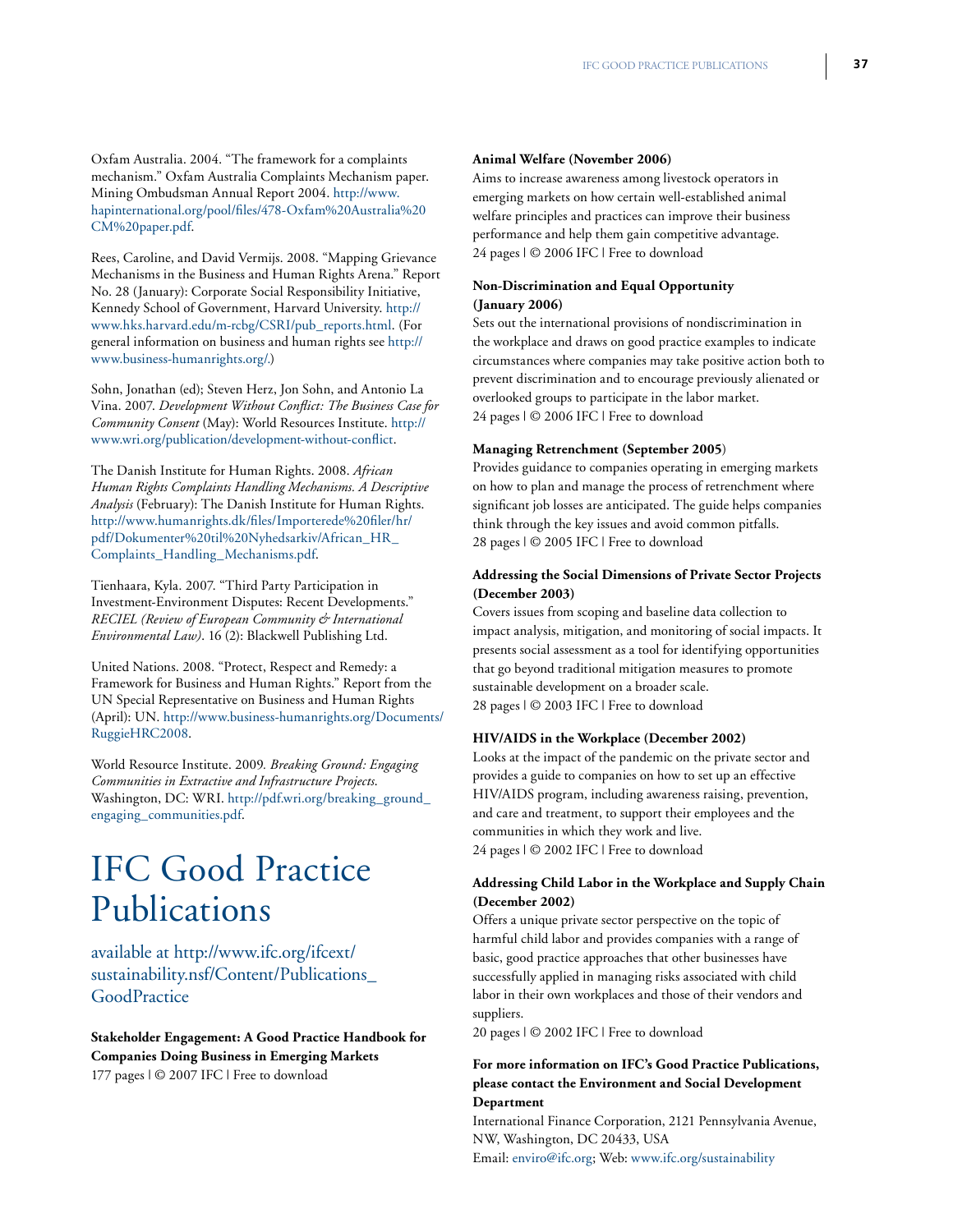Oxfam Australia. 2004. "The framework for a complaints mechanism." Oxfam Australia Complaints Mechanism paper. Mining Ombudsman Annual Report 2004. http://www.hapinternational.org/pool/files/478-Oxfam%20Australia%20CM%20paper.pdf.

Rees, Caroline, and David Vermijs. 2008. "Mapping Grievance Mechanisms in the Business and Human Rights Arena." Report No. 28 (January): Corporate Social Responsibility Initiative, Kennedy School of Government, Harvard University. http://www.hks.harvard.edu/m-rcbg/CSRI/pub_reports.html. (For general information on business and human rights see http://www.business-humanrights.org/.)

Sohn, Jonathan (ed); Steven Herz, Jon Sohn, and Antonio La Vina. 2007. *Development Without Conflict: The Business Case for Community Consent* (May): World Resources Institute. http://www.wri.org/publication/development-without-conflict.

The Danish Institute for Human Rights. 2008. *African Human Rights Complaints Handling Mechanisms. A Descriptive Analysis* (February): The Danish Institute for Human Rights. http://www.humanrights.dk/files/Importerede%20filer/hr/pdf/Dokumenter%20til%20Nyhedsarkiv/African_HR_Complaints_Handling_Mechanisms.pdf.

Tienhaara, Kyla. 2007. "Third Party Participation in Investment-Environment Disputes: Recent Developments." *RECIEL (Review of European Community & International Environmental Law)*. 16 (2): Blackwell Publishing Ltd.

United Nations. 2008. "Protect, Respect and Remedy: a Framework for Business and Human Rights." Report from the UN Special Representative on Business and Human Rights (April): UN. http://www.business-humanrights.org/Documents/RuggieHRC2008.

World Resource Institute. 2009. *Breaking Ground: Engaging Communities in Extractive and Infrastructure Projects*. Washington, DC: WRI. http://pdf.wri.org/breaking_ground_engaging_communities.pdf.

# IFC Good Practice Publications

available at http://www.ifc.org/ifcext/sustainability.nsf/Content/Publications_GoodPractice

**Stakeholder Engagement: A Good Practice Handbook for Companies Doing Business in Emerging Markets**
177 pages | © 2007 IFC | Free to download

**Animal Welfare (November 2006)**
Aims to increase awareness among livestock operators in emerging markets on how certain well-established animal welfare principles and practices can improve their business performance and help them gain competitive advantage.
24 pages | © 2006 IFC | Free to download

**Non-Discrimination and Equal Opportunity (January 2006)**
Sets out the international provisions of nondiscrimination in the workplace and draws on good practice examples to indicate circumstances where companies may take positive action both to prevent discrimination and to encourage previously alienated or overlooked groups to participate in the labor market.
24 pages | © 2006 IFC | Free to download

**Managing Retrenchment (September 2005)**
Provides guidance to companies operating in emerging markets on how to plan and manage the process of retrenchment where significant job losses are anticipated. The guide helps companies think through the key issues and avoid common pitfalls.
28 pages | © 2005 IFC | Free to download

**Addressing the Social Dimensions of Private Sector Projects (December 2003)**
Covers issues from scoping and baseline data collection to impact analysis, mitigation, and monitoring of social impacts. It presents social assessment as a tool for identifying opportunities that go beyond traditional mitigation measures to promote sustainable development on a broader scale.
28 pages | © 2003 IFC | Free to download

**HIV/AIDS in the Workplace (December 2002)**
Looks at the impact of the pandemic on the private sector and provides a guide to companies on how to set up an effective HIV/AIDS program, including awareness raising, prevention, and care and treatment, to support their employees and the communities in which they work and live.
24 pages | © 2002 IFC | Free to download

**Addressing Child Labor in the Workplace and Supply Chain (December 2002)**
Offers a unique private sector perspective on the topic of harmful child labor and provides companies with a range of basic, good practice approaches that other businesses have successfully applied in managing risks associated with child labor in their own workplaces and those of their vendors and suppliers.
20 pages | © 2002 IFC | Free to download

**For more information on IFC's Good Practice Publications, please contact the Environment and Social Development Department**
International Finance Corporation, 2121 Pennsylvania Avenue, NW, Washington, DC 20433, USA
Email: enviro@ifc.org; Web: www.ifc.org/sustainability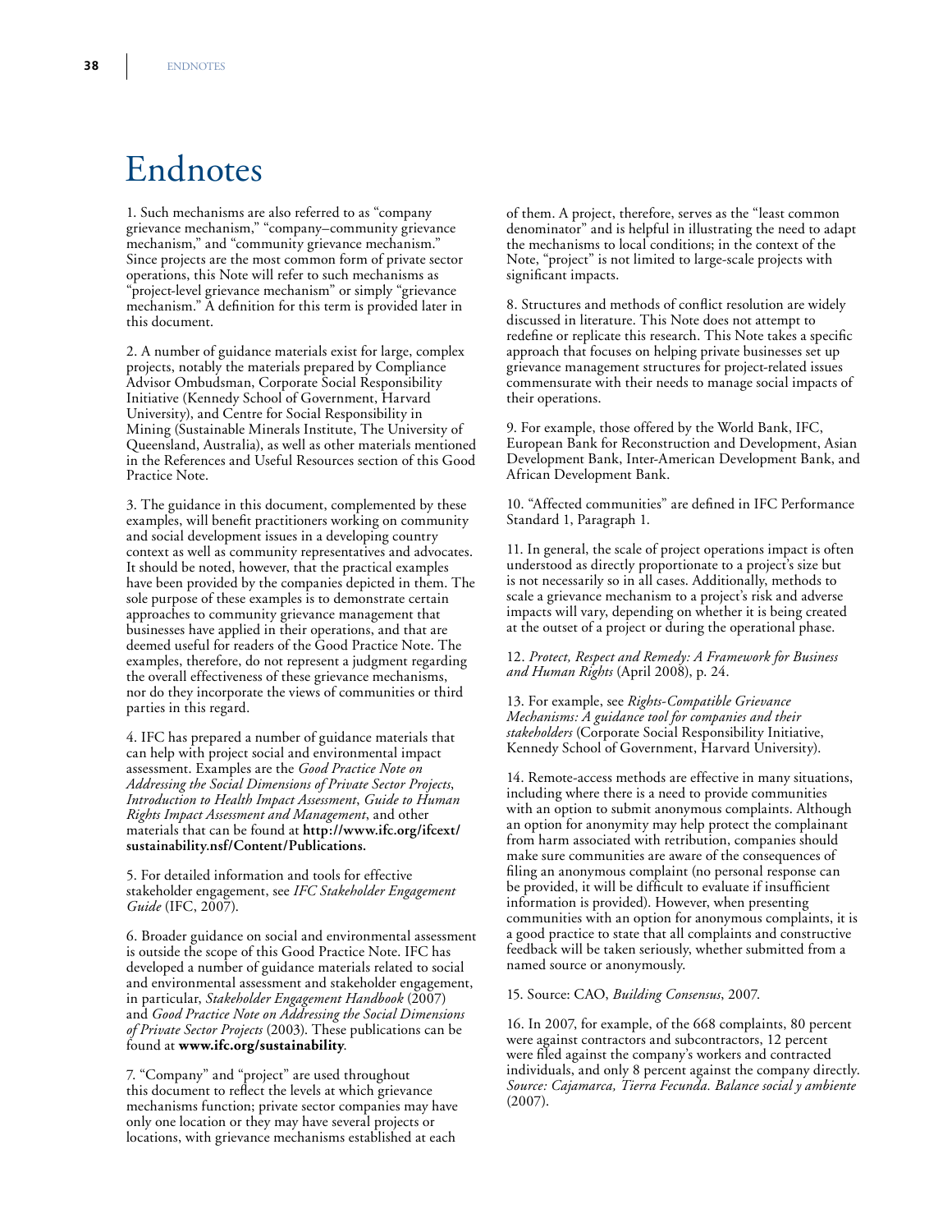# Endnotes

1. Such mechanisms are also referred to as "company grievance mechanism," "company–community grievance mechanism," and "community grievance mechanism." Since projects are the most common form of private sector operations, this Note will refer to such mechanisms as "project-level grievance mechanism" or simply "grievance mechanism." A definition for this term is provided later in this document.

2. A number of guidance materials exist for large, complex projects, notably the materials prepared by Compliance Advisor Ombudsman, Corporate Social Responsibility Initiative (Kennedy School of Government, Harvard University), and Centre for Social Responsibility in Mining (Sustainable Minerals Institute, The University of Queensland, Australia), as well as other materials mentioned in the References and Useful Resources section of this Good Practice Note.

3. The guidance in this document, complemented by these examples, will benefit practitioners working on community and social development issues in a developing country context as well as community representatives and advocates. It should be noted, however, that the practical examples have been provided by the companies depicted in them. The sole purpose of these examples is to demonstrate certain approaches to community grievance management that businesses have applied in their operations, and that are deemed useful for readers of the Good Practice Note. The examples, therefore, do not represent a judgment regarding the overall effectiveness of these grievance mechanisms, nor do they incorporate the views of communities or third parties in this regard.

4. IFC has prepared a number of guidance materials that can help with project social and environmental impact assessment. Examples are the *Good Practice Note on Addressing the Social Dimensions of Private Sector Projects*, *Introduction to Health Impact Assessment*, *Guide to Human Rights Impact Assessment and Management*, and other materials that can be found at **http://www.ifc.org/ifcext/sustainability.nsf/Content/Publications.**

5. For detailed information and tools for effective stakeholder engagement, see *IFC Stakeholder Engagement Guide* (IFC, 2007).

6. Broader guidance on social and environmental assessment is outside the scope of this Good Practice Note. IFC has developed a number of guidance materials related to social and environmental assessment and stakeholder engagement, in particular, *Stakeholder Engagement Handbook* (2007) and *Good Practice Note on Addressing the Social Dimensions of Private Sector Projects* (2003). These publications can be found at **www.ifc.org/sustainability**.

7. "Company" and "project" are used throughout this document to reflect the levels at which grievance mechanisms function; private sector companies may have only one location or they may have several projects or locations, with grievance mechanisms established at each of them. A project, therefore, serves as the "least common denominator" and is helpful in illustrating the need to adapt the mechanisms to local conditions; in the context of the Note, "project" is not limited to large-scale projects with significant impacts.

8. Structures and methods of conflict resolution are widely discussed in literature. This Note does not attempt to redefine or replicate this research. This Note takes a specific approach that focuses on helping private businesses set up grievance management structures for project-related issues commensurate with their needs to manage social impacts of their operations.

9. For example, those offered by the World Bank, IFC, European Bank for Reconstruction and Development, Asian Development Bank, Inter-American Development Bank, and African Development Bank.

10. "Affected communities" are defined in IFC Performance Standard 1, Paragraph 1.

11. In general, the scale of project operations impact is often understood as directly proportionate to a project's size but is not necessarily so in all cases. Additionally, methods to scale a grievance mechanism to a project's risk and adverse impacts will vary, depending on whether it is being created at the outset of a project or during the operational phase.

12. *Protect, Respect and Remedy: A Framework for Business and Human Rights* (April 2008), p. 24.

13. For example, see *Rights-Compatible Grievance Mechanisms: A guidance tool for companies and their stakeholders* (Corporate Social Responsibility Initiative, Kennedy School of Government, Harvard University).

14. Remote-access methods are effective in many situations, including where there is a need to provide communities with an option to submit anonymous complaints. Although an option for anonymity may help protect the complainant from harm associated with retribution, companies should make sure communities are aware of the consequences of filing an anonymous complaint (no personal response can be provided, it will be difficult to evaluate if insufficient information is provided). However, when presenting communities with an option for anonymous complaints, it is a good practice to state that all complaints and constructive feedback will be taken seriously, whether submitted from a named source or anonymously.

15. Source: CAO, *Building Consensus*, 2007.

16. In 2007, for example, of the 668 complaints, 80 percent were against contractors and subcontractors, 12 percent were filed against the company's workers and contracted individuals, and only 8 percent against the company directly. *Source: Cajamarca, Tierra Fecunda. Balance social y ambiente* (2007).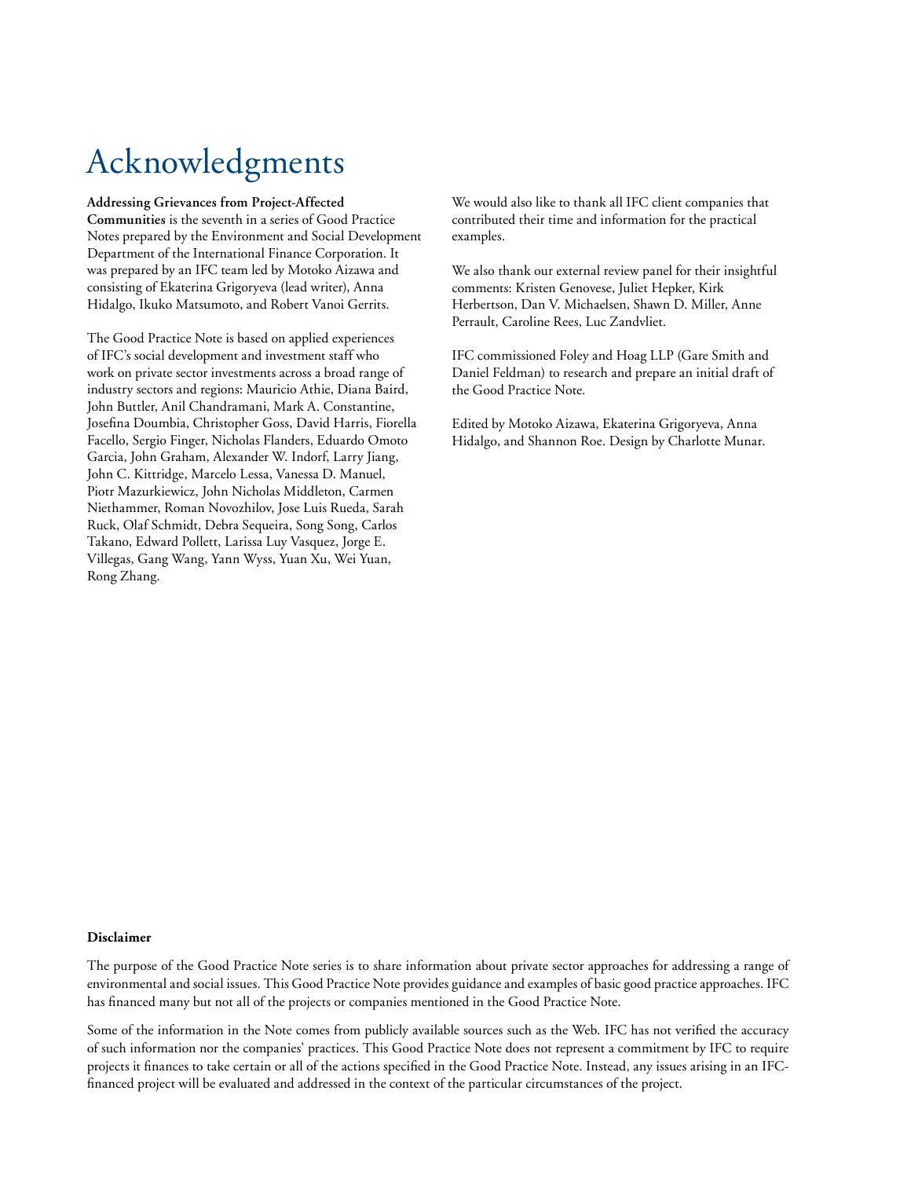# Acknowledgments

**Addressing Grievances from Project-Affected Communities** is the seventh in a series of Good Practice Notes prepared by the Environment and Social Development Department of the International Finance Corporation. It was prepared by an IFC team led by Motoko Aizawa and consisting of Ekaterina Grigoryeva (lead writer), Anna Hidalgo, Ikuko Matsumoto, and Robert Vanoi Gerrits.

The Good Practice Note is based on applied experiences of IFC's social development and investment staff who work on private sector investments across a broad range of industry sectors and regions: Mauricio Athie, Diana Baird, John Buttler, Anil Chandramani, Mark A. Constantine, Josefina Doumbia, Christopher Goss, David Harris, Fiorella Facello, Sergio Finger, Nicholas Flanders, Eduardo Omoto Garcia, John Graham, Alexander W. Indorf, Larry Jiang, John C. Kittridge, Marcelo Lessa, Vanessa D. Manuel, Piotr Mazurkiewicz, John Nicholas Middleton, Carmen Niethammer, Roman Novozhilov, Jose Luis Rueda, Sarah Ruck, Olaf Schmidt, Debra Sequeira, Song Song, Carlos Takano, Edward Pollett, Larissa Luy Vasquez, Jorge E. Villegas, Gang Wang, Yann Wyss, Yuan Xu, Wei Yuan, Rong Zhang.

We would also like to thank all IFC client companies that contributed their time and information for the practical examples.

We also thank our external review panel for their insightful comments: Kristen Genovese, Juliet Hepker, Kirk Herbertson, Dan V. Michaelsen, Shawn D. Miller, Anne Perrault, Caroline Rees, Luc Zandvliet.

IFC commissioned Foley and Hoag LLP (Gare Smith and Daniel Feldman) to research and prepare an initial draft of the Good Practice Note.

Edited by Motoko Aizawa, Ekaterina Grigoryeva, Anna Hidalgo, and Shannon Roe. Design by Charlotte Munar.

**Disclaimer**

The purpose of the Good Practice Note series is to share information about private sector approaches for addressing a range of environmental and social issues. This Good Practice Note provides guidance and examples of basic good practice approaches. IFC has financed many but not all of the projects or companies mentioned in the Good Practice Note.

Some of the information in the Note comes from publicly available sources such as the Web. IFC has not verified the accuracy of such information nor the companies' practices. This Good Practice Note does not represent a commitment by IFC to require projects it finances to take certain or all of the actions specified in the Good Practice Note. Instead, any issues arising in an IFC-financed project will be evaluated and addressed in the context of the particular circumstances of the project.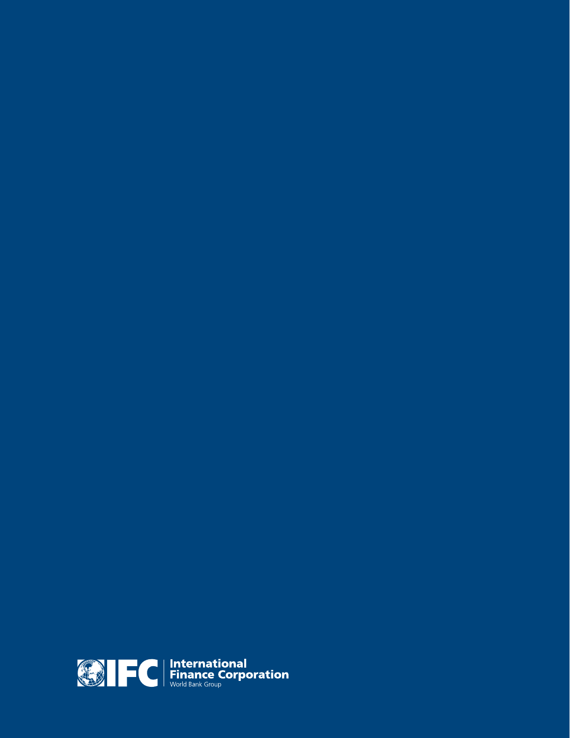International
Finance Corporation
World Bank Group